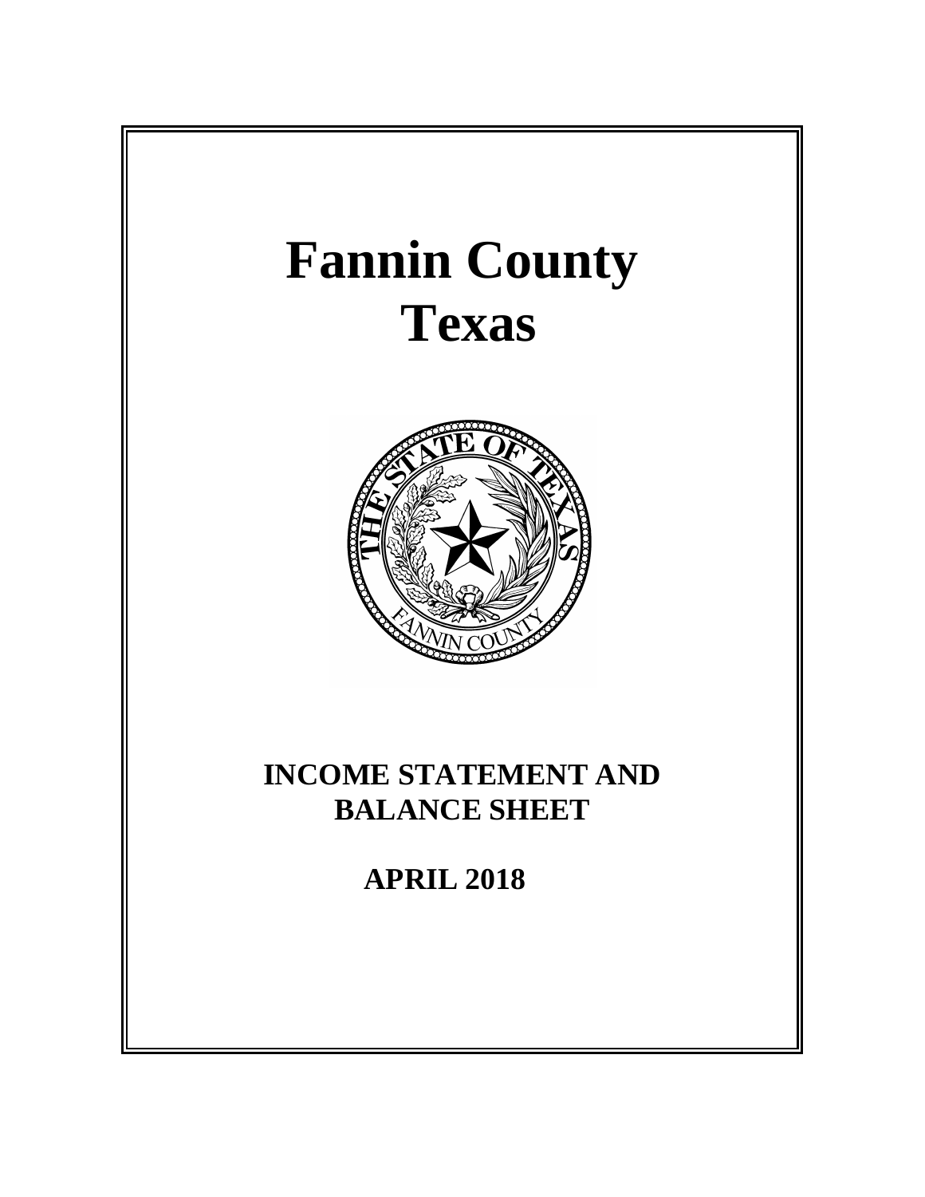# Fannin County
# Texas

## INCOME STATEMENT AND BALANCE SHEET

## APRIL 2018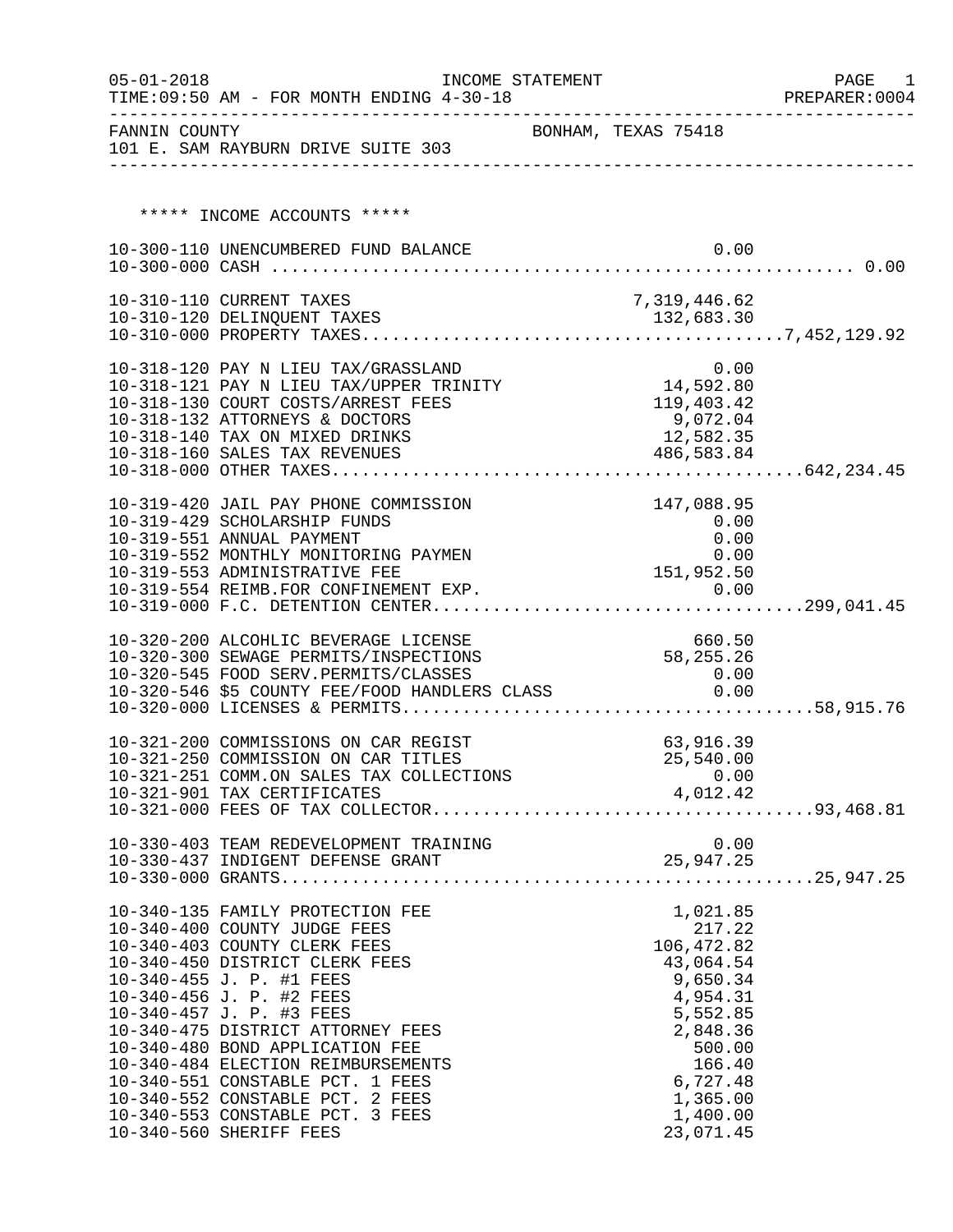05-01-2018 INCOME STATEMENT

TIME:09:50 AM - FOR MONTH ENDING 4-30-18 PREPARER:0004

FANNIN COUNTY BONHAM, TEXAS 75418

101 E. SAM RAYBURN DRIVE SUITE 303

## ***** INCOME ACCOUNTS *****

| Account | Description | Amount | Total |
|---|---|---|---|
| 10-300-110 | UNENCUMBERED FUND BALANCE | 0.00 | |
| 10-300-000 | CASH | | 0.00 |
| 10-310-110 | CURRENT TAXES | 7,319,446.62 | |
| 10-310-120 | DELINQUENT TAXES | 132,683.30 | |
| 10-310-000 | PROPERTY TAXES | | 7,452,129.92 |
| 10-318-120 | PAY N LIEU TAX/GRASSLAND | 0.00 | |
| 10-318-121 | PAY N LIEU TAX/UPPER TRINITY | 14,592.80 | |
| 10-318-130 | COURT COSTS/ARREST FEES | 119,403.42 | |
| 10-318-132 | ATTORNEYS & DOCTORS | 9,072.04 | |
| 10-318-140 | TAX ON MIXED DRINKS | 12,582.35 | |
| 10-318-160 | SALES TAX REVENUES | 486,583.84 | |
| 10-318-000 | OTHER TAXES | | 642,234.45 |
| 10-319-420 | JAIL PAY PHONE COMMISSION | 147,088.95 | |
| 10-319-429 | SCHOLARSHIP FUNDS | 0.00 | |
| 10-319-551 | ANNUAL PAYMENT | 0.00 | |
| 10-319-552 | MONTHLY MONITORING PAYMEN | 0.00 | |
| 10-319-553 | ADMINISTRATIVE FEE | 151,952.50 | |
| 10-319-554 | REIMB.FOR CONFINEMENT EXP. | 0.00 | |
| 10-319-000 | F.C. DETENTION CENTER | | 299,041.45 |
| 10-320-200 | ALCOHLIC BEVERAGE LICENSE | 660.50 | |
| 10-320-300 | SEWAGE PERMITS/INSPECTIONS | 58,255.26 | |
| 10-320-545 | FOOD SERV.PERMITS/CLASSES | 0.00 | |
| 10-320-546 | $5 COUNTY FEE/FOOD HANDLERS CLASS | 0.00 | |
| 10-320-000 | LICENSES & PERMITS | | 58,915.76 |
| 10-321-200 | COMMISSIONS ON CAR REGIST | 63,916.39 | |
| 10-321-250 | COMMISSION ON CAR TITLES | 25,540.00 | |
| 10-321-251 | COMM.ON SALES TAX COLLECTIONS | 0.00 | |
| 10-321-901 | TAX CERTIFICATES | 4,012.42 | |
| 10-321-000 | FEES OF TAX COLLECTOR | | 93,468.81 |
| 10-330-403 | TEAM REDEVELOPMENT TRAINING | 0.00 | |
| 10-330-437 | INDIGENT DEFENSE GRANT | 25,947.25 | |
| 10-330-000 | GRANTS | | 25,947.25 |
| 10-340-135 | FAMILY PROTECTION FEE | 1,021.85 | |
| 10-340-400 | COUNTY JUDGE FEES | 217.22 | |
| 10-340-403 | COUNTY CLERK FEES | 106,472.82 | |
| 10-340-450 | DISTRICT CLERK FEES | 43,064.54 | |
| 10-340-455 | J. P. #1 FEES | 9,650.34 | |
| 10-340-456 | J. P. #2 FEES | 4,954.31 | |
| 10-340-457 | J. P. #3 FEES | 5,552.85 | |
| 10-340-475 | DISTRICT ATTORNEY FEES | 2,848.36 | |
| 10-340-480 | BOND APPLICATION FEE | 500.00 | |
| 10-340-484 | ELECTION REIMBURSEMENTS | 166.40 | |
| 10-340-551 | CONSTABLE PCT. 1 FEES | 6,727.48 | |
| 10-340-552 | CONSTABLE PCT. 2 FEES | 1,365.00 | |
| 10-340-553 | CONSTABLE PCT. 3 FEES | 1,400.00 | |
| 10-340-560 | SHERIFF FEES | 23,071.45 | |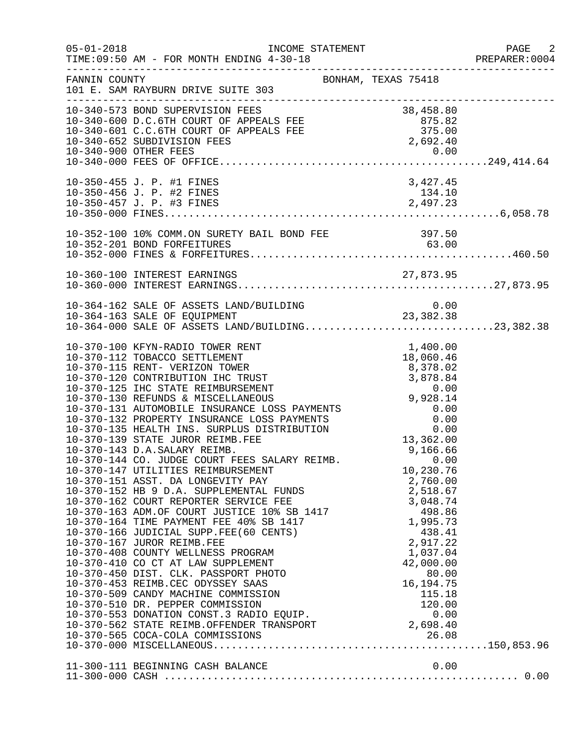FANNIN COUNTY — BONHAM, TEXAS 75418
101 E. SAM RAYBURN DRIVE SUITE 303

INCOME STATEMENT — FOR MONTH ENDING 4-30-18

| Account | Description | Amount | Total |
|---|---|---|---|
| 10-340-573 | BOND SUPERVISION FEES | 38,458.80 | |
| 10-340-600 | D.C.6TH COURT OF APPEALS FEE | 875.82 | |
| 10-340-601 | C.C.6TH COURT OF APPEALS FEE | 375.00 | |
| 10-340-652 | SUBDIVISION FEES | 2,692.40 | |
| 10-340-900 | OTHER FEES | 0.00 | |
| 10-340-000 | FEES OF OFFICE | | 249,414.64 |
| 10-350-455 | J. P. #1 FINES | 3,427.45 | |
| 10-350-456 | J. P. #2 FINES | 134.10 | |
| 10-350-457 | J. P. #3 FINES | 2,497.23 | |
| 10-350-000 | FINES | | 6,058.78 |
| 10-352-100 | 10% COMM.ON SURETY BAIL BOND FEE | 397.50 | |
| 10-352-201 | BOND FORFEITURES | 63.00 | |
| 10-352-000 | FINES & FORFEITURES | | 460.50 |
| 10-360-100 | INTEREST EARNINGS | 27,873.95 | |
| 10-360-000 | INTEREST EARNINGS | | 27,873.95 |
| 10-364-162 | SALE OF ASSETS LAND/BUILDING | 0.00 | |
| 10-364-163 | SALE OF EQUIPMENT | 23,382.38 | |
| 10-364-000 | SALE OF ASSETS LAND/BUILDING | | 23,382.38 |
| 10-370-100 | KFYN-RADIO TOWER RENT | 1,400.00 | |
| 10-370-112 | TOBACCO SETTLEMENT | 18,060.46 | |
| 10-370-115 | RENT- VERIZON TOWER | 8,378.02 | |
| 10-370-120 | CONTRIBUTION IHC TRUST | 3,878.84 | |
| 10-370-125 | IHC STATE REIMBURSEMENT | 0.00 | |
| 10-370-130 | REFUNDS & MISCELLANEOUS | 9,928.14 | |
| 10-370-131 | AUTOMOBILE INSURANCE LOSS PAYMENTS | 0.00 | |
| 10-370-132 | PROPERTY INSURANCE LOSS PAYMENTS | 0.00 | |
| 10-370-135 | HEALTH INS. SURPLUS DISTRIBUTION | 0.00 | |
| 10-370-139 | STATE JUROR REIMB.FEE | 13,362.00 | |
| 10-370-143 | D.A.SALARY REIMB. | 9,166.66 | |
| 10-370-144 | CO. JUDGE COURT FEES SALARY REIMB. | 0.00 | |
| 10-370-147 | UTILITIES REIMBURSEMENT | 10,230.76 | |
| 10-370-151 | ASST. DA LONGEVITY PAY | 2,760.00 | |
| 10-370-152 | HB 9 D.A. SUPPLEMENTAL FUNDS | 2,518.67 | |
| 10-370-162 | COURT REPORTER SERVICE FEE | 3,048.74 | |
| 10-370-163 | ADM.OF COURT JUSTICE 10% SB 1417 | 498.86 | |
| 10-370-164 | TIME PAYMENT FEE 40% SB 1417 | 1,995.73 | |
| 10-370-166 | JUDICIAL SUPP.FEE(60 CENTS) | 438.41 | |
| 10-370-167 | JUROR REIMB.FEE | 2,917.22 | |
| 10-370-408 | COUNTY WELLNESS PROGRAM | 1,037.04 | |
| 10-370-410 | CO CT AT LAW SUPPLEMENT | 42,000.00 | |
| 10-370-450 | DIST. CLK. PASSPORT PHOTO | 80.00 | |
| 10-370-453 | REIMB.CEC ODYSSEY SAAS | 16,194.75 | |
| 10-370-509 | CANDY MACHINE COMMISSION | 115.18 | |
| 10-370-510 | DR. PEPPER COMMISSION | 120.00 | |
| 10-370-553 | DONATION CONST.3 RADIO EQUIP. | 0.00 | |
| 10-370-562 | STATE REIMB.OFFENDER TRANSPORT | 2,698.40 | |
| 10-370-565 | COCA-COLA COMMISSIONS | 26.08 | |
| 10-370-000 | MISCELLANEOUS | | 150,853.96 |
| 11-300-111 | BEGINNING CASH BALANCE | 0.00 | |
| 11-300-000 | CASH | | 0.00 |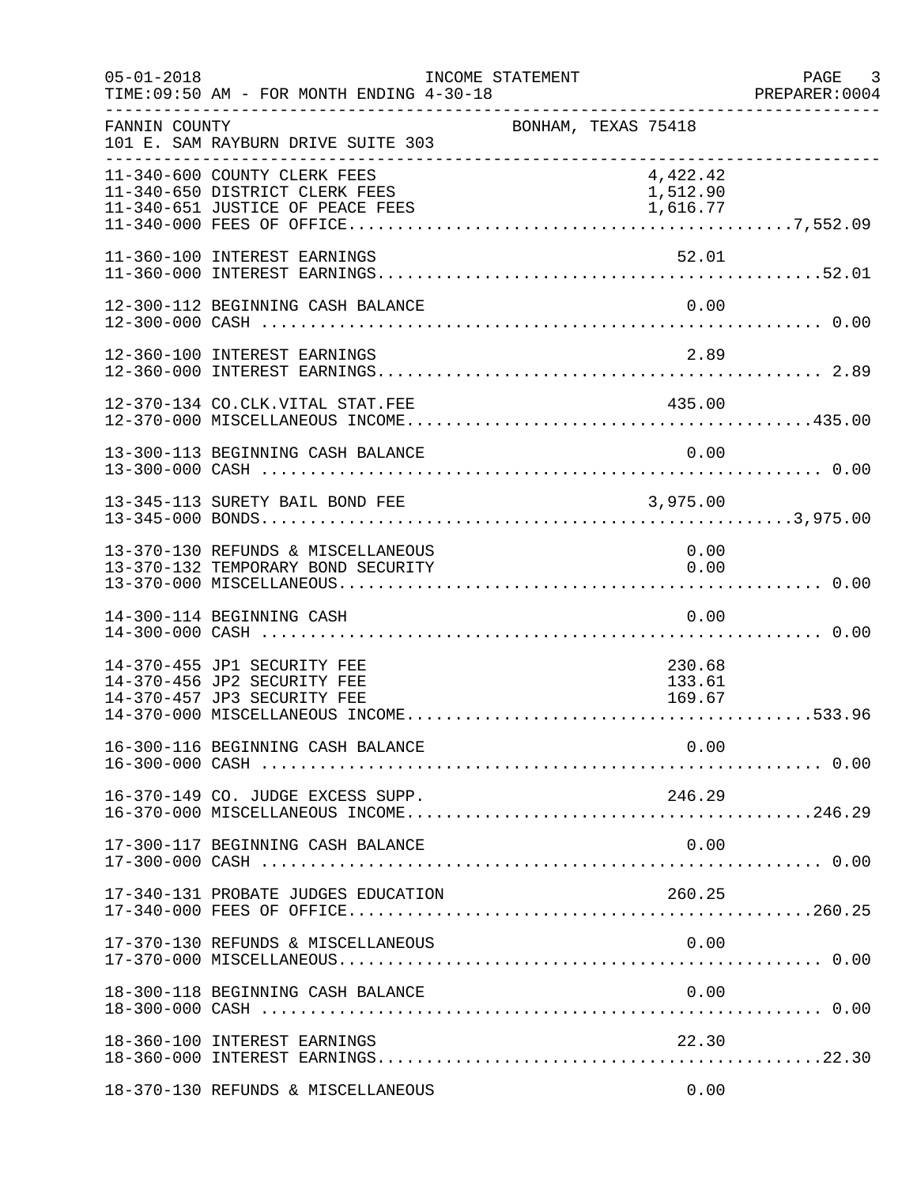FANNIN COUNTY BONHAM, TEXAS 75418
101 E. SAM RAYBURN DRIVE SUITE 303

INCOME STATEMENT — FOR MONTH ENDING 4-30-18

| Account | Description | Amount | Total |
|---|---|---|---|
| 11-340-600 | COUNTY CLERK FEES | 4,422.42 | |
| 11-340-650 | DISTRICT CLERK FEES | 1,512.90 | |
| 11-340-651 | JUSTICE OF PEACE FEES | 1,616.77 | |
| 11-340-000 | FEES OF OFFICE | | 7,552.09 |
| 11-360-100 | INTEREST EARNINGS | 52.01 | |
| 11-360-000 | INTEREST EARNINGS | | 52.01 |
| 12-300-112 | BEGINNING CASH BALANCE | 0.00 | |
| 12-300-000 | CASH | | 0.00 |
| 12-360-100 | INTEREST EARNINGS | 2.89 | |
| 12-360-000 | INTEREST EARNINGS | | 2.89 |
| 12-370-134 | CO.CLK.VITAL STAT.FEE | 435.00 | |
| 12-370-000 | MISCELLANEOUS INCOME | | 435.00 |
| 13-300-113 | BEGINNING CASH BALANCE | 0.00 | |
| 13-300-000 | CASH | | 0.00 |
| 13-345-113 | SURETY BAIL BOND FEE | 3,975.00 | |
| 13-345-000 | BONDS | | 3,975.00 |
| 13-370-130 | REFUNDS & MISCELLANEOUS | 0.00 | |
| 13-370-132 | TEMPORARY BOND SECURITY | 0.00 | |
| 13-370-000 | MISCELLANEOUS | | 0.00 |
| 14-300-114 | BEGINNING CASH | 0.00 | |
| 14-300-000 | CASH | | 0.00 |
| 14-370-455 | JP1 SECURITY FEE | 230.68 | |
| 14-370-456 | JP2 SECURITY FEE | 133.61 | |
| 14-370-457 | JP3 SECURITY FEE | 169.67 | |
| 14-370-000 | MISCELLANEOUS INCOME | | 533.96 |
| 16-300-116 | BEGINNING CASH BALANCE | 0.00 | |
| 16-300-000 | CASH | | 0.00 |
| 16-370-149 | CO. JUDGE EXCESS SUPP. | 246.29 | |
| 16-370-000 | MISCELLANEOUS INCOME | | 246.29 |
| 17-300-117 | BEGINNING CASH BALANCE | 0.00 | |
| 17-300-000 | CASH | | 0.00 |
| 17-340-131 | PROBATE JUDGES EDUCATION | 260.25 | |
| 17-340-000 | FEES OF OFFICE | | 260.25 |
| 17-370-130 | REFUNDS & MISCELLANEOUS | 0.00 | |
| 17-370-000 | MISCELLANEOUS | | 0.00 |
| 18-300-118 | BEGINNING CASH BALANCE | 0.00 | |
| 18-300-000 | CASH | | 0.00 |
| 18-360-100 | INTEREST EARNINGS | 22.30 | |
| 18-360-000 | INTEREST EARNINGS | | 22.30 |
| 18-370-130 | REFUNDS & MISCELLANEOUS | 0.00 | |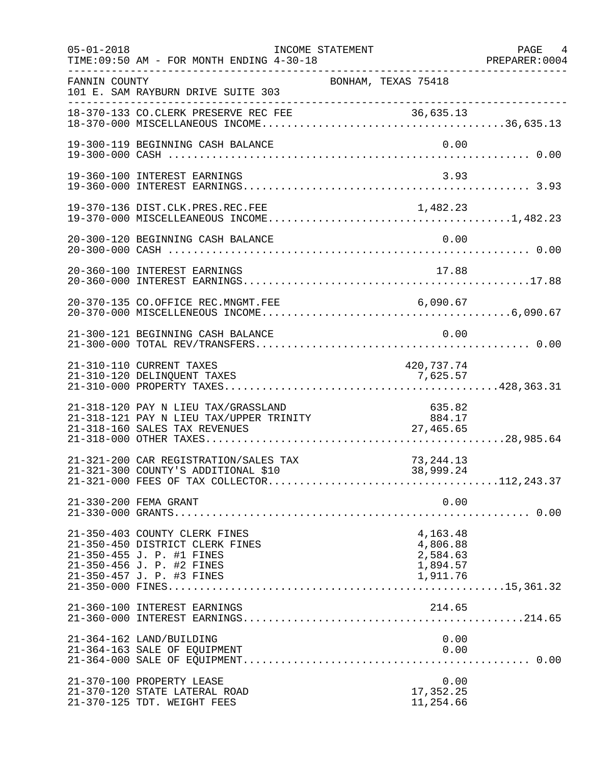FANNIN COUNTY — BONHAM, TEXAS 75418
101 E. SAM RAYBURN DRIVE SUITE 303

INCOME STATEMENT — FOR MONTH ENDING 4-30-18

| Account | Description | Amount | Total |
|---|---|---|---|
| 18-370-133 | CO.CLERK PRESERVE REC FEE | 36,635.13 | |
| 18-370-000 | MISCELLANEOUS INCOME | | 36,635.13 |
| 19-300-119 | BEGINNING CASH BALANCE | 0.00 | |
| 19-300-000 | CASH | | 0.00 |
| 19-360-100 | INTEREST EARNINGS | 3.93 | |
| 19-360-000 | INTEREST EARNINGS | | 3.93 |
| 19-370-136 | DIST.CLK.PRES.REC.FEE | 1,482.23 | |
| 19-370-000 | MISCELLEANEOUS INCOME | | 1,482.23 |
| 20-300-120 | BEGINNING CASH BALANCE | 0.00 | |
| 20-300-000 | CASH | | 0.00 |
| 20-360-100 | INTEREST EARNINGS | 17.88 | |
| 20-360-000 | INTEREST EARNINGS | | 17.88 |
| 20-370-135 | CO.OFFICE REC.MNGMT.FEE | 6,090.67 | |
| 20-370-000 | MISCELLENEOUS INCOME | | 6,090.67 |
| 21-300-121 | BEGINNING CASH BALANCE | 0.00 | |
| 21-300-000 | TOTAL REV/TRANSFERS | | 0.00 |
| 21-310-110 | CURRENT TAXES | 420,737.74 | |
| 21-310-120 | DELINQUENT TAXES | 7,625.57 | |
| 21-310-000 | PROPERTY TAXES | | 428,363.31 |
| 21-318-120 | PAY N LIEU TAX/GRASSLAND | 635.82 | |
| 21-318-121 | PAY N LIEU TAX/UPPER TRINITY | 884.17 | |
| 21-318-160 | SALES TAX REVENUES | 27,465.65 | |
| 21-318-000 | OTHER TAXES | | 28,985.64 |
| 21-321-200 | CAR REGISTRATION/SALES TAX | 73,244.13 | |
| 21-321-300 | COUNTY'S ADDITIONAL $10 | 38,999.24 | |
| 21-321-000 | FEES OF TAX COLLECTOR | | 112,243.37 |
| 21-330-200 | FEMA GRANT | 0.00 | |
| 21-330-000 | GRANTS | | 0.00 |
| 21-350-403 | COUNTY CLERK FINES | 4,163.48 | |
| 21-350-450 | DISTRICT CLERK FINES | 4,806.88 | |
| 21-350-455 | J. P. #1 FINES | 2,584.63 | |
| 21-350-456 | J. P. #2 FINES | 1,894.57 | |
| 21-350-457 | J. P. #3 FINES | 1,911.76 | |
| 21-350-000 | FINES | | 15,361.32 |
| 21-360-100 | INTEREST EARNINGS | 214.65 | |
| 21-360-000 | INTEREST EARNINGS | | 214.65 |
| 21-364-162 | LAND/BUILDING | 0.00 | |
| 21-364-163 | SALE OF EQUIPMENT | 0.00 | |
| 21-364-000 | SALE OF EQUIPMENT | | 0.00 |
| 21-370-100 | PROPERTY LEASE | 0.00 | |
| 21-370-120 | STATE LATERAL ROAD | 17,352.25 | |
| 21-370-125 | TDT. WEIGHT FEES | 11,254.66 | |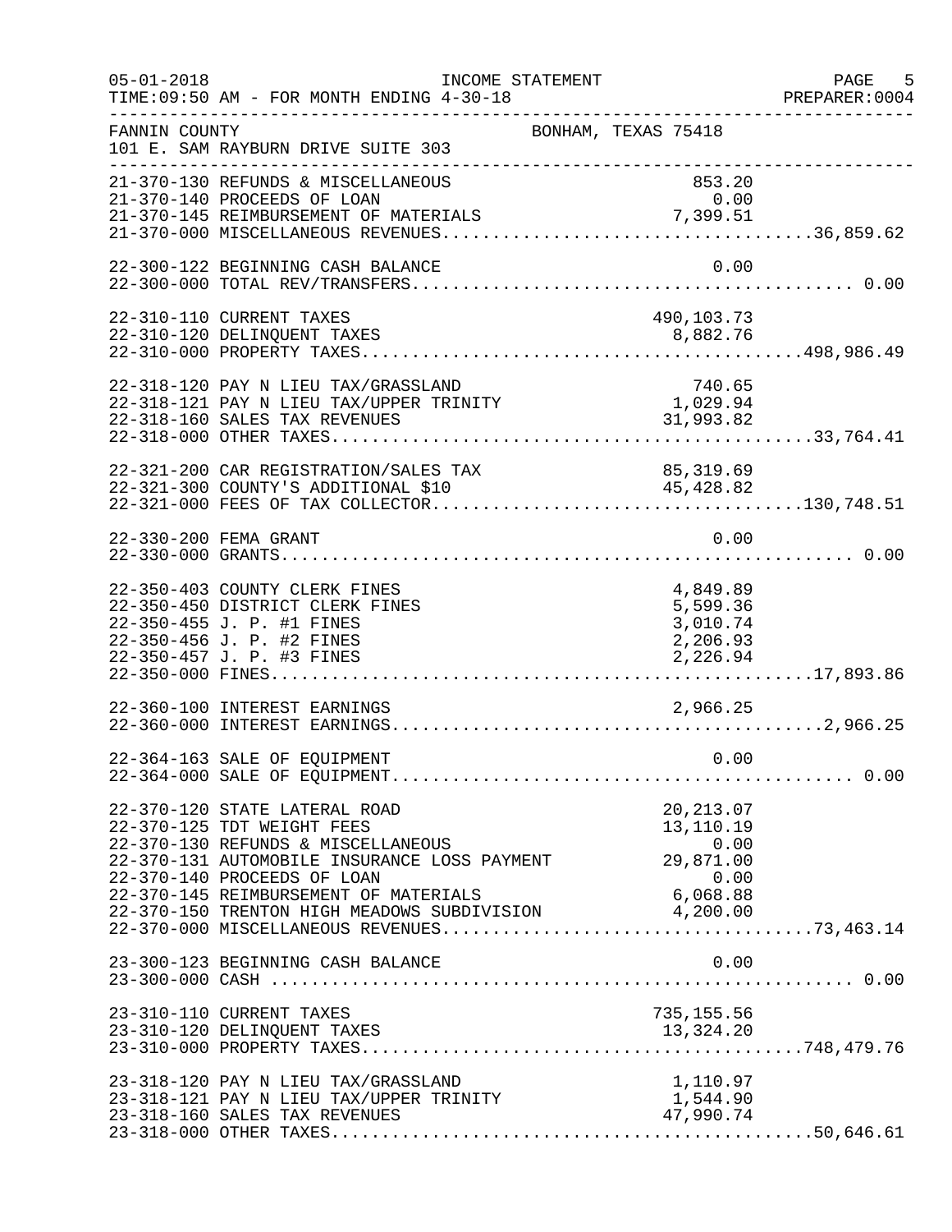05-01-2018 INCOME STATEMENT
TIME:09:50 AM - FOR MONTH ENDING 4-30-18

FANNIN COUNTY — BONHAM, TEXAS 75418
101 E. SAM RAYBURN DRIVE SUITE 303

| Account | Description | Amount | Total |
|---|---|---|---|
| 21-370-130 | REFUNDS & MISCELLANEOUS | 853.20 | |
| 21-370-140 | PROCEEDS OF LOAN | 0.00 | |
| 21-370-145 | REIMBURSEMENT OF MATERIALS | 7,399.51 | |
| 21-370-000 | MISCELLANEOUS REVENUES | | 36,859.62 |
| 22-300-122 | BEGINNING CASH BALANCE | 0.00 | |
| 22-300-000 | TOTAL REV/TRANSFERS | | 0.00 |
| 22-310-110 | CURRENT TAXES | 490,103.73 | |
| 22-310-120 | DELINQUENT TAXES | 8,882.76 | |
| 22-310-000 | PROPERTY TAXES | | 498,986.49 |
| 22-318-120 | PAY N LIEU TAX/GRASSLAND | 740.65 | |
| 22-318-121 | PAY N LIEU TAX/UPPER TRINITY | 1,029.94 | |
| 22-318-160 | SALES TAX REVENUES | 31,993.82 | |
| 22-318-000 | OTHER TAXES | | 33,764.41 |
| 22-321-200 | CAR REGISTRATION/SALES TAX | 85,319.69 | |
| 22-321-300 | COUNTY'S ADDITIONAL $10 | 45,428.82 | |
| 22-321-000 | FEES OF TAX COLLECTOR | | 130,748.51 |
| 22-330-200 | FEMA GRANT | 0.00 | |
| 22-330-000 | GRANTS | | 0.00 |
| 22-350-403 | COUNTY CLERK FINES | 4,849.89 | |
| 22-350-450 | DISTRICT CLERK FINES | 5,599.36 | |
| 22-350-455 | J. P. #1 FINES | 3,010.74 | |
| 22-350-456 | J. P. #2 FINES | 2,206.93 | |
| 22-350-457 | J. P. #3 FINES | 2,226.94 | |
| 22-350-000 | FINES | | 17,893.86 |
| 22-360-100 | INTEREST EARNINGS | 2,966.25 | |
| 22-360-000 | INTEREST EARNINGS | | 2,966.25 |
| 22-364-163 | SALE OF EQUIPMENT | 0.00 | |
| 22-364-000 | SALE OF EQUIPMENT | | 0.00 |
| 22-370-120 | STATE LATERAL ROAD | 20,213.07 | |
| 22-370-125 | TDT WEIGHT FEES | 13,110.19 | |
| 22-370-130 | REFUNDS & MISCELLANEOUS | 0.00 | |
| 22-370-131 | AUTOMOBILE INSURANCE LOSS PAYMENT | 29,871.00 | |
| 22-370-140 | PROCEEDS OF LOAN | 0.00 | |
| 22-370-145 | REIMBURSEMENT OF MATERIALS | 6,068.88 | |
| 22-370-150 | TRENTON HIGH MEADOWS SUBDIVISION | 4,200.00 | |
| 22-370-000 | MISCELLANEOUS REVENUES | | 73,463.14 |
| 23-300-123 | BEGINNING CASH BALANCE | 0.00 | |
| 23-300-000 | CASH | | 0.00 |
| 23-310-110 | CURRENT TAXES | 735,155.56 | |
| 23-310-120 | DELINQUENT TAXES | 13,324.20 | |
| 23-310-000 | PROPERTY TAXES | | 748,479.76 |
| 23-318-120 | PAY N LIEU TAX/GRASSLAND | 1,110.97 | |
| 23-318-121 | PAY N LIEU TAX/UPPER TRINITY | 1,544.90 | |
| 23-318-160 | SALES TAX REVENUES | 47,990.74 | |
| 23-318-000 | OTHER TAXES | | 50,646.61 |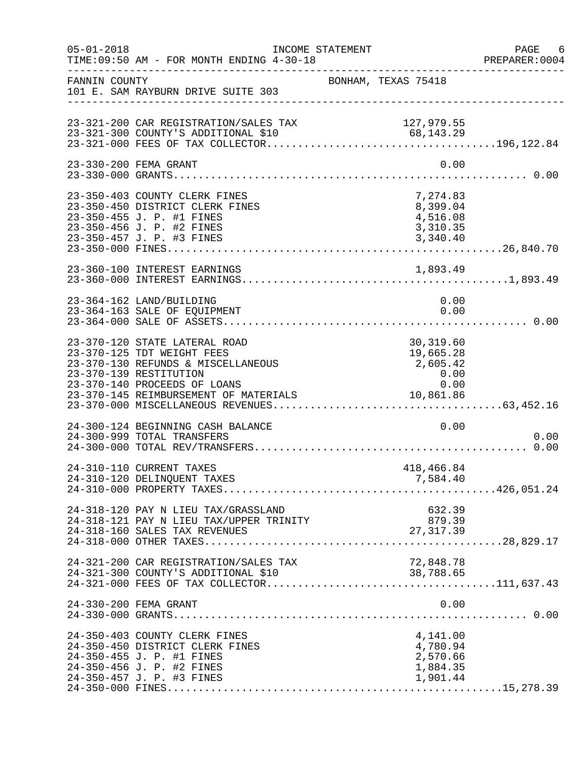FANNIN COUNTY BONHAM, TEXAS 75418
101 E. SAM RAYBURN DRIVE SUITE 303

INCOME STATEMENT — FOR MONTH ENDING 4-30-18

| Account | Description | Amount | Total |
|---|---|---|---|
| 23-321-200 | CAR REGISTRATION/SALES TAX | 127,979.55 | |
| 23-321-300 | COUNTY'S ADDITIONAL $10 | 68,143.29 | |
| 23-321-000 | FEES OF TAX COLLECTOR | | 196,122.84 |
| 23-330-200 | FEMA GRANT | 0.00 | |
| 23-330-000 | GRANTS | | 0.00 |
| 23-350-403 | COUNTY CLERK FINES | 7,274.83 | |
| 23-350-450 | DISTRICT CLERK FINES | 8,399.04 | |
| 23-350-455 | J. P. #1 FINES | 4,516.08 | |
| 23-350-456 | J. P. #2 FINES | 3,310.35 | |
| 23-350-457 | J. P. #3 FINES | 3,340.40 | |
| 23-350-000 | FINES | | 26,840.70 |
| 23-360-100 | INTEREST EARNINGS | 1,893.49 | |
| 23-360-000 | INTEREST EARNINGS | | 1,893.49 |
| 23-364-162 | LAND/BUILDING | 0.00 | |
| 23-364-163 | SALE OF EQUIPMENT | 0.00 | |
| 23-364-000 | SALE OF ASSETS | | 0.00 |
| 23-370-120 | STATE LATERAL ROAD | 30,319.60 | |
| 23-370-125 | TDT WEIGHT FEES | 19,665.28 | |
| 23-370-130 | REFUNDS & MISCELLANEOUS | 2,605.42 | |
| 23-370-139 | RESTITUTION | 0.00 | |
| 23-370-140 | PROCEEDS OF LOANS | 0.00 | |
| 23-370-145 | REIMBURSEMENT OF MATERIALS | 10,861.86 | |
| 23-370-000 | MISCELLANEOUS REVENUES | | 63,452.16 |
| 24-300-124 | BEGINNING CASH BALANCE | 0.00 | |
| 24-300-999 | TOTAL TRANSFERS | | 0.00 |
| 24-300-000 | TOTAL REV/TRANSFERS | | 0.00 |
| 24-310-110 | CURRENT TAXES | 418,466.84 | |
| 24-310-120 | DELINQUENT TAXES | 7,584.40 | |
| 24-310-000 | PROPERTY TAXES | | 426,051.24 |
| 24-318-120 | PAY N LIEU TAX/GRASSLAND | 632.39 | |
| 24-318-121 | PAY N LIEU TAX/UPPER TRINITY | 879.39 | |
| 24-318-160 | SALES TAX REVENUES | 27,317.39 | |
| 24-318-000 | OTHER TAXES | | 28,829.17 |
| 24-321-200 | CAR REGISTRATION/SALES TAX | 72,848.78 | |
| 24-321-300 | COUNTY'S ADDITIONAL $10 | 38,788.65 | |
| 24-321-000 | FEES OF TAX COLLECTOR | | 111,637.43 |
| 24-330-200 | FEMA GRANT | 0.00 | |
| 24-330-000 | GRANTS | | 0.00 |
| 24-350-403 | COUNTY CLERK FINES | 4,141.00 | |
| 24-350-450 | DISTRICT CLERK FINES | 4,780.94 | |
| 24-350-455 | J. P. #1 FINES | 2,570.66 | |
| 24-350-456 | J. P. #2 FINES | 1,884.35 | |
| 24-350-457 | J. P. #3 FINES | 1,901.44 | |
| 24-350-000 | FINES | | 15,278.39 |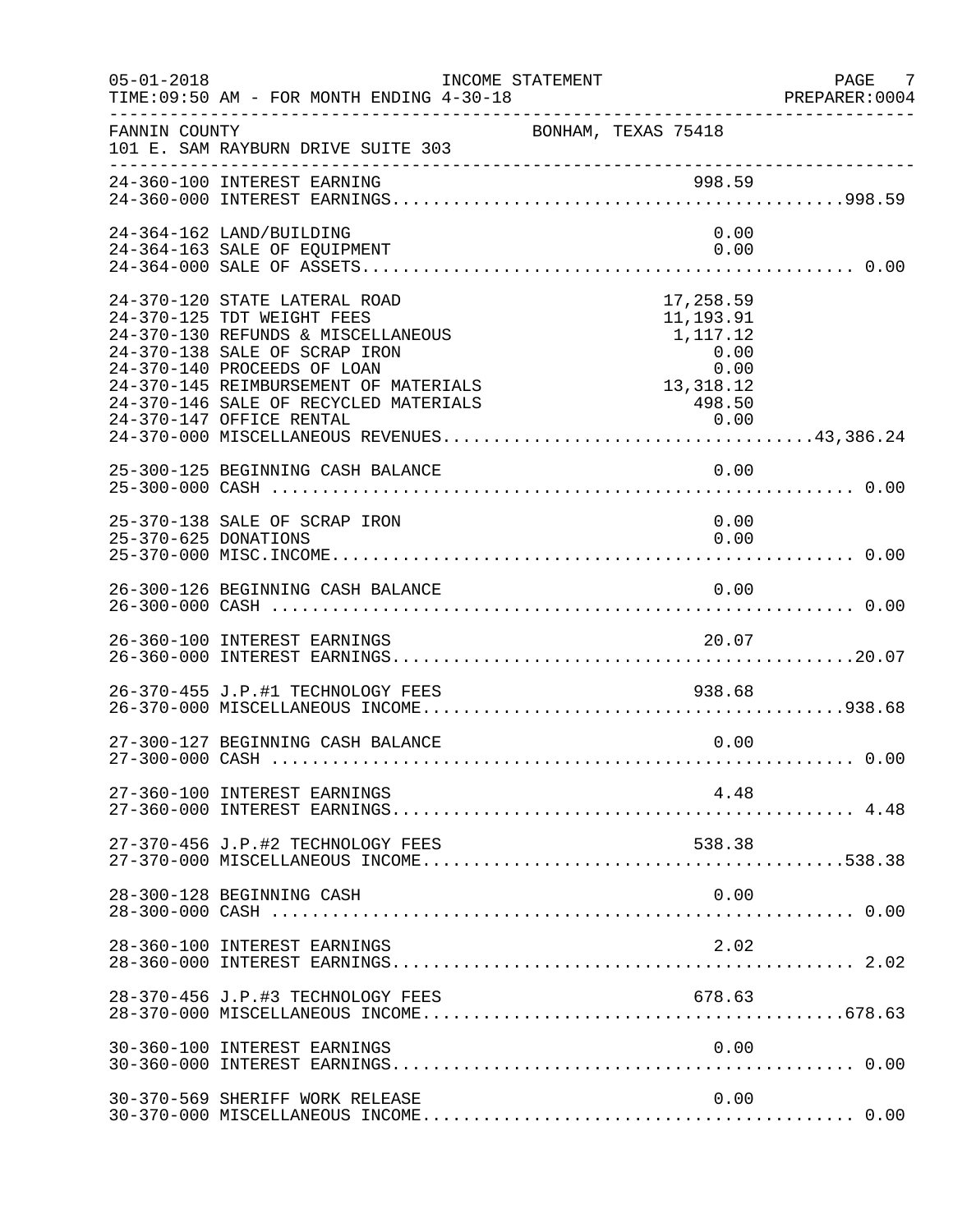INCOME STATEMENT

05-01-2018 TIME:09:50 AM - FOR MONTH ENDING 4-30-18

FANNIN COUNTY BONHAM, TEXAS 75418
101 E. SAM RAYBURN DRIVE SUITE 303

| Account | Description | Amount | Total |
|---|---|---|---|
| 24-360-100 | INTEREST EARNING | 998.59 | |
| 24-360-000 | INTEREST EARNINGS | | 998.59 |
| 24-364-162 | LAND/BUILDING | 0.00 | |
| 24-364-163 | SALE OF EQUIPMENT | 0.00 | |
| 24-364-000 | SALE OF ASSETS | | 0.00 |
| 24-370-120 | STATE LATERAL ROAD | 17,258.59 | |
| 24-370-125 | TDT WEIGHT FEES | 11,193.91 | |
| 24-370-130 | REFUNDS & MISCELLANEOUS | 1,117.12 | |
| 24-370-138 | SALE OF SCRAP IRON | 0.00 | |
| 24-370-140 | PROCEEDS OF LOAN | 0.00 | |
| 24-370-145 | REIMBURSEMENT OF MATERIALS | 13,318.12 | |
| 24-370-146 | SALE OF RECYCLED MATERIALS | 498.50 | |
| 24-370-147 | OFFICE RENTAL | 0.00 | |
| 24-370-000 | MISCELLANEOUS REVENUES | | 43,386.24 |
| 25-300-125 | BEGINNING CASH BALANCE | 0.00 | |
| 25-300-000 | CASH | | 0.00 |
| 25-370-138 | SALE OF SCRAP IRON | 0.00 | |
| 25-370-625 | DONATIONS | 0.00 | |
| 25-370-000 | MISC.INCOME | | 0.00 |
| 26-300-126 | BEGINNING CASH BALANCE | 0.00 | |
| 26-300-000 | CASH | | 0.00 |
| 26-360-100 | INTEREST EARNINGS | 20.07 | |
| 26-360-000 | INTEREST EARNINGS | | 20.07 |
| 26-370-455 | J.P.#1 TECHNOLOGY FEES | 938.68 | |
| 26-370-000 | MISCELLANEOUS INCOME | | 938.68 |
| 27-300-127 | BEGINNING CASH BALANCE | 0.00 | |
| 27-300-000 | CASH | | 0.00 |
| 27-360-100 | INTEREST EARNINGS | 4.48 | |
| 27-360-000 | INTEREST EARNINGS | | 4.48 |
| 27-370-456 | J.P.#2 TECHNOLOGY FEES | 538.38 | |
| 27-370-000 | MISCELLANEOUS INCOME | | 538.38 |
| 28-300-128 | BEGINNING CASH | 0.00 | |
| 28-300-000 | CASH | | 0.00 |
| 28-360-100 | INTEREST EARNINGS | 2.02 | |
| 28-360-000 | INTEREST EARNINGS | | 2.02 |
| 28-370-456 | J.P.#3 TECHNOLOGY FEES | 678.63 | |
| 28-370-000 | MISCELLANEOUS INCOME | | 678.63 |
| 30-360-100 | INTEREST EARNINGS | 0.00 | |
| 30-360-000 | INTEREST EARNINGS | | 0.00 |
| 30-370-569 | SHERIFF WORK RELEASE | 0.00 | |
| 30-370-000 | MISCELLANEOUS INCOME | | 0.00 |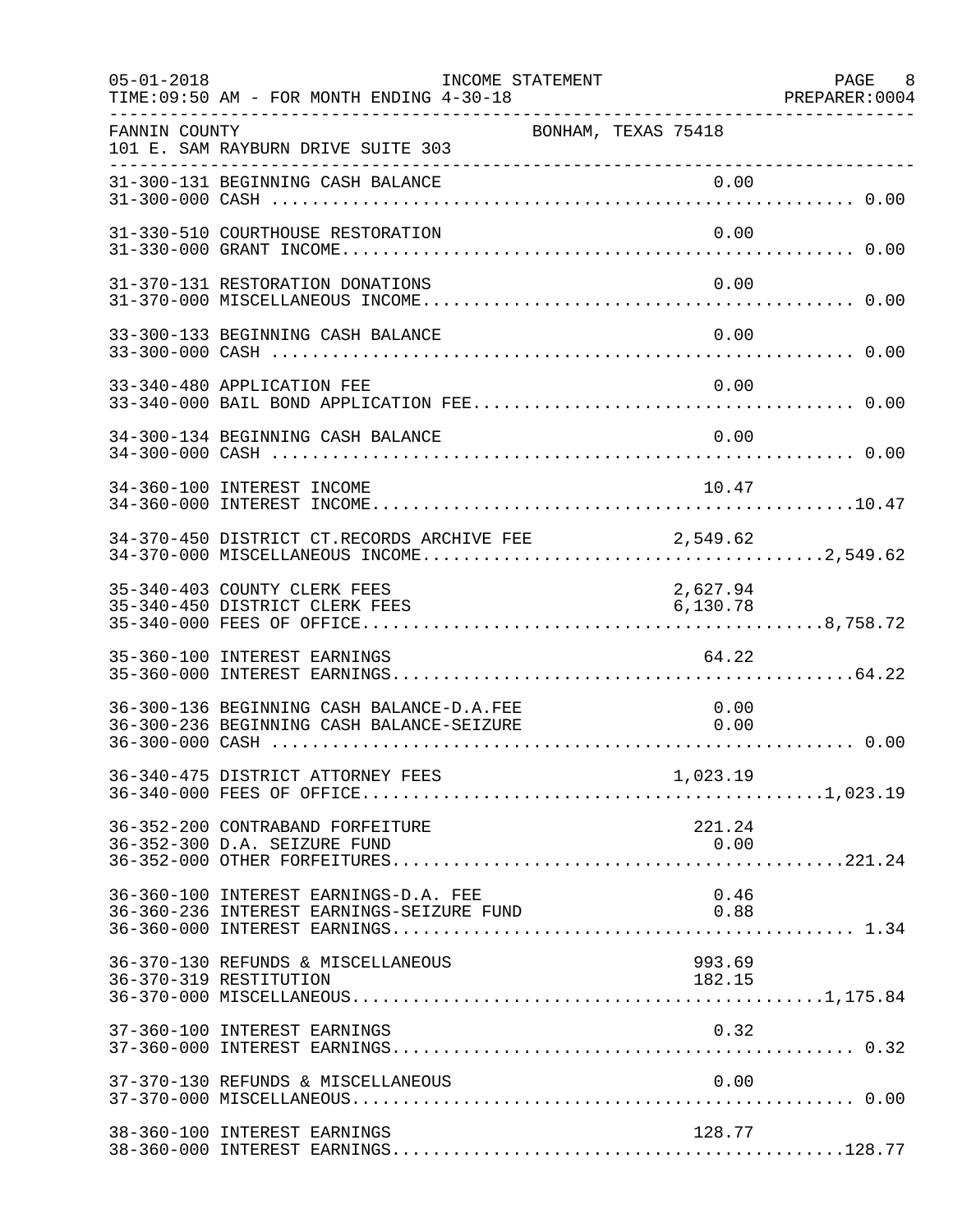05-01-2018 INCOME STATEMENT PAGE 8
TIME:09:50 AM - FOR MONTH ENDING 4-30-18 PREPARER:0004

FANNIN COUNTY BONHAM, TEXAS 75418
101 E. SAM RAYBURN DRIVE SUITE 303

| Account | Description | Amount | Total |
|---|---|---|---|
| 31-300-131 | BEGINNING CASH BALANCE | 0.00 | |
| 31-300-000 | CASH | | 0.00 |
| 31-330-510 | COURTHOUSE RESTORATION | 0.00 | |
| 31-330-000 | GRANT INCOME | | 0.00 |
| 31-370-131 | RESTORATION DONATIONS | 0.00 | |
| 31-370-000 | MISCELLANEOUS INCOME | | 0.00 |
| 33-300-133 | BEGINNING CASH BALANCE | 0.00 | |
| 33-300-000 | CASH | | 0.00 |
| 33-340-480 | APPLICATION FEE | 0.00 | |
| 33-340-000 | BAIL BOND APPLICATION FEE | | 0.00 |
| 34-300-134 | BEGINNING CASH BALANCE | 0.00 | |
| 34-300-000 | CASH | | 0.00 |
| 34-360-100 | INTEREST INCOME | 10.47 | |
| 34-360-000 | INTEREST INCOME | | 10.47 |
| 34-370-450 | DISTRICT CT.RECORDS ARCHIVE FEE | 2,549.62 | |
| 34-370-000 | MISCELLANEOUS INCOME | | 2,549.62 |
| 35-340-403 | COUNTY CLERK FEES | 2,627.94 | |
| 35-340-450 | DISTRICT CLERK FEES | 6,130.78 | |
| 35-340-000 | FEES OF OFFICE | | 8,758.72 |
| 35-360-100 | INTEREST EARNINGS | 64.22 | |
| 35-360-000 | INTEREST EARNINGS | | 64.22 |
| 36-300-136 | BEGINNING CASH BALANCE-D.A.FEE | 0.00 | |
| 36-300-236 | BEGINNING CASH BALANCE-SEIZURE | 0.00 | |
| 36-300-000 | CASH | | 0.00 |
| 36-340-475 | DISTRICT ATTORNEY FEES | 1,023.19 | |
| 36-340-000 | FEES OF OFFICE | | 1,023.19 |
| 36-352-200 | CONTRABAND FORFEITURE | 221.24 | |
| 36-352-300 | D.A. SEIZURE FUND | 0.00 | |
| 36-352-000 | OTHER FORFEITURES | | 221.24 |
| 36-360-100 | INTEREST EARNINGS-D.A. FEE | 0.46 | |
| 36-360-236 | INTEREST EARNINGS-SEIZURE FUND | 0.88 | |
| 36-360-000 | INTEREST EARNINGS | | 1.34 |
| 36-370-130 | REFUNDS & MISCELLANEOUS | 993.69 | |
| 36-370-319 | RESTITUTION | 182.15 | |
| 36-370-000 | MISCELLANEOUS | | 1,175.84 |
| 37-360-100 | INTEREST EARNINGS | 0.32 | |
| 37-360-000 | INTEREST EARNINGS | | 0.32 |
| 37-370-130 | REFUNDS & MISCELLANEOUS | 0.00 | |
| 37-370-000 | MISCELLANEOUS | | 0.00 |
| 38-360-100 | INTEREST EARNINGS | 128.77 | |
| 38-360-000 | INTEREST EARNINGS | | 128.77 |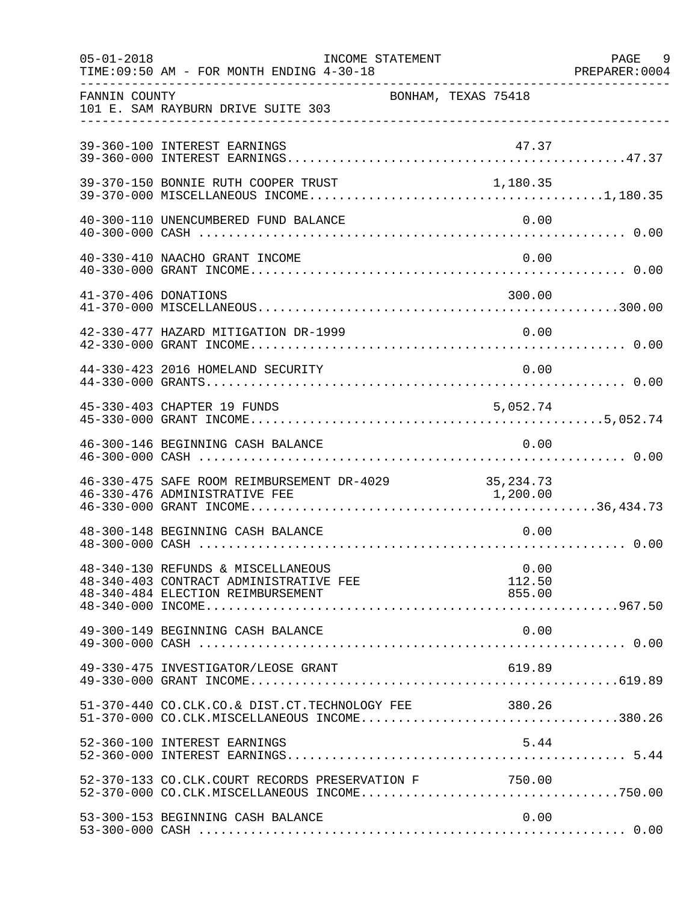FANNIN COUNTY BONHAM, TEXAS 75418
101 E. SAM RAYBURN DRIVE SUITE 303

| Account | Description | Amount | Total |
|---|---|---|---|
| 39-360-100 | INTEREST EARNINGS | 47.37 | |
| 39-360-000 | INTEREST EARNINGS | | 47.37 |
| 39-370-150 | BONNIE RUTH COOPER TRUST | 1,180.35 | |
| 39-370-000 | MISCELLANEOUS INCOME | | 1,180.35 |
| 40-300-110 | UNENCUMBERED FUND BALANCE | 0.00 | |
| 40-300-000 | CASH | | 0.00 |
| 40-330-410 | NAACHO GRANT INCOME | 0.00 | |
| 40-330-000 | GRANT INCOME | | 0.00 |
| 41-370-406 | DONATIONS | 300.00 | |
| 41-370-000 | MISCELLANEOUS | | 300.00 |
| 42-330-477 | HAZARD MITIGATION DR-1999 | 0.00 | |
| 42-330-000 | GRANT INCOME | | 0.00 |
| 44-330-423 | 2016 HOMELAND SECURITY | 0.00 | |
| 44-330-000 | GRANTS | | 0.00 |
| 45-330-403 | CHAPTER 19 FUNDS | 5,052.74 | |
| 45-330-000 | GRANT INCOME | | 5,052.74 |
| 46-300-146 | BEGINNING CASH BALANCE | 0.00 | |
| 46-300-000 | CASH | | 0.00 |
| 46-330-475 | SAFE ROOM REIMBURSEMENT DR-4029 | 35,234.73 | |
| 46-330-476 | ADMINISTRATIVE FEE | 1,200.00 | |
| 46-330-000 | GRANT INCOME | | 36,434.73 |
| 48-300-148 | BEGINNING CASH BALANCE | 0.00 | |
| 48-300-000 | CASH | | 0.00 |
| 48-340-130 | REFUNDS & MISCELLANEOUS | 0.00 | |
| 48-340-403 | CONTRACT ADMINISTRATIVE FEE | 112.50 | |
| 48-340-484 | ELECTION REIMBURSEMENT | 855.00 | |
| 48-340-000 | INCOME | | 967.50 |
| 49-300-149 | BEGINNING CASH BALANCE | 0.00 | |
| 49-300-000 | CASH | | 0.00 |
| 49-330-475 | INVESTIGATOR/LEOSE GRANT | 619.89 | |
| 49-330-000 | GRANT INCOME | | 619.89 |
| 51-370-440 | CO.CLK.CO.& DIST.CT.TECHNOLOGY FEE | 380.26 | |
| 51-370-000 | CO.CLK.MISCELLANEOUS INCOME | | 380.26 |
| 52-360-100 | INTEREST EARNINGS | 5.44 | |
| 52-360-000 | INTEREST EARNINGS | | 5.44 |
| 52-370-133 | CO.CLK.COURT RECORDS PRESERVATION F | 750.00 | |
| 52-370-000 | CO.CLK.MISCELLANEOUS INCOME | | 750.00 |
| 53-300-153 | BEGINNING CASH BALANCE | 0.00 | |
| 53-300-000 | CASH | | 0.00 |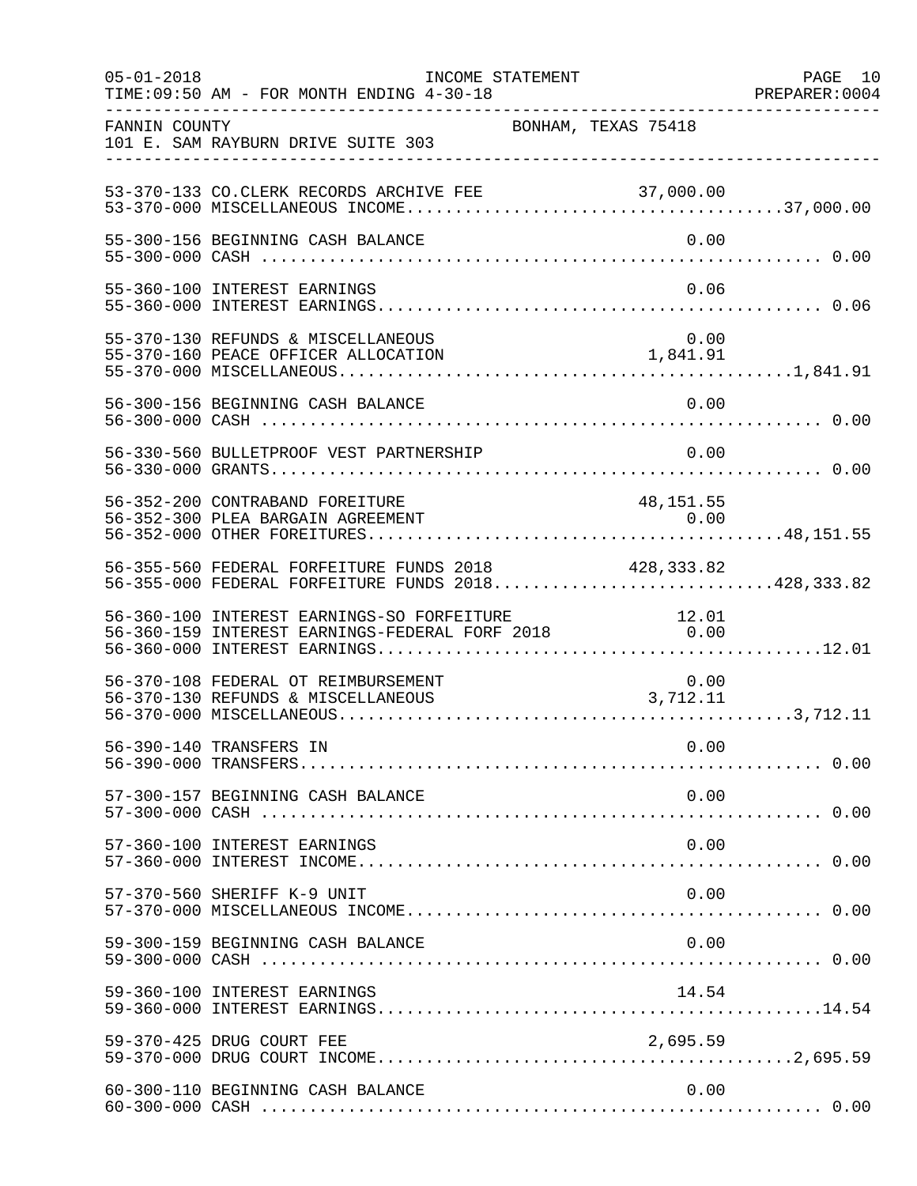FANNIN COUNTY — BONHAM, TEXAS 75418
101 E. SAM RAYBURN DRIVE SUITE 303

INCOME STATEMENT — FOR MONTH ENDING 4-30-18

| Account | Description | Amount | Total |
|---|---|---|---|
| 53-370-133 | CO.CLERK RECORDS ARCHIVE FEE | 37,000.00 | |
| 53-370-000 | MISCELLANEOUS INCOME | | 37,000.00 |
| 55-300-156 | BEGINNING CASH BALANCE | 0.00 | |
| 55-300-000 | CASH | | 0.00 |
| 55-360-100 | INTEREST EARNINGS | 0.06 | |
| 55-360-000 | INTEREST EARNINGS | | 0.06 |
| 55-370-130 | REFUNDS & MISCELLANEOUS | 0.00 | |
| 55-370-160 | PEACE OFFICER ALLOCATION | 1,841.91 | |
| 55-370-000 | MISCELLANEOUS | | 1,841.91 |
| 56-300-156 | BEGINNING CASH BALANCE | 0.00 | |
| 56-300-000 | CASH | | 0.00 |
| 56-330-560 | BULLETPROOF VEST PARTNERSHIP | 0.00 | |
| 56-330-000 | GRANTS | | 0.00 |
| 56-352-200 | CONTRABAND FOREITURE | 48,151.55 | |
| 56-352-300 | PLEA BARGAIN AGREEMENT | 0.00 | |
| 56-352-000 | OTHER FOREITURES | | 48,151.55 |
| 56-355-560 | FEDERAL FORFEITURE FUNDS 2018 | 428,333.82 | |
| 56-355-000 | FEDERAL FORFEITURE FUNDS 2018 | | 428,333.82 |
| 56-360-100 | INTEREST EARNINGS-SO FORFEITURE | 12.01 | |
| 56-360-159 | INTEREST EARNINGS-FEDERAL FORF 2018 | 0.00 | |
| 56-360-000 | INTEREST EARNINGS | | 12.01 |
| 56-370-108 | FEDERAL OT REIMBURSEMENT | 0.00 | |
| 56-370-130 | REFUNDS & MISCELLANEOUS | 3,712.11 | |
| 56-370-000 | MISCELLANEOUS | | 3,712.11 |
| 56-390-140 | TRANSFERS IN | 0.00 | |
| 56-390-000 | TRANSFERS | | 0.00 |
| 57-300-157 | BEGINNING CASH BALANCE | 0.00 | |
| 57-300-000 | CASH | | 0.00 |
| 57-360-100 | INTEREST EARNINGS | 0.00 | |
| 57-360-000 | INTEREST INCOME | | 0.00 |
| 57-370-560 | SHERIFF K-9 UNIT | 0.00 | |
| 57-370-000 | MISCELLANEOUS INCOME | | 0.00 |
| 59-300-159 | BEGINNING CASH BALANCE | 0.00 | |
| 59-300-000 | CASH | | 0.00 |
| 59-360-100 | INTEREST EARNINGS | 14.54 | |
| 59-360-000 | INTEREST EARNINGS | | 14.54 |
| 59-370-425 | DRUG COURT FEE | 2,695.59 | |
| 59-370-000 | DRUG COURT INCOME | | 2,695.59 |
| 60-300-110 | BEGINNING CASH BALANCE | 0.00 | |
| 60-300-000 | CASH | | 0.00 |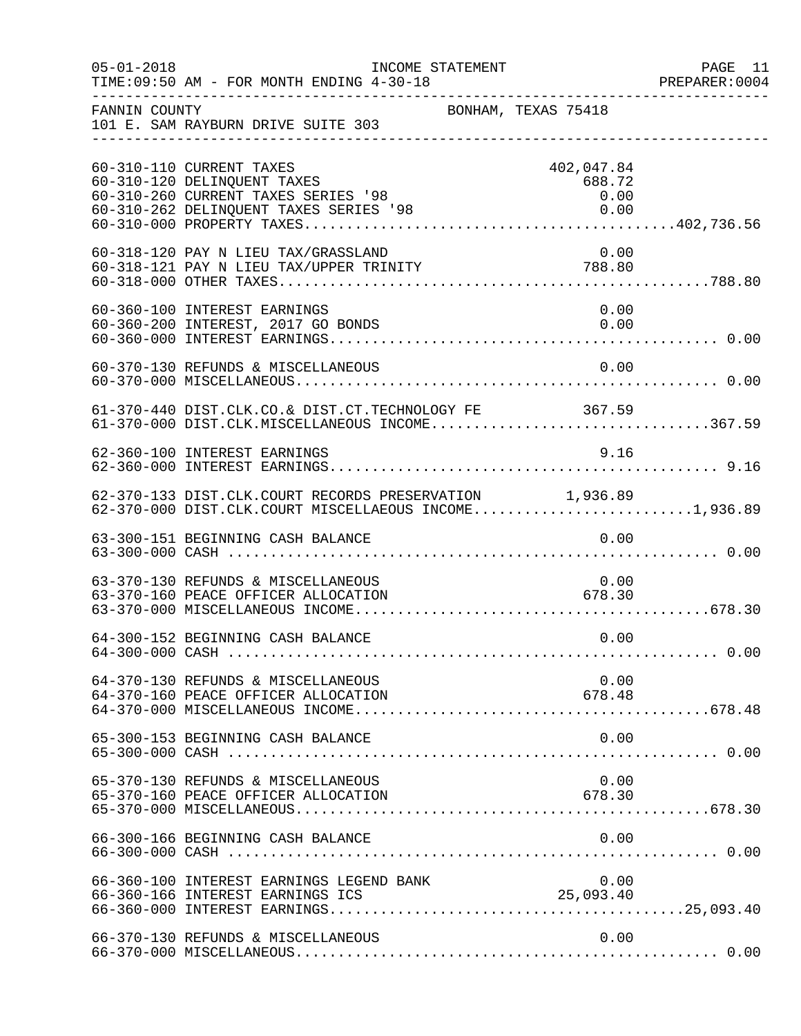FANNIN COUNTY — BONHAM, TEXAS 75418
101 E. SAM RAYBURN DRIVE SUITE 303

INCOME STATEMENT — FOR MONTH ENDING 4-30-18

| Account | Description | Amount | Total |
|---|---|---|---|
| 60-310-110 | CURRENT TAXES | 402,047.84 | |
| 60-310-120 | DELINQUENT TAXES | 688.72 | |
| 60-310-260 | CURRENT TAXES SERIES '98 | 0.00 | |
| 60-310-262 | DELINQUENT TAXES SERIES '98 | 0.00 | |
| 60-310-000 | PROPERTY TAXES | | 402,736.56 |
| 60-318-120 | PAY N LIEU TAX/GRASSLAND | 0.00 | |
| 60-318-121 | PAY N LIEU TAX/UPPER TRINITY | 788.80 | |
| 60-318-000 | OTHER TAXES | | 788.80 |
| 60-360-100 | INTEREST EARNINGS | 0.00 | |
| 60-360-200 | INTEREST, 2017 GO BONDS | 0.00 | |
| 60-360-000 | INTEREST EARNINGS | | 0.00 |
| 60-370-130 | REFUNDS & MISCELLANEOUS | 0.00 | |
| 60-370-000 | MISCELLANEOUS | | 0.00 |
| 61-370-440 | DIST.CLK.CO.& DIST.CT.TECHNOLOGY FE | 367.59 | |
| 61-370-000 | DIST.CLK.MISCELLANEOUS INCOME | | 367.59 |
| 62-360-100 | INTEREST EARNINGS | 9.16 | |
| 62-360-000 | INTEREST EARNINGS | | 9.16 |
| 62-370-133 | DIST.CLK.COURT RECORDS PRESERVATION | 1,936.89 | |
| 62-370-000 | DIST.CLK.COURT MISCELLAEOUS INCOME | | 1,936.89 |
| 63-300-151 | BEGINNING CASH BALANCE | 0.00 | |
| 63-300-000 | CASH | | 0.00 |
| 63-370-130 | REFUNDS & MISCELLANEOUS | 0.00 | |
| 63-370-160 | PEACE OFFICER ALLOCATION | 678.30 | |
| 63-370-000 | MISCELLANEOUS INCOME | | 678.30 |
| 64-300-152 | BEGINNING CASH BALANCE | 0.00 | |
| 64-300-000 | CASH | | 0.00 |
| 64-370-130 | REFUNDS & MISCELLANEOUS | 0.00 | |
| 64-370-160 | PEACE OFFICER ALLOCATION | 678.48 | |
| 64-370-000 | MISCELLANEOUS INCOME | | 678.48 |
| 65-300-153 | BEGINNING CASH BALANCE | 0.00 | |
| 65-300-000 | CASH | | 0.00 |
| 65-370-130 | REFUNDS & MISCELLANEOUS | 0.00 | |
| 65-370-160 | PEACE OFFICER ALLOCATION | 678.30 | |
| 65-370-000 | MISCELLANEOUS | | 678.30 |
| 66-300-166 | BEGINNING CASH BALANCE | 0.00 | |
| 66-300-000 | CASH | | 0.00 |
| 66-360-100 | INTEREST EARNINGS LEGEND BANK | 0.00 | |
| 66-360-166 | INTEREST EARNINGS ICS | 25,093.40 | |
| 66-360-000 | INTEREST EARNINGS | | 25,093.40 |
| 66-370-130 | REFUNDS & MISCELLANEOUS | 0.00 | |
| 66-370-000 | MISCELLANEOUS | | 0.00 |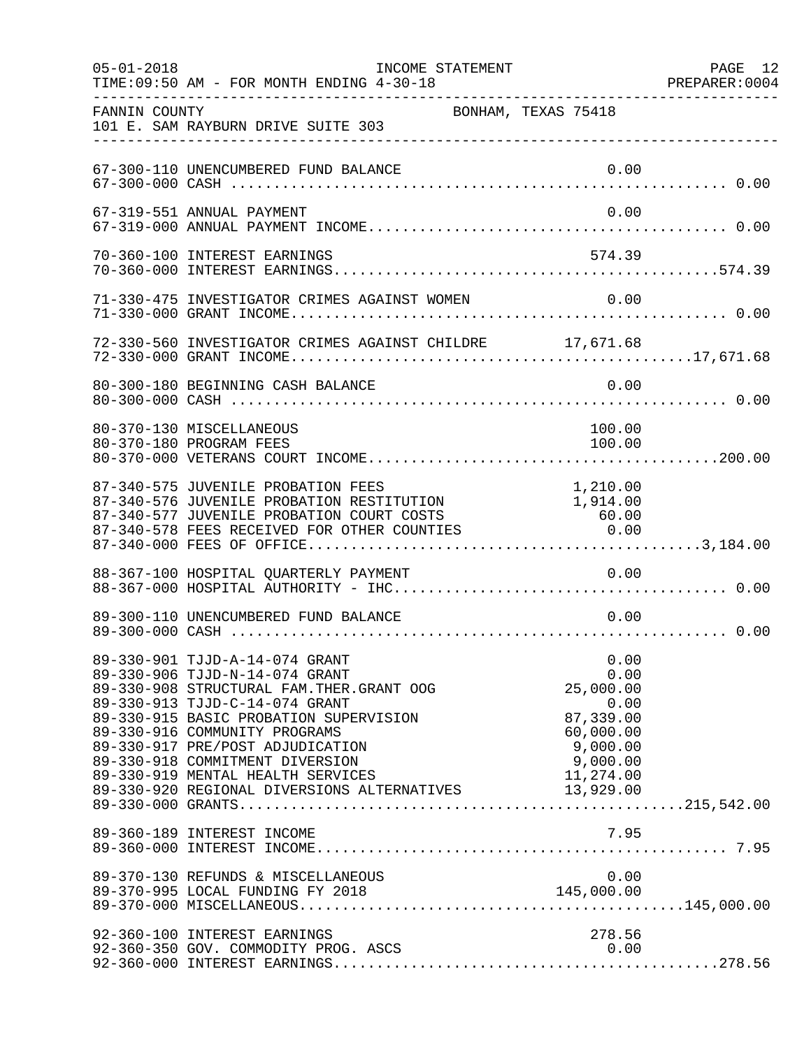FANNIN COUNTY BONHAM, TEXAS 75418
101 E. SAM RAYBURN DRIVE SUITE 303

INCOME STATEMENT — FOR MONTH ENDING 4-30-18

| Account | Description | Amount | Total |
|---|---|---|---|
| 67-300-110 | UNENCUMBERED FUND BALANCE | 0.00 | |
| 67-300-000 | CASH | | 0.00 |
| 67-319-551 | ANNUAL PAYMENT | 0.00 | |
| 67-319-000 | ANNUAL PAYMENT INCOME | | 0.00 |
| 70-360-100 | INTEREST EARNINGS | 574.39 | |
| 70-360-000 | INTEREST EARNINGS | | 574.39 |
| 71-330-475 | INVESTIGATOR CRIMES AGAINST WOMEN | 0.00 | |
| 71-330-000 | GRANT INCOME | | 0.00 |
| 72-330-560 | INVESTIGATOR CRIMES AGAINST CHILDRE | 17,671.68 | |
| 72-330-000 | GRANT INCOME | | 17,671.68 |
| 80-300-180 | BEGINNING CASH BALANCE | 0.00 | |
| 80-300-000 | CASH | | 0.00 |
| 80-370-130 | MISCELLANEOUS | 100.00 | |
| 80-370-180 | PROGRAM FEES | 100.00 | |
| 80-370-000 | VETERANS COURT INCOME | | 200.00 |
| 87-340-575 | JUVENILE PROBATION FEES | 1,210.00 | |
| 87-340-576 | JUVENILE PROBATION RESTITUTION | 1,914.00 | |
| 87-340-577 | JUVENILE PROBATION COURT COSTS | 60.00 | |
| 87-340-578 | FEES RECEIVED FOR OTHER COUNTIES | 0.00 | |
| 87-340-000 | FEES OF OFFICE | | 3,184.00 |
| 88-367-100 | HOSPITAL QUARTERLY PAYMENT | 0.00 | |
| 88-367-000 | HOSPITAL AUTHORITY - IHC | | 0.00 |
| 89-300-110 | UNENCUMBERED FUND BALANCE | 0.00 | |
| 89-300-000 | CASH | | 0.00 |
| 89-330-901 | TJJD-A-14-074 GRANT | 0.00 | |
| 89-330-906 | TJJD-N-14-074 GRANT | 0.00 | |
| 89-330-908 | STRUCTURAL FAM.THER.GRANT OOG | 25,000.00 | |
| 89-330-913 | TJJD-C-14-074 GRANT | 0.00 | |
| 89-330-915 | BASIC PROBATION SUPERVISION | 87,339.00 | |
| 89-330-916 | COMMUNITY PROGRAMS | 60,000.00 | |
| 89-330-917 | PRE/POST ADJUDICATION | 9,000.00 | |
| 89-330-918 | COMMITMENT DIVERSION | 9,000.00 | |
| 89-330-919 | MENTAL HEALTH SERVICES | 11,274.00 | |
| 89-330-920 | REGIONAL DIVERSIONS ALTERNATIVES | 13,929.00 | |
| 89-330-000 | GRANTS | | 215,542.00 |
| 89-360-189 | INTEREST INCOME | 7.95 | |
| 89-360-000 | INTEREST INCOME | | 7.95 |
| 89-370-130 | REFUNDS & MISCELLANEOUS | 0.00 | |
| 89-370-995 | LOCAL FUNDING FY 2018 | 145,000.00 | |
| 89-370-000 | MISCELLANEOUS | | 145,000.00 |
| 92-360-100 | INTEREST EARNINGS | 278.56 | |
| 92-360-350 | GOV. COMMODITY PROG. ASCS | 0.00 | |
| 92-360-000 | INTEREST EARNINGS | | 278.56 |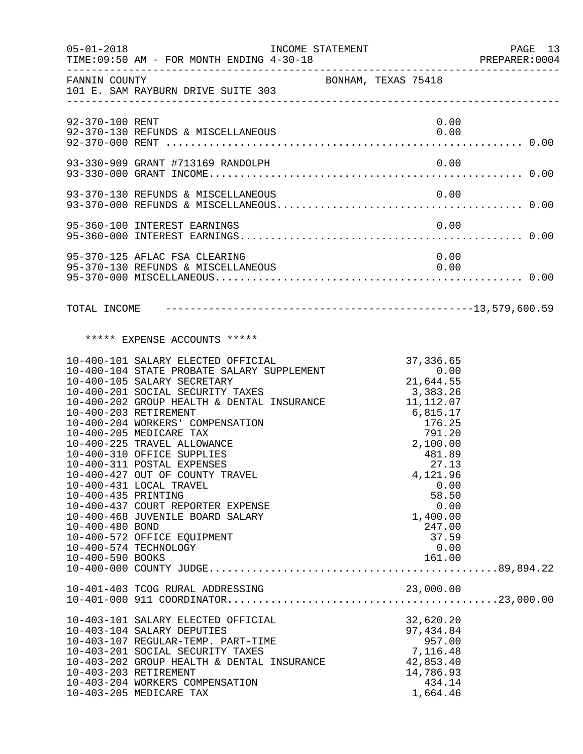FANNIN COUNTY — BONHAM, TEXAS 75418
101 E. SAM RAYBURN DRIVE SUITE 303

INCOME STATEMENT — TIME:09:50 AM - FOR MONTH ENDING 4-30-18

| Account | Description | Amount | Total |
|---|---|---|---|
| 92-370-100 | RENT | 0.00 | |
| 92-370-130 | REFUNDS & MISCELLANEOUS | 0.00 | |
| 92-370-000 | RENT | | 0.00 |
| 93-330-909 | GRANT #713169 RANDOLPH | 0.00 | |
| 93-330-000 | GRANT INCOME | | 0.00 |
| 93-370-130 | REFUNDS & MISCELLANEOUS | 0.00 | |
| 93-370-000 | REFUNDS & MISCELLANEOUS | | 0.00 |
| 95-360-100 | INTEREST EARNINGS | 0.00 | |
| 95-360-000 | INTEREST EARNINGS | | 0.00 |
| 95-370-125 | AFLAC FSA CLEARING | 0.00 | |
| 95-370-130 | REFUNDS & MISCELLANEOUS | 0.00 | |
| 95-370-000 | MISCELLANEOUS | | 0.00 |

TOTAL INCOME ---------------------------------------- 13,579,600.59

## ***** EXPENSE ACCOUNTS *****

| Account | Description | Amount | Total |
|---|---|---|---|
| 10-400-101 | SALARY ELECTED OFFICIAL | 37,336.65 | |
| 10-400-104 | STATE PROBATE SALARY SUPPLEMENT | 0.00 | |
| 10-400-105 | SALARY SECRETARY | 21,644.55 | |
| 10-400-201 | SOCIAL SECURITY TAXES | 3,383.26 | |
| 10-400-202 | GROUP HEALTH & DENTAL INSURANCE | 11,112.07 | |
| 10-400-203 | RETIREMENT | 6,815.17 | |
| 10-400-204 | WORKERS' COMPENSATION | 176.25 | |
| 10-400-205 | MEDICARE TAX | 791.20 | |
| 10-400-225 | TRAVEL ALLOWANCE | 2,100.00 | |
| 10-400-310 | OFFICE SUPPLIES | 481.89 | |
| 10-400-311 | POSTAL EXPENSES | 27.13 | |
| 10-400-427 | OUT OF COUNTY TRAVEL | 4,121.96 | |
| 10-400-431 | LOCAL TRAVEL | 0.00 | |
| 10-400-435 | PRINTING | 58.50 | |
| 10-400-437 | COURT REPORTER EXPENSE | 0.00 | |
| 10-400-468 | JUVENILE BOARD SALARY | 1,400.00 | |
| 10-400-480 | BOND | 247.00 | |
| 10-400-572 | OFFICE EQUIPMENT | 37.59 | |
| 10-400-574 | TECHNOLOGY | 0.00 | |
| 10-400-590 | BOOKS | 161.00 | |
| 10-400-000 | COUNTY JUDGE | | 89,894.22 |
| 10-401-403 | TCOG RURAL ADDRESSING | 23,000.00 | |
| 10-401-000 | 911 COORDINATOR | | 23,000.00 |
| 10-403-101 | SALARY ELECTED OFFICIAL | 32,620.20 | |
| 10-403-104 | SALARY DEPUTIES | 97,434.84 | |
| 10-403-107 | REGULAR-TEMP. PART-TIME | 957.00 | |
| 10-403-201 | SOCIAL SECURITY TAXES | 7,116.48 | |
| 10-403-202 | GROUP HEALTH & DENTAL INSURANCE | 42,853.40 | |
| 10-403-203 | RETIREMENT | 14,786.93 | |
| 10-403-204 | WORKERS COMPENSATION | 434.14 | |
| 10-403-205 | MEDICARE TAX | 1,664.46 | |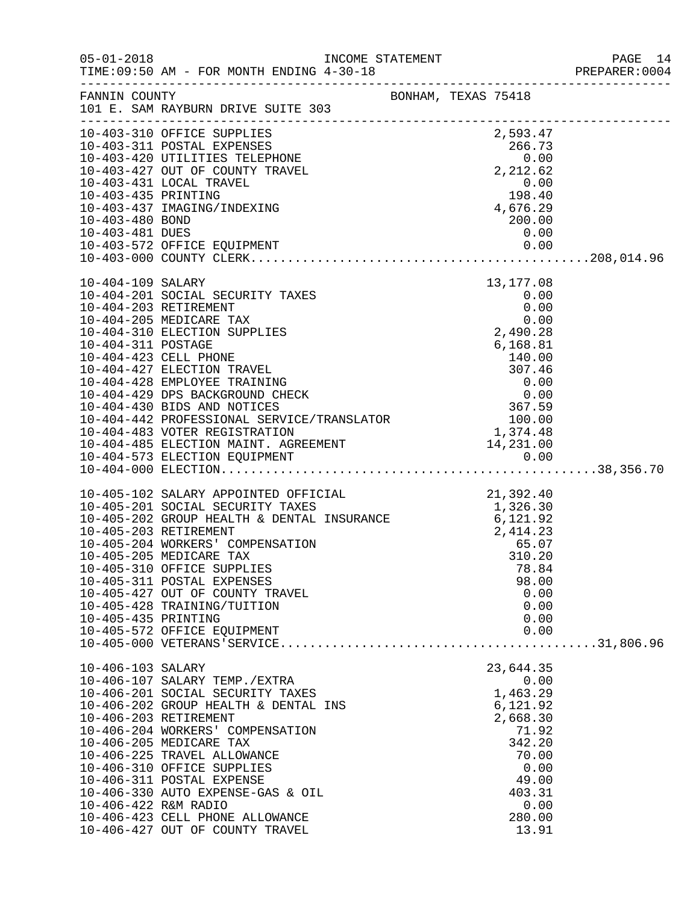FANNIN COUNTY BONHAM, TEXAS 75418
101 E. SAM RAYBURN DRIVE SUITE 303

| Account | Description | Amount | Total |
|---|---|---|---|
| 10-403-310 | OFFICE SUPPLIES | 2,593.47 | |
| 10-403-311 | POSTAL EXPENSES | 266.73 | |
| 10-403-420 | UTILITIES TELEPHONE | 0.00 | |
| 10-403-427 | OUT OF COUNTY TRAVEL | 2,212.62 | |
| 10-403-431 | LOCAL TRAVEL | 0.00 | |
| 10-403-435 | PRINTING | 198.40 | |
| 10-403-437 | IMAGING/INDEXING | 4,676.29 | |
| 10-403-480 | BOND | 200.00 | |
| 10-403-481 | DUES | 0.00 | |
| 10-403-572 | OFFICE EQUIPMENT | 0.00 | |
| 10-403-000 | COUNTY CLERK | | 208,014.96 |
| 10-404-109 | SALARY | 13,177.08 | |
| 10-404-201 | SOCIAL SECURITY TAXES | 0.00 | |
| 10-404-203 | RETIREMENT | 0.00 | |
| 10-404-205 | MEDICARE TAX | 0.00 | |
| 10-404-310 | ELECTION SUPPLIES | 2,490.28 | |
| 10-404-311 | POSTAGE | 6,168.81 | |
| 10-404-423 | CELL PHONE | 140.00 | |
| 10-404-427 | ELECTION TRAVEL | 307.46 | |
| 10-404-428 | EMPLOYEE TRAINING | 0.00 | |
| 10-404-429 | DPS BACKGROUND CHECK | 0.00 | |
| 10-404-430 | BIDS AND NOTICES | 367.59 | |
| 10-404-442 | PROFESSIONAL SERVICE/TRANSLATOR | 100.00 | |
| 10-404-483 | VOTER REGISTRATION | 1,374.48 | |
| 10-404-485 | ELECTION MAINT. AGREEMENT | 14,231.00 | |
| 10-404-573 | ELECTION EQUIPMENT | 0.00 | |
| 10-404-000 | ELECTION | | 38,356.70 |
| 10-405-102 | SALARY APPOINTED OFFICIAL | 21,392.40 | |
| 10-405-201 | SOCIAL SECURITY TAXES | 1,326.30 | |
| 10-405-202 | GROUP HEALTH & DENTAL INSURANCE | 6,121.92 | |
| 10-405-203 | RETIREMENT | 2,414.23 | |
| 10-405-204 | WORKERS' COMPENSATION | 65.07 | |
| 10-405-205 | MEDICARE TAX | 310.20 | |
| 10-405-310 | OFFICE SUPPLIES | 78.84 | |
| 10-405-311 | POSTAL EXPENSES | 98.00 | |
| 10-405-427 | OUT OF COUNTY TRAVEL | 0.00 | |
| 10-405-428 | TRAINING/TUITION | 0.00 | |
| 10-405-435 | PRINTING | 0.00 | |
| 10-405-572 | OFFICE EQUIPMENT | 0.00 | |
| 10-405-000 | VETERANS'SERVICE | | 31,806.96 |
| 10-406-103 | SALARY | 23,644.35 | |
| 10-406-107 | SALARY TEMP./EXTRA | 0.00 | |
| 10-406-201 | SOCIAL SECURITY TAXES | 1,463.29 | |
| 10-406-202 | GROUP HEALTH & DENTAL INS | 6,121.92 | |
| 10-406-203 | RETIREMENT | 2,668.30 | |
| 10-406-204 | WORKERS' COMPENSATION | 71.92 | |
| 10-406-205 | MEDICARE TAX | 342.20 | |
| 10-406-225 | TRAVEL ALLOWANCE | 70.00 | |
| 10-406-310 | OFFICE SUPPLIES | 0.00 | |
| 10-406-311 | POSTAL EXPENSE | 49.00 | |
| 10-406-330 | AUTO EXPENSE-GAS & OIL | 403.31 | |
| 10-406-422 | R&M RADIO | 0.00 | |
| 10-406-423 | CELL PHONE ALLOWANCE | 280.00 | |
| 10-406-427 | OUT OF COUNTY TRAVEL | 13.91 | |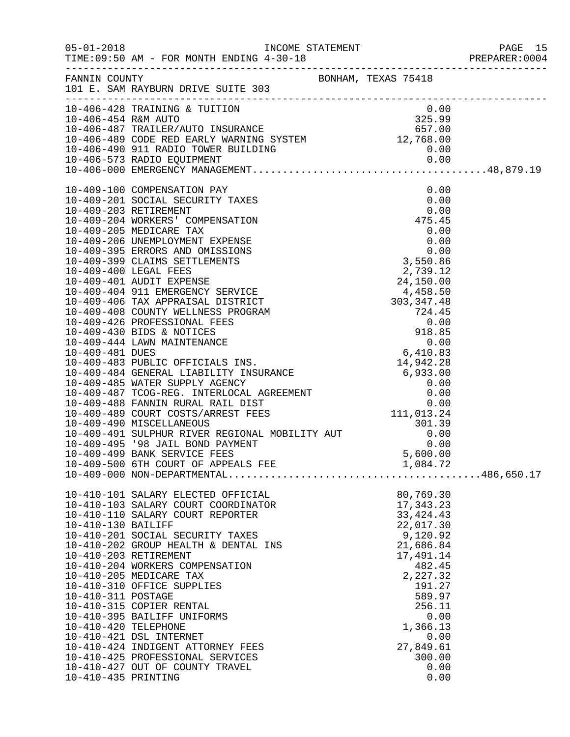FANNIN COUNTY BONHAM, TEXAS 75418
101 E. SAM RAYBURN DRIVE SUITE 303

INCOME STATEMENT
TIME:09:50 AM - FOR MONTH ENDING 4-30-18

| Account | Description | Amount | Total |
|---|---|---|---|
| 10-406-428 | TRAINING & TUITION | 0.00 | |
| 10-406-454 | R&M AUTO | 325.99 | |
| 10-406-487 | TRAILER/AUTO INSURANCE | 657.00 | |
| 10-406-489 | CODE RED EARLY WARNING SYSTEM | 12,768.00 | |
| 10-406-490 | 911 RADIO TOWER BUILDING | 0.00 | |
| 10-406-573 | RADIO EQUIPMENT | 0.00 | |
| 10-406-000 | EMERGENCY MANAGEMENT | | 48,879.19 |
| 10-409-100 | COMPENSATION PAY | 0.00 | |
| 10-409-201 | SOCIAL SECURITY TAXES | 0.00 | |
| 10-409-203 | RETIREMENT | 0.00 | |
| 10-409-204 | WORKERS' COMPENSATION | 475.45 | |
| 10-409-205 | MEDICARE TAX | 0.00 | |
| 10-409-206 | UNEMPLOYMENT EXPENSE | 0.00 | |
| 10-409-395 | ERRORS AND OMISSIONS | 0.00 | |
| 10-409-399 | CLAIMS SETTLEMENTS | 3,550.86 | |
| 10-409-400 | LEGAL FEES | 2,739.12 | |
| 10-409-401 | AUDIT EXPENSE | 24,150.00 | |
| 10-409-404 | 911 EMERGENCY SERVICE | 4,458.50 | |
| 10-409-406 | TAX APPRAISAL DISTRICT | 303,347.48 | |
| 10-409-408 | COUNTY WELLNESS PROGRAM | 724.45 | |
| 10-409-426 | PROFESSIONAL FEES | 0.00 | |
| 10-409-430 | BIDS & NOTICES | 918.85 | |
| 10-409-444 | LAWN MAINTENANCE | 0.00 | |
| 10-409-481 | DUES | 6,410.83 | |
| 10-409-483 | PUBLIC OFFICIALS INS. | 14,942.28 | |
| 10-409-484 | GENERAL LIABILITY INSURANCE | 6,933.00 | |
| 10-409-485 | WATER SUPPLY AGENCY | 0.00 | |
| 10-409-487 | TCOG-REG. INTERLOCAL AGREEMENT | 0.00 | |
| 10-409-488 | FANNIN RURAL RAIL DIST | 0.00 | |
| 10-409-489 | COURT COSTS/ARREST FEES | 111,013.24 | |
| 10-409-490 | MISCELLANEOUS | 301.39 | |
| 10-409-491 | SULPHUR RIVER REGIONAL MOBILITY AUT | 0.00 | |
| 10-409-495 | '98 JAIL BOND PAYMENT | 0.00 | |
| 10-409-499 | BANK SERVICE FEES | 5,600.00 | |
| 10-409-500 | 6TH COURT OF APPEALS FEE | 1,084.72 | |
| 10-409-000 | NON-DEPARTMENTAL | | 486,650.17 |
| 10-410-101 | SALARY ELECTED OFFICIAL | 80,769.30 | |
| 10-410-103 | SALARY COURT COORDINATOR | 17,343.23 | |
| 10-410-110 | SALARY COURT REPORTER | 33,424.43 | |
| 10-410-130 | BAILIFF | 22,017.30 | |
| 10-410-201 | SOCIAL SECURITY TAXES | 9,120.92 | |
| 10-410-202 | GROUP HEALTH & DENTAL INS | 21,686.84 | |
| 10-410-203 | RETIREMENT | 17,491.14 | |
| 10-410-204 | WORKERS COMPENSATION | 482.45 | |
| 10-410-205 | MEDICARE TAX | 2,227.32 | |
| 10-410-310 | OFFICE SUPPLIES | 191.27 | |
| 10-410-311 | POSTAGE | 589.97 | |
| 10-410-315 | COPIER RENTAL | 256.11 | |
| 10-410-395 | BAILIFF UNIFORMS | 0.00 | |
| 10-410-420 | TELEPHONE | 1,366.13 | |
| 10-410-421 | DSL INTERNET | 0.00 | |
| 10-410-424 | INDIGENT ATTORNEY FEES | 27,849.61 | |
| 10-410-425 | PROFESSIONAL SERVICES | 300.00 | |
| 10-410-427 | OUT OF COUNTY TRAVEL | 0.00 | |
| 10-410-435 | PRINTING | 0.00 | |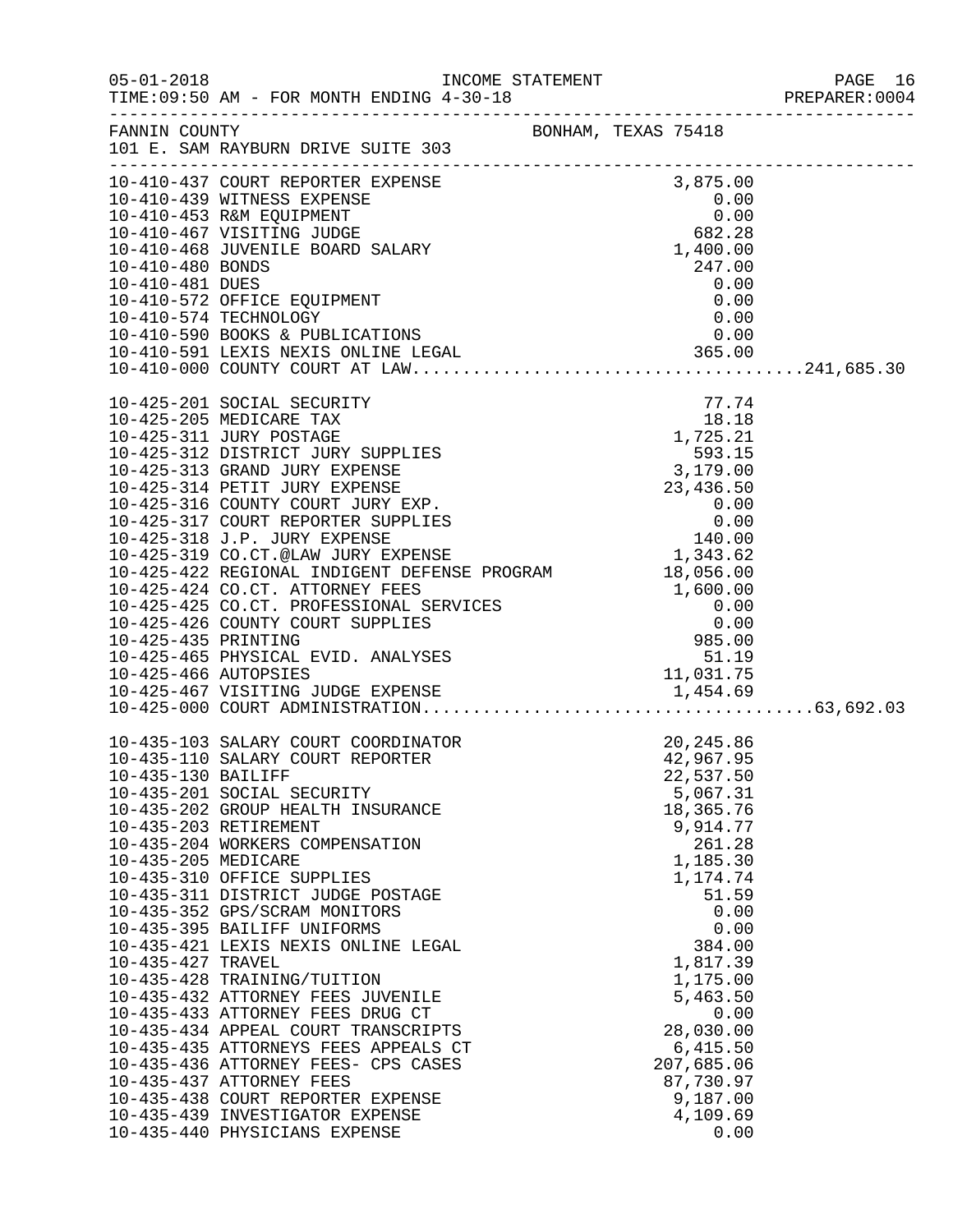FANNIN COUNTY — BONHAM, TEXAS 75418
101 E. SAM RAYBURN DRIVE SUITE 303

| Account | Description | Amount | Total |
|---|---|---|---|
| 10-410-437 | COURT REPORTER EXPENSE | 3,875.00 | |
| 10-410-439 | WITNESS EXPENSE | 0.00 | |
| 10-410-453 | R&M EQUIPMENT | 0.00 | |
| 10-410-467 | VISITING JUDGE | 682.28 | |
| 10-410-468 | JUVENILE BOARD SALARY | 1,400.00 | |
| 10-410-480 | BONDS | 247.00 | |
| 10-410-481 | DUES | 0.00 | |
| 10-410-572 | OFFICE EQUIPMENT | 0.00 | |
| 10-410-574 | TECHNOLOGY | 0.00 | |
| 10-410-590 | BOOKS & PUBLICATIONS | 0.00 | |
| 10-410-591 | LEXIS NEXIS ONLINE LEGAL | 365.00 | |
| 10-410-000 | COUNTY COURT AT LAW | | 241,685.30 |
| 10-425-201 | SOCIAL SECURITY | 77.74 | |
| 10-425-205 | MEDICARE TAX | 18.18 | |
| 10-425-311 | JURY POSTAGE | 1,725.21 | |
| 10-425-312 | DISTRICT JURY SUPPLIES | 593.15 | |
| 10-425-313 | GRAND JURY EXPENSE | 3,179.00 | |
| 10-425-314 | PETIT JURY EXPENSE | 23,436.50 | |
| 10-425-316 | COUNTY COURT JURY EXP. | 0.00 | |
| 10-425-317 | COURT REPORTER SUPPLIES | 0.00 | |
| 10-425-318 | J.P. JURY EXPENSE | 140.00 | |
| 10-425-319 | CO.CT.@LAW JURY EXPENSE | 1,343.62 | |
| 10-425-422 | REGIONAL INDIGENT DEFENSE PROGRAM | 18,056.00 | |
| 10-425-424 | CO.CT. ATTORNEY FEES | 1,600.00 | |
| 10-425-425 | CO.CT. PROFESSIONAL SERVICES | 0.00 | |
| 10-425-426 | COUNTY COURT SUPPLIES | 0.00 | |
| 10-425-435 | PRINTING | 985.00 | |
| 10-425-465 | PHYSICAL EVID. ANALYSES | 51.19 | |
| 10-425-466 | AUTOPSIES | 11,031.75 | |
| 10-425-467 | VISITING JUDGE EXPENSE | 1,454.69 | |
| 10-425-000 | COURT ADMINISTRATION | | 63,692.03 |
| 10-435-103 | SALARY COURT COORDINATOR | 20,245.86 | |
| 10-435-110 | SALARY COURT REPORTER | 42,967.95 | |
| 10-435-130 | BAILIFF | 22,537.50 | |
| 10-435-201 | SOCIAL SECURITY | 5,067.31 | |
| 10-435-202 | GROUP HEALTH INSURANCE | 18,365.76 | |
| 10-435-203 | RETIREMENT | 9,914.77 | |
| 10-435-204 | WORKERS COMPENSATION | 261.28 | |
| 10-435-205 | MEDICARE | 1,185.30 | |
| 10-435-310 | OFFICE SUPPLIES | 1,174.74 | |
| 10-435-311 | DISTRICT JUDGE POSTAGE | 51.59 | |
| 10-435-352 | GPS/SCRAM MONITORS | 0.00 | |
| 10-435-395 | BAILIFF UNIFORMS | 0.00 | |
| 10-435-421 | LEXIS NEXIS ONLINE LEGAL | 384.00 | |
| 10-435-427 | TRAVEL | 1,817.39 | |
| 10-435-428 | TRAINING/TUITION | 1,175.00 | |
| 10-435-432 | ATTORNEY FEES JUVENILE | 5,463.50 | |
| 10-435-433 | ATTORNEY FEES DRUG CT | 0.00 | |
| 10-435-434 | APPEAL COURT TRANSCRIPTS | 28,030.00 | |
| 10-435-435 | ATTORNEYS FEES APPEALS CT | 6,415.50 | |
| 10-435-436 | ATTORNEY FEES- CPS CASES | 207,685.06 | |
| 10-435-437 | ATTORNEY FEES | 87,730.97 | |
| 10-435-438 | COURT REPORTER EXPENSE | 9,187.00 | |
| 10-435-439 | INVESTIGATOR EXPENSE | 4,109.69 | |
| 10-435-440 | PHYSICIANS EXPENSE | 0.00 | |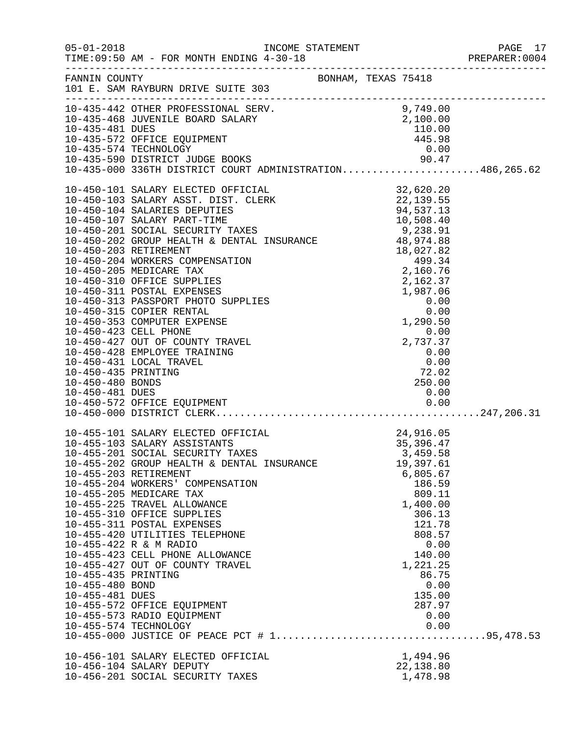05-01-2018 INCOME STATEMENT
TIME:09:50 AM - FOR MONTH ENDING 4-30-18

FANNIN COUNTY BONHAM, TEXAS 75418
101 E. SAM RAYBURN DRIVE SUITE 303

| Account | Description | Amount | Total |
|---|---|---|---|
| 10-435-442 | OTHER PROFESSIONAL SERV. | 9,749.00 | |
| 10-435-468 | JUVENILE BOARD SALARY | 2,100.00 | |
| 10-435-481 | DUES | 110.00 | |
| 10-435-572 | OFFICE EQUIPMENT | 445.98 | |
| 10-435-574 | TECHNOLOGY | 0.00 | |
| 10-435-590 | DISTRICT JUDGE BOOKS | 90.47 | |
| 10-435-000 | 336TH DISTRICT COURT ADMINISTRATION | | 486,265.62 |
| 10-450-101 | SALARY ELECTED OFFICIAL | 32,620.20 | |
| 10-450-103 | SALARY ASST. DIST. CLERK | 22,139.55 | |
| 10-450-104 | SALARIES DEPUTIES | 94,537.13 | |
| 10-450-107 | SALARY PART-TIME | 10,508.40 | |
| 10-450-201 | SOCIAL SECURITY TAXES | 9,238.91 | |
| 10-450-202 | GROUP HEALTH & DENTAL INSURANCE | 48,974.88 | |
| 10-450-203 | RETIREMENT | 18,027.82 | |
| 10-450-204 | WORKERS COMPENSATION | 499.34 | |
| 10-450-205 | MEDICARE TAX | 2,160.76 | |
| 10-450-310 | OFFICE SUPPLIES | 2,162.37 | |
| 10-450-311 | POSTAL EXPENSES | 1,987.06 | |
| 10-450-313 | PASSPORT PHOTO SUPPLIES | 0.00 | |
| 10-450-315 | COPIER RENTAL | 0.00 | |
| 10-450-353 | COMPUTER EXPENSE | 1,290.50 | |
| 10-450-423 | CELL PHONE | 0.00 | |
| 10-450-427 | OUT OF COUNTY TRAVEL | 2,737.37 | |
| 10-450-428 | EMPLOYEE TRAINING | 0.00 | |
| 10-450-431 | LOCAL TRAVEL | 0.00 | |
| 10-450-435 | PRINTING | 72.02 | |
| 10-450-480 | BONDS | 250.00 | |
| 10-450-481 | DUES | 0.00 | |
| 10-450-572 | OFFICE EQUIPMENT | 0.00 | |
| 10-450-000 | DISTRICT CLERK | | 247,206.31 |
| 10-455-101 | SALARY ELECTED OFFICIAL | 24,916.05 | |
| 10-455-103 | SALARY ASSISTANTS | 35,396.47 | |
| 10-455-201 | SOCIAL SECURITY TAXES | 3,459.58 | |
| 10-455-202 | GROUP HEALTH & DENTAL INSURANCE | 19,397.61 | |
| 10-455-203 | RETIREMENT | 6,805.67 | |
| 10-455-204 | WORKERS' COMPENSATION | 186.59 | |
| 10-455-205 | MEDICARE TAX | 809.11 | |
| 10-455-225 | TRAVEL ALLOWANCE | 1,400.00 | |
| 10-455-310 | OFFICE SUPPLIES | 306.13 | |
| 10-455-311 | POSTAL EXPENSES | 121.78 | |
| 10-455-420 | UTILITIES TELEPHONE | 808.57 | |
| 10-455-422 | R & M RADIO | 0.00 | |
| 10-455-423 | CELL PHONE ALLOWANCE | 140.00 | |
| 10-455-427 | OUT OF COUNTY TRAVEL | 1,221.25 | |
| 10-455-435 | PRINTING | 86.75 | |
| 10-455-480 | BOND | 0.00 | |
| 10-455-481 | DUES | 135.00 | |
| 10-455-572 | OFFICE EQUIPMENT | 287.97 | |
| 10-455-573 | RADIO EQUIPMENT | 0.00 | |
| 10-455-574 | TECHNOLOGY | 0.00 | |
| 10-455-000 | JUSTICE OF PEACE PCT # 1 | | 95,478.53 |
| 10-456-101 | SALARY ELECTED OFFICIAL | 1,494.96 | |
| 10-456-104 | SALARY DEPUTY | 22,138.80 | |
| 10-456-201 | SOCIAL SECURITY TAXES | 1,478.98 | |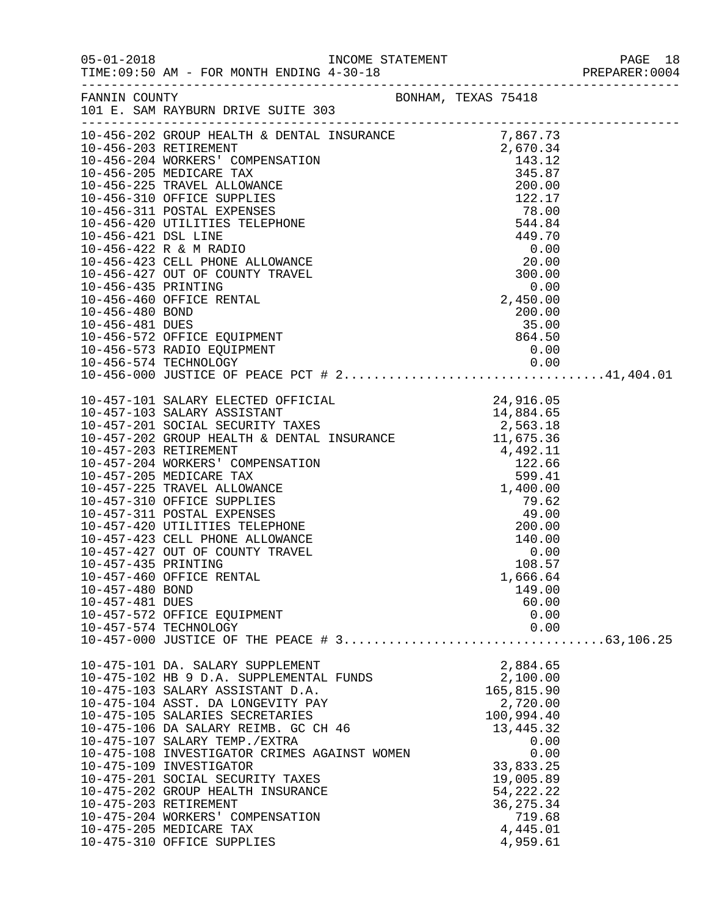FANNIN COUNTY BONHAM, TEXAS 75418
101 E. SAM RAYBURN DRIVE SUITE 303

INCOME STATEMENT
TIME:09:50 AM - FOR MONTH ENDING 4-30-18

| Account | Description | Amount | Total |
|---|---|---|---|
| 10-456-202 | GROUP HEALTH & DENTAL INSURANCE | 7,867.73 | |
| 10-456-203 | RETIREMENT | 2,670.34 | |
| 10-456-204 | WORKERS' COMPENSATION | 143.12 | |
| 10-456-205 | MEDICARE TAX | 345.87 | |
| 10-456-225 | TRAVEL ALLOWANCE | 200.00 | |
| 10-456-310 | OFFICE SUPPLIES | 122.17 | |
| 10-456-311 | POSTAL EXPENSES | 78.00 | |
| 10-456-420 | UTILITIES TELEPHONE | 544.84 | |
| 10-456-421 | DSL LINE | 449.70 | |
| 10-456-422 | R & M RADIO | 0.00 | |
| 10-456-423 | CELL PHONE ALLOWANCE | 20.00 | |
| 10-456-427 | OUT OF COUNTY TRAVEL | 300.00 | |
| 10-456-435 | PRINTING | 0.00 | |
| 10-456-460 | OFFICE RENTAL | 2,450.00 | |
| 10-456-480 | BOND | 200.00 | |
| 10-456-481 | DUES | 35.00 | |
| 10-456-572 | OFFICE EQUIPMENT | 864.50 | |
| 10-456-573 | RADIO EQUIPMENT | 0.00 | |
| 10-456-574 | TECHNOLOGY | 0.00 | |
| 10-456-000 | JUSTICE OF PEACE PCT # 2 | | 41,404.01 |
| 10-457-101 | SALARY ELECTED OFFICIAL | 24,916.05 | |
| 10-457-103 | SALARY ASSISTANT | 14,884.65 | |
| 10-457-201 | SOCIAL SECURITY TAXES | 2,563.18 | |
| 10-457-202 | GROUP HEALTH & DENTAL INSURANCE | 11,675.36 | |
| 10-457-203 | RETIREMENT | 4,492.11 | |
| 10-457-204 | WORKERS' COMPENSATION | 122.66 | |
| 10-457-205 | MEDICARE TAX | 599.41 | |
| 10-457-225 | TRAVEL ALLOWANCE | 1,400.00 | |
| 10-457-310 | OFFICE SUPPLIES | 79.62 | |
| 10-457-311 | POSTAL EXPENSES | 49.00 | |
| 10-457-420 | UTILITIES TELEPHONE | 200.00 | |
| 10-457-423 | CELL PHONE ALLOWANCE | 140.00 | |
| 10-457-427 | OUT OF COUNTY TRAVEL | 0.00 | |
| 10-457-435 | PRINTING | 108.57 | |
| 10-457-460 | OFFICE RENTAL | 1,666.64 | |
| 10-457-480 | BOND | 149.00 | |
| 10-457-481 | DUES | 60.00 | |
| 10-457-572 | OFFICE EQUIPMENT | 0.00 | |
| 10-457-574 | TECHNOLOGY | 0.00 | |
| 10-457-000 | JUSTICE OF THE PEACE # 3 | | 63,106.25 |
| 10-475-101 | DA. SALARY SUPPLEMENT | 2,884.65 | |
| 10-475-102 | HB 9 D.A. SUPPLEMENTAL FUNDS | 2,100.00 | |
| 10-475-103 | SALARY ASSISTANT D.A. | 165,815.90 | |
| 10-475-104 | ASST. DA LONGEVITY PAY | 2,720.00 | |
| 10-475-105 | SALARIES SECRETARIES | 100,994.40 | |
| 10-475-106 | DA SALARY REIMB. GC CH 46 | 13,445.32 | |
| 10-475-107 | SALARY TEMP./EXTRA | 0.00 | |
| 10-475-108 | INVESTIGATOR CRIMES AGAINST WOMEN | 0.00 | |
| 10-475-109 | INVESTIGATOR | 33,833.25 | |
| 10-475-201 | SOCIAL SECURITY TAXES | 19,005.89 | |
| 10-475-202 | GROUP HEALTH INSURANCE | 54,222.22 | |
| 10-475-203 | RETIREMENT | 36,275.34 | |
| 10-475-204 | WORKERS' COMPENSATION | 719.68 | |
| 10-475-205 | MEDICARE TAX | 4,445.01 | |
| 10-475-310 | OFFICE SUPPLIES | 4,959.61 | |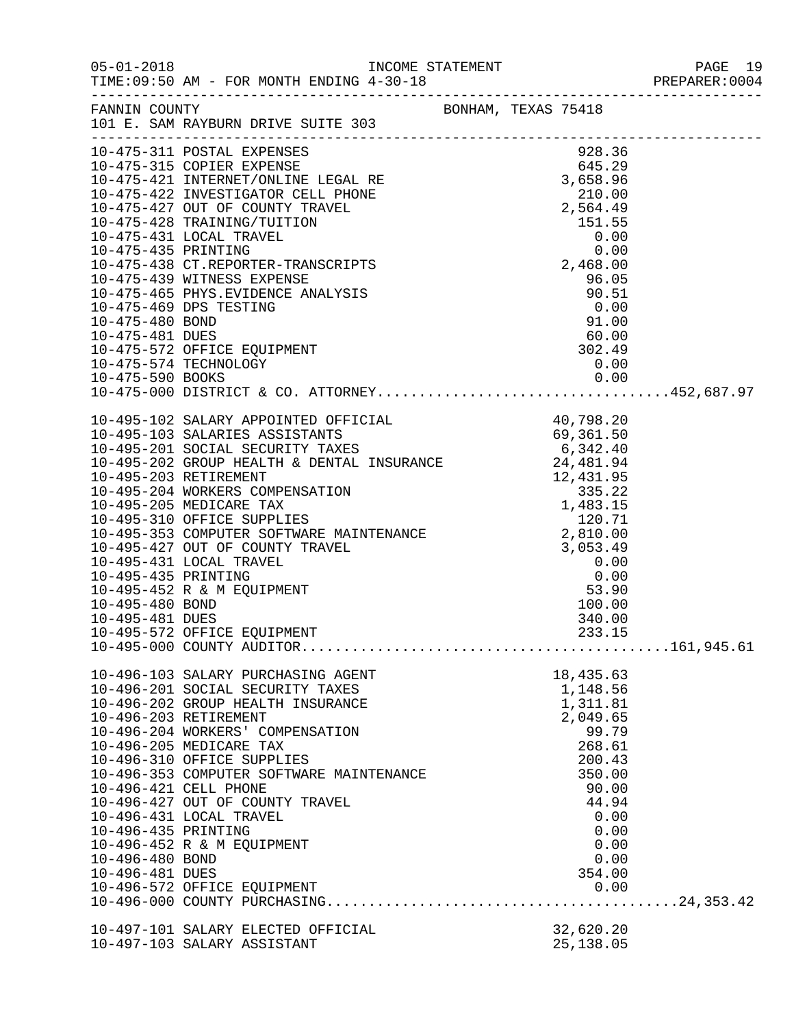05-01-2018 INCOME STATEMENT PAGE 19
TIME:09:50 AM - FOR MONTH ENDING 4-30-18 PREPARER:0004

FANNIN COUNTY BONHAM, TEXAS 75418
101 E. SAM RAYBURN DRIVE SUITE 303

| Account | Description | Amount | Total |
|---|---|---|---|
| 10-475-311 | POSTAL EXPENSES | 928.36 | |
| 10-475-315 | COPIER EXPENSE | 645.29 | |
| 10-475-421 | INTERNET/ONLINE LEGAL RE | 3,658.96 | |
| 10-475-422 | INVESTIGATOR CELL PHONE | 210.00 | |
| 10-475-427 | OUT OF COUNTY TRAVEL | 2,564.49 | |
| 10-475-428 | TRAINING/TUITION | 151.55 | |
| 10-475-431 | LOCAL TRAVEL | 0.00 | |
| 10-475-435 | PRINTING | 0.00 | |
| 10-475-438 | CT.REPORTER-TRANSCRIPTS | 2,468.00 | |
| 10-475-439 | WITNESS EXPENSE | 96.05 | |
| 10-475-465 | PHYS.EVIDENCE ANALYSIS | 90.51 | |
| 10-475-469 | DPS TESTING | 0.00 | |
| 10-475-480 | BOND | 91.00 | |
| 10-475-481 | DUES | 60.00 | |
| 10-475-572 | OFFICE EQUIPMENT | 302.49 | |
| 10-475-574 | TECHNOLOGY | 0.00 | |
| 10-475-590 | BOOKS | 0.00 | |
| 10-475-000 | DISTRICT & CO. ATTORNEY | | 452,687.97 |
| 10-495-102 | SALARY APPOINTED OFFICIAL | 40,798.20 | |
| 10-495-103 | SALARIES ASSISTANTS | 69,361.50 | |
| 10-495-201 | SOCIAL SECURITY TAXES | 6,342.40 | |
| 10-495-202 | GROUP HEALTH & DENTAL INSURANCE | 24,481.94 | |
| 10-495-203 | RETIREMENT | 12,431.95 | |
| 10-495-204 | WORKERS COMPENSATION | 335.22 | |
| 10-495-205 | MEDICARE TAX | 1,483.15 | |
| 10-495-310 | OFFICE SUPPLIES | 120.71 | |
| 10-495-353 | COMPUTER SOFTWARE MAINTENANCE | 2,810.00 | |
| 10-495-427 | OUT OF COUNTY TRAVEL | 3,053.49 | |
| 10-495-431 | LOCAL TRAVEL | 0.00 | |
| 10-495-435 | PRINTING | 0.00 | |
| 10-495-452 | R & M EQUIPMENT | 53.90 | |
| 10-495-480 | BOND | 100.00 | |
| 10-495-481 | DUES | 340.00 | |
| 10-495-572 | OFFICE EQUIPMENT | 233.15 | |
| 10-495-000 | COUNTY AUDITOR | | 161,945.61 |
| 10-496-103 | SALARY PURCHASING AGENT | 18,435.63 | |
| 10-496-201 | SOCIAL SECURITY TAXES | 1,148.56 | |
| 10-496-202 | GROUP HEALTH INSURANCE | 1,311.81 | |
| 10-496-203 | RETIREMENT | 2,049.65 | |
| 10-496-204 | WORKERS' COMPENSATION | 99.79 | |
| 10-496-205 | MEDICARE TAX | 268.61 | |
| 10-496-310 | OFFICE SUPPLIES | 200.43 | |
| 10-496-353 | COMPUTER SOFTWARE MAINTENANCE | 350.00 | |
| 10-496-421 | CELL PHONE | 90.00 | |
| 10-496-427 | OUT OF COUNTY TRAVEL | 44.94 | |
| 10-496-431 | LOCAL TRAVEL | 0.00 | |
| 10-496-435 | PRINTING | 0.00 | |
| 10-496-452 | R & M EQUIPMENT | 0.00 | |
| 10-496-480 | BOND | 0.00 | |
| 10-496-481 | DUES | 354.00 | |
| 10-496-572 | OFFICE EQUIPMENT | 0.00 | |
| 10-496-000 | COUNTY PURCHASING | | 24,353.42 |
| 10-497-101 | SALARY ELECTED OFFICIAL | 32,620.20 | |
| 10-497-103 | SALARY ASSISTANT | 25,138.05 | |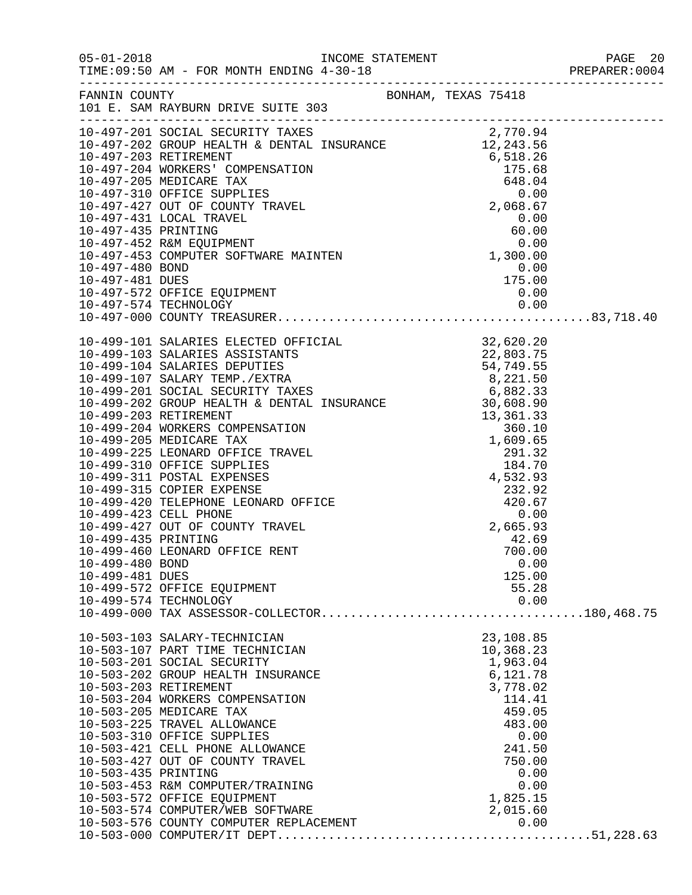FANNIN COUNTY — BONHAM, TEXAS 75418
101 E. SAM RAYBURN DRIVE SUITE 303

INCOME STATEMENT — FOR MONTH ENDING 4-30-18

| Account | Description | Amount | Total |
|---|---|---|---|
| 10-497-201 | SOCIAL SECURITY TAXES | 2,770.94 | |
| 10-497-202 | GROUP HEALTH & DENTAL INSURANCE | 12,243.56 | |
| 10-497-203 | RETIREMENT | 6,518.26 | |
| 10-497-204 | WORKERS' COMPENSATION | 175.68 | |
| 10-497-205 | MEDICARE TAX | 648.04 | |
| 10-497-310 | OFFICE SUPPLIES | 0.00 | |
| 10-497-427 | OUT OF COUNTY TRAVEL | 2,068.67 | |
| 10-497-431 | LOCAL TRAVEL | 0.00 | |
| 10-497-435 | PRINTING | 60.00 | |
| 10-497-452 | R&M EQUIPMENT | 0.00 | |
| 10-497-453 | COMPUTER SOFTWARE MAINTEN | 1,300.00 | |
| 10-497-480 | BOND | 0.00 | |
| 10-497-481 | DUES | 175.00 | |
| 10-497-572 | OFFICE EQUIPMENT | 0.00 | |
| 10-497-574 | TECHNOLOGY | 0.00 | |
| 10-497-000 | COUNTY TREASURER | | 83,718.40 |
| 10-499-101 | SALARIES ELECTED OFFICIAL | 32,620.20 | |
| 10-499-103 | SALARIES ASSISTANTS | 22,803.75 | |
| 10-499-104 | SALARIES DEPUTIES | 54,749.55 | |
| 10-499-107 | SALARY TEMP./EXTRA | 8,221.50 | |
| 10-499-201 | SOCIAL SECURITY TAXES | 6,882.33 | |
| 10-499-202 | GROUP HEALTH & DENTAL INSURANCE | 30,608.90 | |
| 10-499-203 | RETIREMENT | 13,361.33 | |
| 10-499-204 | WORKERS COMPENSATION | 360.10 | |
| 10-499-205 | MEDICARE TAX | 1,609.65 | |
| 10-499-225 | LEONARD OFFICE TRAVEL | 291.32 | |
| 10-499-310 | OFFICE SUPPLIES | 184.70 | |
| 10-499-311 | POSTAL EXPENSES | 4,532.93 | |
| 10-499-315 | COPIER EXPENSE | 232.92 | |
| 10-499-420 | TELEPHONE LEONARD OFFICE | 420.67 | |
| 10-499-423 | CELL PHONE | 0.00 | |
| 10-499-427 | OUT OF COUNTY TRAVEL | 2,665.93 | |
| 10-499-435 | PRINTING | 42.69 | |
| 10-499-460 | LEONARD OFFICE RENT | 700.00 | |
| 10-499-480 | BOND | 0.00 | |
| 10-499-481 | DUES | 125.00 | |
| 10-499-572 | OFFICE EQUIPMENT | 55.28 | |
| 10-499-574 | TECHNOLOGY | 0.00 | |
| 10-499-000 | TAX ASSESSOR-COLLECTOR | | 180,468.75 |
| 10-503-103 | SALARY-TECHNICIAN | 23,108.85 | |
| 10-503-107 | PART TIME TECHNICIAN | 10,368.23 | |
| 10-503-201 | SOCIAL SECURITY | 1,963.04 | |
| 10-503-202 | GROUP HEALTH INSURANCE | 6,121.78 | |
| 10-503-203 | RETIREMENT | 3,778.02 | |
| 10-503-204 | WORKERS COMPENSATION | 114.41 | |
| 10-503-205 | MEDICARE TAX | 459.05 | |
| 10-503-225 | TRAVEL ALLOWANCE | 483.00 | |
| 10-503-310 | OFFICE SUPPLIES | 0.00 | |
| 10-503-421 | CELL PHONE ALLOWANCE | 241.50 | |
| 10-503-427 | OUT OF COUNTY TRAVEL | 750.00 | |
| 10-503-435 | PRINTING | 0.00 | |
| 10-503-453 | R&M COMPUTER/TRAINING | 0.00 | |
| 10-503-572 | OFFICE EQUIPMENT | 1,825.15 | |
| 10-503-574 | COMPUTER/WEB SOFTWARE | 2,015.60 | |
| 10-503-576 | COUNTY COMPUTER REPLACEMENT | 0.00 | |
| 10-503-000 | COMPUTER/IT DEPT | | 51,228.63 |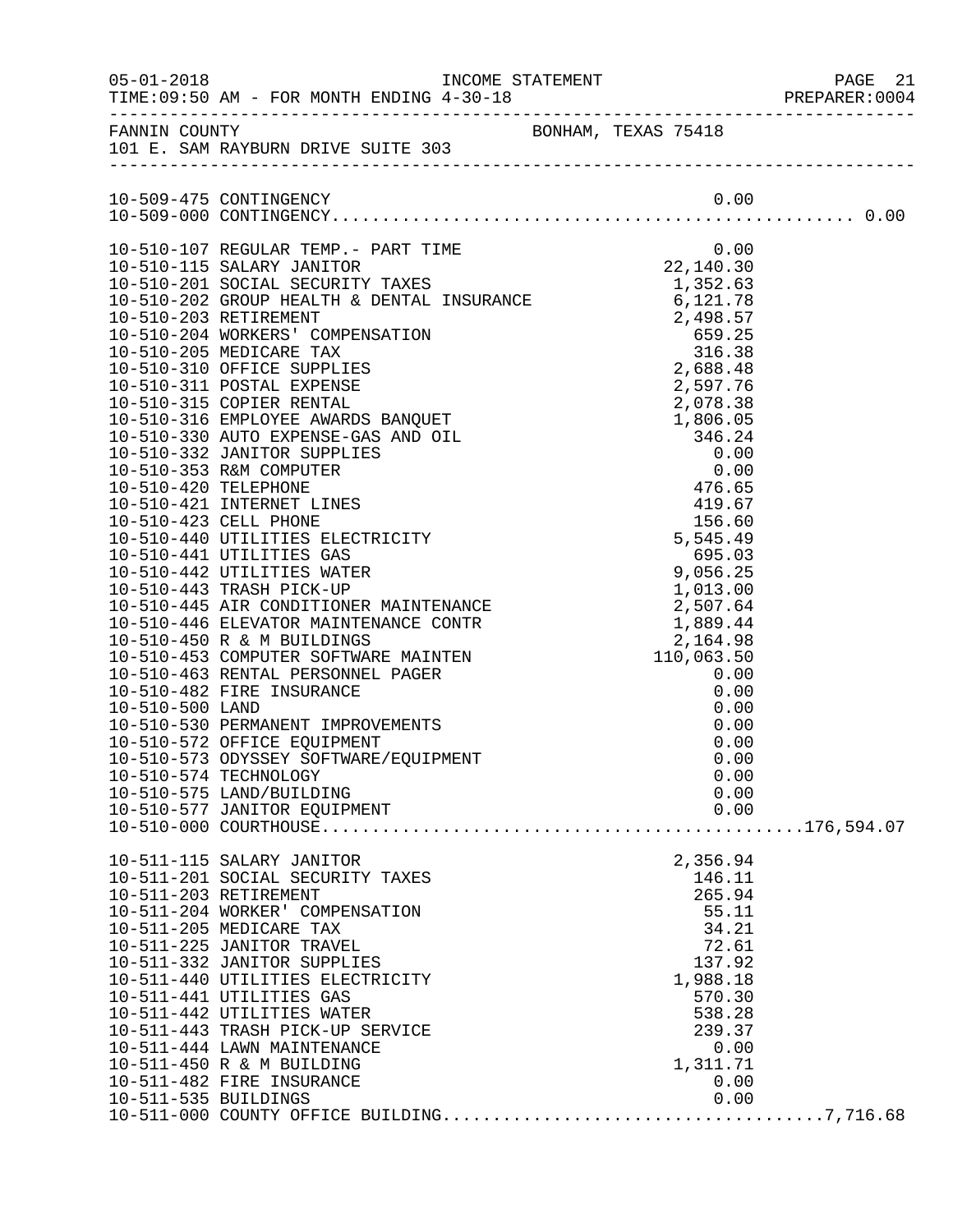FANNIN COUNTY — BONHAM, TEXAS 75418
101 E. SAM RAYBURN DRIVE SUITE 303

INCOME STATEMENT — TIME:09:50 AM - FOR MONTH ENDING 4-30-18

| Account | Description | Amount | Total |
|---|---|---|---|
| 10-509-475 | CONTINGENCY | 0.00 | |
| 10-509-000 | CONTINGENCY | | 0.00 |
| 10-510-107 | REGULAR TEMP.- PART TIME | 0.00 | |
| 10-510-115 | SALARY JANITOR | 22,140.30 | |
| 10-510-201 | SOCIAL SECURITY TAXES | 1,352.63 | |
| 10-510-202 | GROUP HEALTH & DENTAL INSURANCE | 6,121.78 | |
| 10-510-203 | RETIREMENT | 2,498.57 | |
| 10-510-204 | WORKERS' COMPENSATION | 659.25 | |
| 10-510-205 | MEDICARE TAX | 316.38 | |
| 10-510-310 | OFFICE SUPPLIES | 2,688.48 | |
| 10-510-311 | POSTAL EXPENSE | 2,597.76 | |
| 10-510-315 | COPIER RENTAL | 2,078.38 | |
| 10-510-316 | EMPLOYEE AWARDS BANQUET | 1,806.05 | |
| 10-510-330 | AUTO EXPENSE-GAS AND OIL | 346.24 | |
| 10-510-332 | JANITOR SUPPLIES | 0.00 | |
| 10-510-353 | R&M COMPUTER | 0.00 | |
| 10-510-420 | TELEPHONE | 476.65 | |
| 10-510-421 | INTERNET LINES | 419.67 | |
| 10-510-423 | CELL PHONE | 156.60 | |
| 10-510-440 | UTILITIES ELECTRICITY | 5,545.49 | |
| 10-510-441 | UTILITIES GAS | 695.03 | |
| 10-510-442 | UTILITIES WATER | 9,056.25 | |
| 10-510-443 | TRASH PICK-UP | 1,013.00 | |
| 10-510-445 | AIR CONDITIONER MAINTENANCE | 2,507.64 | |
| 10-510-446 | ELEVATOR MAINTENANCE CONTR | 1,889.44 | |
| 10-510-450 | R & M BUILDINGS | 2,164.98 | |
| 10-510-453 | COMPUTER SOFTWARE MAINTEN | 110,063.50 | |
| 10-510-463 | RENTAL PERSONNEL PAGER | 0.00 | |
| 10-510-482 | FIRE INSURANCE | 0.00 | |
| 10-510-500 | LAND | 0.00 | |
| 10-510-530 | PERMANENT IMPROVEMENTS | 0.00 | |
| 10-510-572 | OFFICE EQUIPMENT | 0.00 | |
| 10-510-573 | ODYSSEY SOFTWARE/EQUIPMENT | 0.00 | |
| 10-510-574 | TECHNOLOGY | 0.00 | |
| 10-510-575 | LAND/BUILDING | 0.00 | |
| 10-510-577 | JANITOR EQUIPMENT | 0.00 | |
| 10-510-000 | COURTHOUSE | | 176,594.07 |
| 10-511-115 | SALARY JANITOR | 2,356.94 | |
| 10-511-201 | SOCIAL SECURITY TAXES | 146.11 | |
| 10-511-203 | RETIREMENT | 265.94 | |
| 10-511-204 | WORKER' COMPENSATION | 55.11 | |
| 10-511-205 | MEDICARE TAX | 34.21 | |
| 10-511-225 | JANITOR TRAVEL | 72.61 | |
| 10-511-332 | JANITOR SUPPLIES | 137.92 | |
| 10-511-440 | UTILITIES ELECTRICITY | 1,988.18 | |
| 10-511-441 | UTILITIES GAS | 570.30 | |
| 10-511-442 | UTILITIES WATER | 538.28 | |
| 10-511-443 | TRASH PICK-UP SERVICE | 239.37 | |
| 10-511-444 | LAWN MAINTENANCE | 0.00 | |
| 10-511-450 | R & M BUILDING | 1,311.71 | |
| 10-511-482 | FIRE INSURANCE | 0.00 | |
| 10-511-535 | BUILDINGS | 0.00 | |
| 10-511-000 | COUNTY OFFICE BUILDING | | 7,716.68 |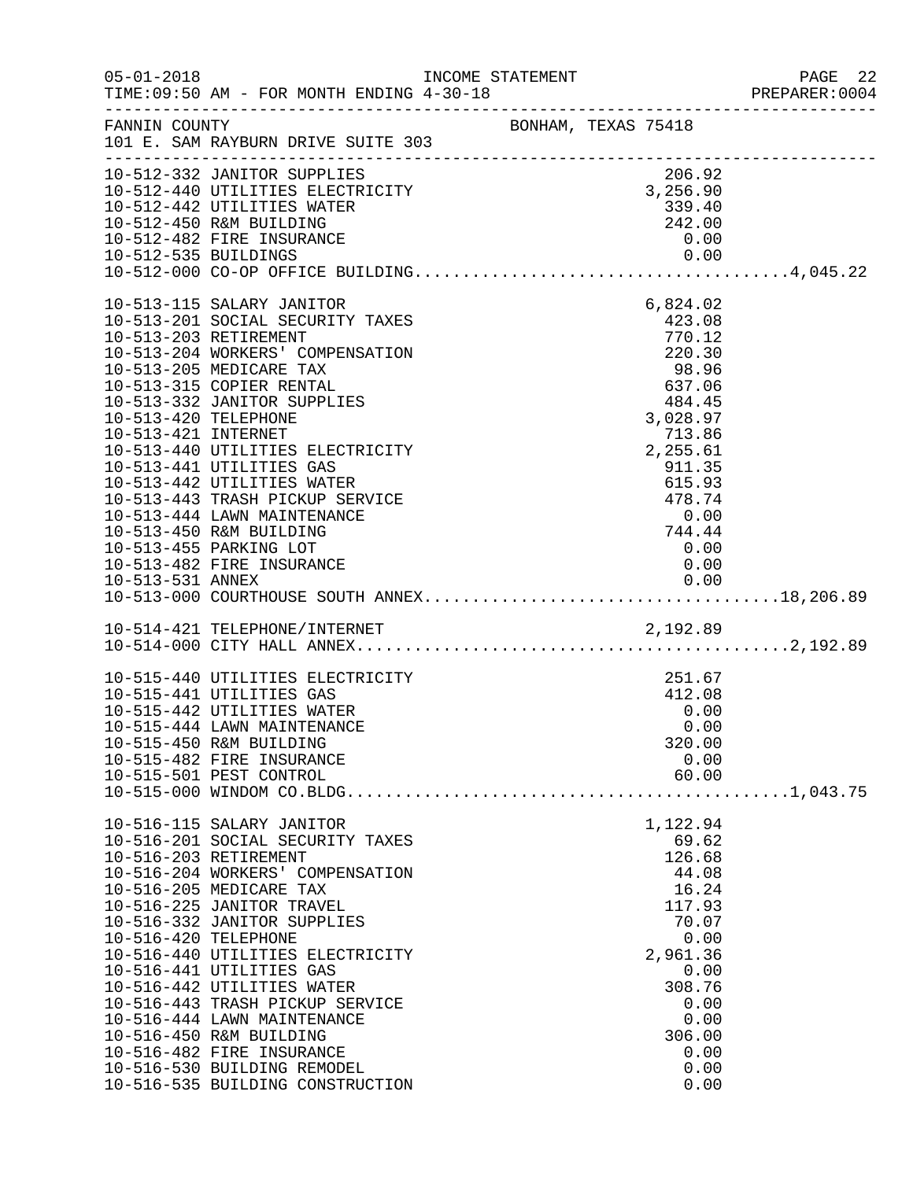FANNIN COUNTY — BONHAM, TEXAS 75418
101 E. SAM RAYBURN DRIVE SUITE 303

INCOME STATEMENT — FOR MONTH ENDING 4-30-18

| Account | Description | Amount | Total |
|---|---|---|---|
| 10-512-332 | JANITOR SUPPLIES | 206.92 | |
| 10-512-440 | UTILITIES ELECTRICITY | 3,256.90 | |
| 10-512-442 | UTILITIES WATER | 339.40 | |
| 10-512-450 | R&M BUILDING | 242.00 | |
| 10-512-482 | FIRE INSURANCE | 0.00 | |
| 10-512-535 | BUILDINGS | 0.00 | |
| 10-512-000 | CO-OP OFFICE BUILDING | | 4,045.22 |
| 10-513-115 | SALARY JANITOR | 6,824.02 | |
| 10-513-201 | SOCIAL SECURITY TAXES | 423.08 | |
| 10-513-203 | RETIREMENT | 770.12 | |
| 10-513-204 | WORKERS' COMPENSATION | 220.30 | |
| 10-513-205 | MEDICARE TAX | 98.96 | |
| 10-513-315 | COPIER RENTAL | 637.06 | |
| 10-513-332 | JANITOR SUPPLIES | 484.45 | |
| 10-513-420 | TELEPHONE | 3,028.97 | |
| 10-513-421 | INTERNET | 713.86 | |
| 10-513-440 | UTILITIES ELECTRICITY | 2,255.61 | |
| 10-513-441 | UTILITIES GAS | 911.35 | |
| 10-513-442 | UTILITIES WATER | 615.93 | |
| 10-513-443 | TRASH PICKUP SERVICE | 478.74 | |
| 10-513-444 | LAWN MAINTENANCE | 0.00 | |
| 10-513-450 | R&M BUILDING | 744.44 | |
| 10-513-455 | PARKING LOT | 0.00 | |
| 10-513-482 | FIRE INSURANCE | 0.00 | |
| 10-513-531 | ANNEX | 0.00 | |
| 10-513-000 | COURTHOUSE SOUTH ANNEX | | 18,206.89 |
| 10-514-421 | TELEPHONE/INTERNET | 2,192.89 | |
| 10-514-000 | CITY HALL ANNEX | | 2,192.89 |
| 10-515-440 | UTILITIES ELECTRICITY | 251.67 | |
| 10-515-441 | UTILITIES GAS | 412.08 | |
| 10-515-442 | UTILITIES WATER | 0.00 | |
| 10-515-444 | LAWN MAINTENANCE | 0.00 | |
| 10-515-450 | R&M BUILDING | 320.00 | |
| 10-515-482 | FIRE INSURANCE | 0.00 | |
| 10-515-501 | PEST CONTROL | 60.00 | |
| 10-515-000 | WINDOM CO.BLDG. | | 1,043.75 |
| 10-516-115 | SALARY JANITOR | 1,122.94 | |
| 10-516-201 | SOCIAL SECURITY TAXES | 69.62 | |
| 10-516-203 | RETIREMENT | 126.68 | |
| 10-516-204 | WORKERS' COMPENSATION | 44.08 | |
| 10-516-205 | MEDICARE TAX | 16.24 | |
| 10-516-225 | JANITOR TRAVEL | 117.93 | |
| 10-516-332 | JANITOR SUPPLIES | 70.07 | |
| 10-516-420 | TELEPHONE | 0.00 | |
| 10-516-440 | UTILITIES ELECTRICITY | 2,961.36 | |
| 10-516-441 | UTILITIES GAS | 0.00 | |
| 10-516-442 | UTILITIES WATER | 308.76 | |
| 10-516-443 | TRASH PICKUP SERVICE | 0.00 | |
| 10-516-444 | LAWN MAINTENANCE | 0.00 | |
| 10-516-450 | R&M BUILDING | 306.00 | |
| 10-516-482 | FIRE INSURANCE | 0.00 | |
| 10-516-530 | BUILDING REMODEL | 0.00 | |
| 10-516-535 | BUILDING CONSTRUCTION | 0.00 | |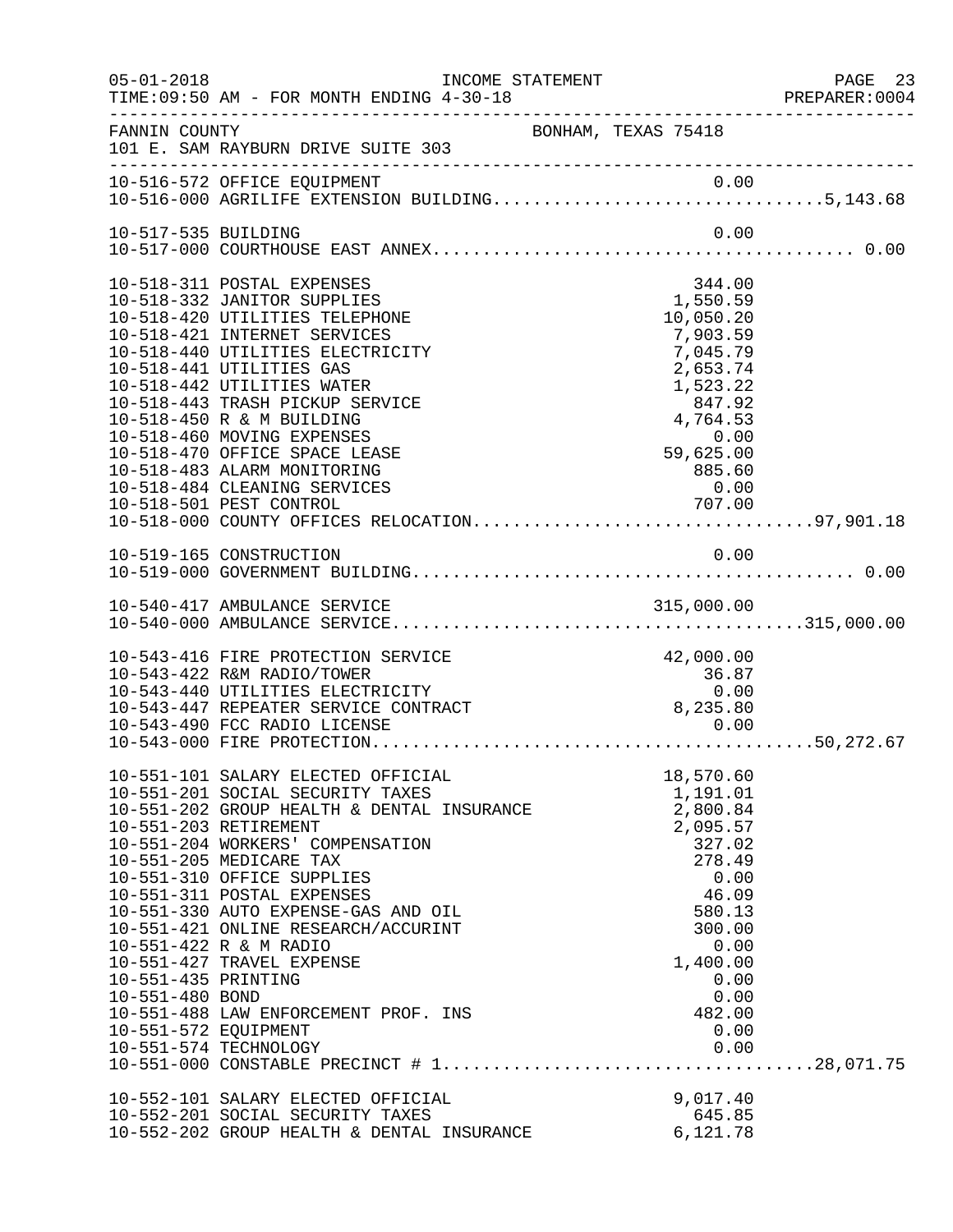FANNIN COUNTY — BONHAM, TEXAS 75418
101 E. SAM RAYBURN DRIVE SUITE 303

INCOME STATEMENT — FOR MONTH ENDING 4-30-18

| Account | Description | Amount | Total |
|---|---|---|---|
| 10-516-572 | OFFICE EQUIPMENT | 0.00 | |
| 10-516-000 | AGRILIFE EXTENSION BUILDING | | 5,143.68 |
| 10-517-535 | BUILDING | 0.00 | |
| 10-517-000 | COURTHOUSE EAST ANNEX | | 0.00 |
| 10-518-311 | POSTAL EXPENSES | 344.00 | |
| 10-518-332 | JANITOR SUPPLIES | 1,550.59 | |
| 10-518-420 | UTILITIES TELEPHONE | 10,050.20 | |
| 10-518-421 | INTERNET SERVICES | 7,903.59 | |
| 10-518-440 | UTILITIES ELECTRICITY | 7,045.79 | |
| 10-518-441 | UTILITIES GAS | 2,653.74 | |
| 10-518-442 | UTILITIES WATER | 1,523.22 | |
| 10-518-443 | TRASH PICKUP SERVICE | 847.92 | |
| 10-518-450 | R & M BUILDING | 4,764.53 | |
| 10-518-460 | MOVING EXPENSES | 0.00 | |
| 10-518-470 | OFFICE SPACE LEASE | 59,625.00 | |
| 10-518-483 | ALARM MONITORING | 885.60 | |
| 10-518-484 | CLEANING SERVICES | 0.00 | |
| 10-518-501 | PEST CONTROL | 707.00 | |
| 10-518-000 | COUNTY OFFICES RELOCATION | | 97,901.18 |
| 10-519-165 | CONSTRUCTION | 0.00 | |
| 10-519-000 | GOVERNMENT BUILDING | | 0.00 |
| 10-540-417 | AMBULANCE SERVICE | 315,000.00 | |
| 10-540-000 | AMBULANCE SERVICE | | 315,000.00 |
| 10-543-416 | FIRE PROTECTION SERVICE | 42,000.00 | |
| 10-543-422 | R&M RADIO/TOWER | 36.87 | |
| 10-543-440 | UTILITIES ELECTRICITY | 0.00 | |
| 10-543-447 | REPEATER SERVICE CONTRACT | 8,235.80 | |
| 10-543-490 | FCC RADIO LICENSE | 0.00 | |
| 10-543-000 | FIRE PROTECTION | | 50,272.67 |
| 10-551-101 | SALARY ELECTED OFFICIAL | 18,570.60 | |
| 10-551-201 | SOCIAL SECURITY TAXES | 1,191.01 | |
| 10-551-202 | GROUP HEALTH & DENTAL INSURANCE | 2,800.84 | |
| 10-551-203 | RETIREMENT | 2,095.57 | |
| 10-551-204 | WORKERS' COMPENSATION | 327.02 | |
| 10-551-205 | MEDICARE TAX | 278.49 | |
| 10-551-310 | OFFICE SUPPLIES | 0.00 | |
| 10-551-311 | POSTAL EXPENSES | 46.09 | |
| 10-551-330 | AUTO EXPENSE-GAS AND OIL | 580.13 | |
| 10-551-421 | ONLINE RESEARCH/ACCURINT | 300.00 | |
| 10-551-422 | R & M RADIO | 0.00 | |
| 10-551-427 | TRAVEL EXPENSE | 1,400.00 | |
| 10-551-435 | PRINTING | 0.00 | |
| 10-551-480 | BOND | 0.00 | |
| 10-551-488 | LAW ENFORCEMENT PROF. INS | 482.00 | |
| 10-551-572 | EQUIPMENT | 0.00 | |
| 10-551-574 | TECHNOLOGY | 0.00 | |
| 10-551-000 | CONSTABLE PRECINCT # 1 | | 28,071.75 |
| 10-552-101 | SALARY ELECTED OFFICIAL | 9,017.40 | |
| 10-552-201 | SOCIAL SECURITY TAXES | 645.85 | |
| 10-552-202 | GROUP HEALTH & DENTAL INSURANCE | 6,121.78 | |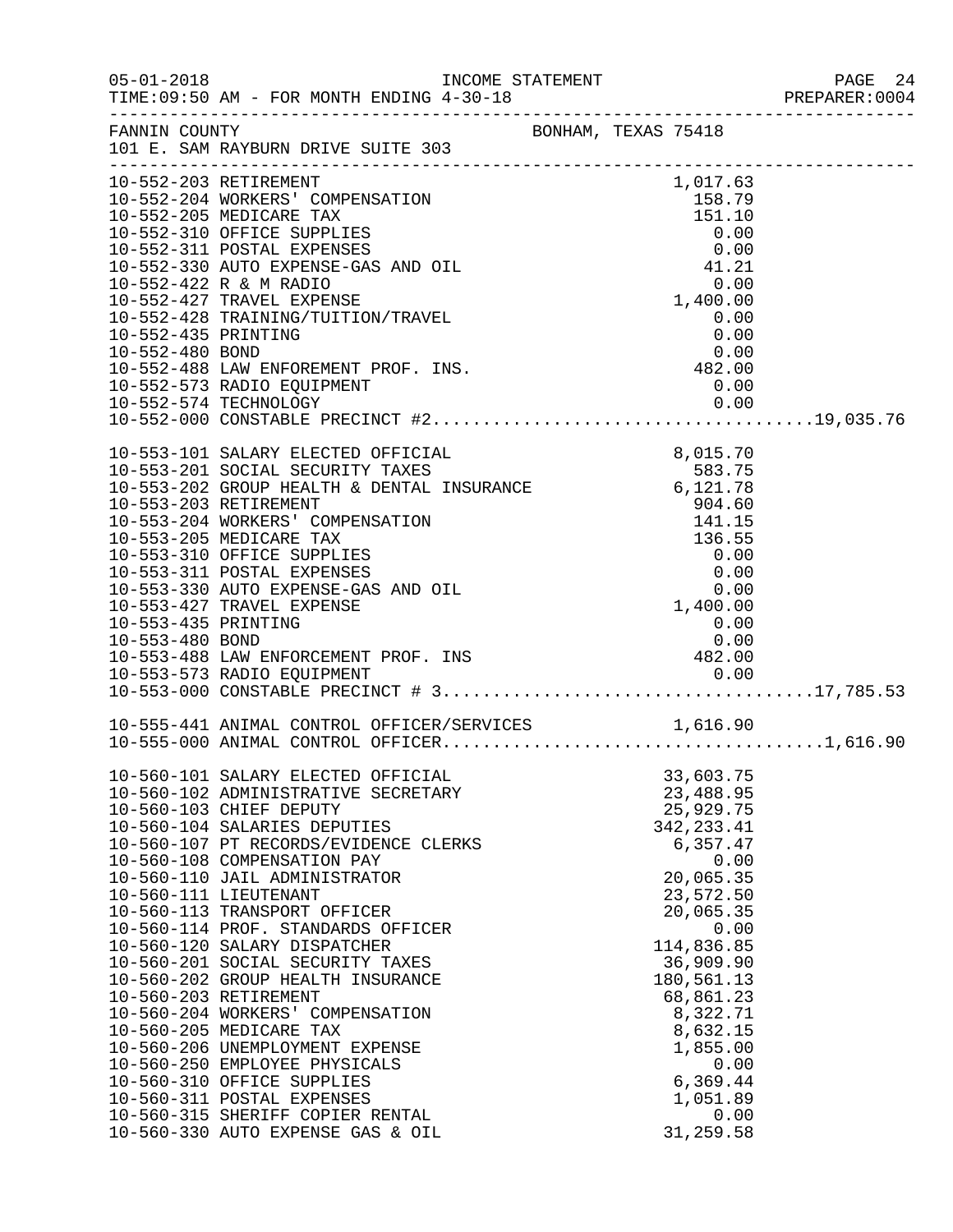FANNIN COUNTY — BONHAM, TEXAS 75418
101 E. SAM RAYBURN DRIVE SUITE 303

INCOME STATEMENT — FOR MONTH ENDING 4-30-18

| Account | Description | Amount | Total |
|---|---|---|---|
| 10-552-203 | RETIREMENT | 1,017.63 | |
| 10-552-204 | WORKERS' COMPENSATION | 158.79 | |
| 10-552-205 | MEDICARE TAX | 151.10 | |
| 10-552-310 | OFFICE SUPPLIES | 0.00 | |
| 10-552-311 | POSTAL EXPENSES | 0.00 | |
| 10-552-330 | AUTO EXPENSE-GAS AND OIL | 41.21 | |
| 10-552-422 | R & M RADIO | 0.00 | |
| 10-552-427 | TRAVEL EXPENSE | 1,400.00 | |
| 10-552-428 | TRAINING/TUITION/TRAVEL | 0.00 | |
| 10-552-435 | PRINTING | 0.00 | |
| 10-552-480 | BOND | 0.00 | |
| 10-552-488 | LAW ENFOREMENT PROF. INS. | 482.00 | |
| 10-552-573 | RADIO EQUIPMENT | 0.00 | |
| 10-552-574 | TECHNOLOGY | 0.00 | |
| 10-552-000 | CONSTABLE PRECINCT #2 | | 19,035.76 |
| 10-553-101 | SALARY ELECTED OFFICIAL | 8,015.70 | |
| 10-553-201 | SOCIAL SECURITY TAXES | 583.75 | |
| 10-553-202 | GROUP HEALTH & DENTAL INSURANCE | 6,121.78 | |
| 10-553-203 | RETIREMENT | 904.60 | |
| 10-553-204 | WORKERS' COMPENSATION | 141.15 | |
| 10-553-205 | MEDICARE TAX | 136.55 | |
| 10-553-310 | OFFICE SUPPLIES | 0.00 | |
| 10-553-311 | POSTAL EXPENSES | 0.00 | |
| 10-553-330 | AUTO EXPENSE-GAS AND OIL | 0.00 | |
| 10-553-427 | TRAVEL EXPENSE | 1,400.00 | |
| 10-553-435 | PRINTING | 0.00 | |
| 10-553-480 | BOND | 0.00 | |
| 10-553-488 | LAW ENFORCEMENT PROF. INS | 482.00 | |
| 10-553-573 | RADIO EQUIPMENT | 0.00 | |
| 10-553-000 | CONSTABLE PRECINCT # 3 | | 17,785.53 |
| 10-555-441 | ANIMAL CONTROL OFFICER/SERVICES | 1,616.90 | |
| 10-555-000 | ANIMAL CONTROL OFFICER | | 1,616.90 |
| 10-560-101 | SALARY ELECTED OFFICIAL | 33,603.75 | |
| 10-560-102 | ADMINISTRATIVE SECRETARY | 23,488.95 | |
| 10-560-103 | CHIEF DEPUTY | 25,929.75 | |
| 10-560-104 | SALARIES DEPUTIES | 342,233.41 | |
| 10-560-107 | PT RECORDS/EVIDENCE CLERKS | 6,357.47 | |
| 10-560-108 | COMPENSATION PAY | 0.00 | |
| 10-560-110 | JAIL ADMINISTRATOR | 20,065.35 | |
| 10-560-111 | LIEUTENANT | 23,572.50 | |
| 10-560-113 | TRANSPORT OFFICER | 20,065.35 | |
| 10-560-114 | PROF. STANDARDS OFFICER | 0.00 | |
| 10-560-120 | SALARY DISPATCHER | 114,836.85 | |
| 10-560-201 | SOCIAL SECURITY TAXES | 36,909.90 | |
| 10-560-202 | GROUP HEALTH INSURANCE | 180,561.13 | |
| 10-560-203 | RETIREMENT | 68,861.23 | |
| 10-560-204 | WORKERS' COMPENSATION | 8,322.71 | |
| 10-560-205 | MEDICARE TAX | 8,632.15 | |
| 10-560-206 | UNEMPLOYMENT EXPENSE | 1,855.00 | |
| 10-560-250 | EMPLOYEE PHYSICALS | 0.00 | |
| 10-560-310 | OFFICE SUPPLIES | 6,369.44 | |
| 10-560-311 | POSTAL EXPENSES | 1,051.89 | |
| 10-560-315 | SHERIFF COPIER RENTAL | 0.00 | |
| 10-560-330 | AUTO EXPENSE GAS & OIL | 31,259.58 | |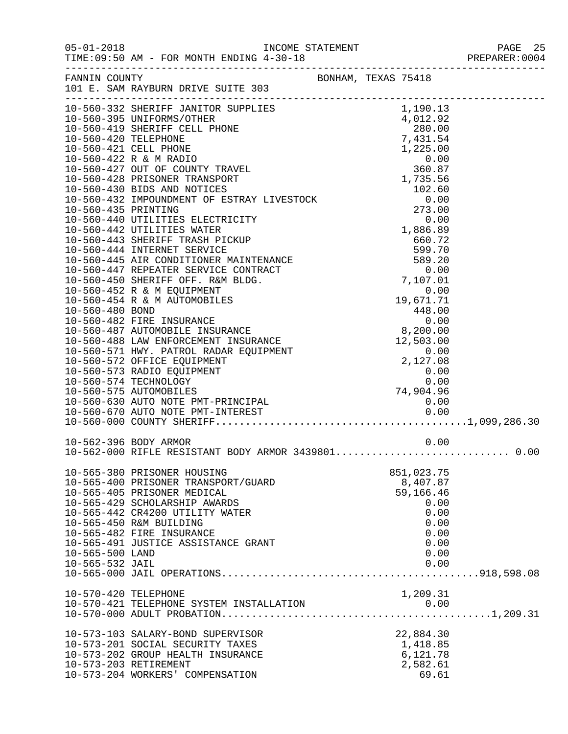FANNIN COUNTY — BONHAM, TEXAS 75418
101 E. SAM RAYBURN DRIVE SUITE 303

INCOME STATEMENT
TIME:09:50 AM - FOR MONTH ENDING 4-30-18

| Account | Description | Amount | Total |
|---|---|---|---|
| 10-560-332 | SHERIFF JANITOR SUPPLIES | 1,190.13 | |
| 10-560-395 | UNIFORMS/OTHER | 4,012.92 | |
| 10-560-419 | SHERIFF CELL PHONE | 280.00 | |
| 10-560-420 | TELEPHONE | 7,431.54 | |
| 10-560-421 | CELL PHONE | 1,225.00 | |
| 10-560-422 | R & M RADIO | 0.00 | |
| 10-560-427 | OUT OF COUNTY TRAVEL | 360.87 | |
| 10-560-428 | PRISONER TRANSPORT | 1,735.56 | |
| 10-560-430 | BIDS AND NOTICES | 102.60 | |
| 10-560-432 | IMPOUNDMENT OF ESTRAY LIVESTOCK | 0.00 | |
| 10-560-435 | PRINTING | 273.00 | |
| 10-560-440 | UTILITIES ELECTRICITY | 0.00 | |
| 10-560-442 | UTILITIES WATER | 1,886.89 | |
| 10-560-443 | SHERIFF TRASH PICKUP | 660.72 | |
| 10-560-444 | INTERNET SERVICE | 599.70 | |
| 10-560-445 | AIR CONDITIONER MAINTENANCE | 589.20 | |
| 10-560-447 | REPEATER SERVICE CONTRACT | 0.00 | |
| 10-560-450 | SHERIFF OFF. R&M BLDG. | 7,107.01 | |
| 10-560-452 | R & M EQUIPMENT | 0.00 | |
| 10-560-454 | R & M AUTOMOBILES | 19,671.71 | |
| 10-560-480 | BOND | 448.00 | |
| 10-560-482 | FIRE INSURANCE | 0.00 | |
| 10-560-487 | AUTOMOBILE INSURANCE | 8,200.00 | |
| 10-560-488 | LAW ENFORCEMENT INSURANCE | 12,503.00 | |
| 10-560-571 | HWY. PATROL RADAR EQUIPMENT | 0.00 | |
| 10-560-572 | OFFICE EQUIPMENT | 2,127.08 | |
| 10-560-573 | RADIO EQUIPMENT | 0.00 | |
| 10-560-574 | TECHNOLOGY | 0.00 | |
| 10-560-575 | AUTOMOBILES | 74,904.96 | |
| 10-560-630 | AUTO NOTE PMT-PRINCIPAL | 0.00 | |
| 10-560-670 | AUTO NOTE PMT-INTEREST | 0.00 | |
| 10-560-000 | COUNTY SHERIFF | | 1,099,286.30 |
| | | | |
| 10-562-396 | BODY ARMOR | 0.00 | |
| 10-562-000 | RIFLE RESISTANT BODY ARMOR 3439801 | | 0.00 |
| | | | |
| 10-565-380 | PRISONER HOUSING | 851,023.75 | |
| 10-565-400 | PRISONER TRANSPORT/GUARD | 8,407.87 | |
| 10-565-405 | PRISONER MEDICAL | 59,166.46 | |
| 10-565-429 | SCHOLARSHIP AWARDS | 0.00 | |
| 10-565-442 | CR4200 UTILITY WATER | 0.00 | |
| 10-565-450 | R&M BUILDING | 0.00 | |
| 10-565-482 | FIRE INSURANCE | 0.00 | |
| 10-565-491 | JUSTICE ASSISTANCE GRANT | 0.00 | |
| 10-565-500 | LAND | 0.00 | |
| 10-565-532 | JAIL | 0.00 | |
| 10-565-000 | JAIL OPERATIONS | | 918,598.08 |
| | | | |
| 10-570-420 | TELEPHONE | 1,209.31 | |
| 10-570-421 | TELEPHONE SYSTEM INSTALLATION | 0.00 | |
| 10-570-000 | ADULT PROBATION | | 1,209.31 |
| | | | |
| 10-573-103 | SALARY-BOND SUPERVISOR | 22,884.30 | |
| 10-573-201 | SOCIAL SECURITY TAXES | 1,418.85 | |
| 10-573-202 | GROUP HEALTH INSURANCE | 6,121.78 | |
| 10-573-203 | RETIREMENT | 2,582.61 | |
| 10-573-204 | WORKERS' COMPENSATION | 69.61 | |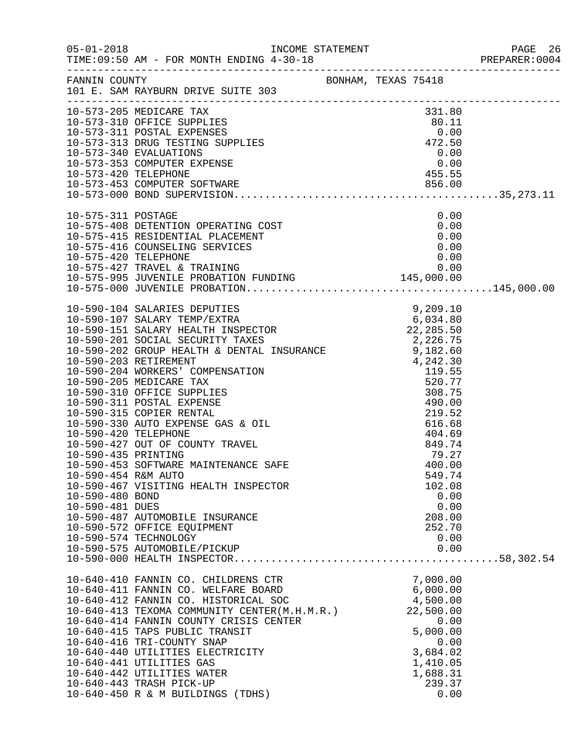FANNIN COUNTY — BONHAM, TEXAS 75418
101 E. SAM RAYBURN DRIVE SUITE 303

INCOME STATEMENT — FOR MONTH ENDING 4-30-18

| Account | Description | Amount | Total |
|---|---|---|---|
| 10-573-205 | MEDICARE TAX | 331.80 | |
| 10-573-310 | OFFICE SUPPLIES | 80.11 | |
| 10-573-311 | POSTAL EXPENSES | 0.00 | |
| 10-573-313 | DRUG TESTING SUPPLIES | 472.50 | |
| 10-573-340 | EVALUATIONS | 0.00 | |
| 10-573-353 | COMPUTER EXPENSE | 0.00 | |
| 10-573-420 | TELEPHONE | 455.55 | |
| 10-573-453 | COMPUTER SOFTWARE | 856.00 | |
| 10-573-000 | BOND SUPERVISION | | 35,273.11 |
| 10-575-311 | POSTAGE | 0.00 | |
| 10-575-408 | DETENTION OPERATING COST | 0.00 | |
| 10-575-415 | RESIDENTIAL PLACEMENT | 0.00 | |
| 10-575-416 | COUNSELING SERVICES | 0.00 | |
| 10-575-420 | TELEPHONE | 0.00 | |
| 10-575-427 | TRAVEL & TRAINING | 0.00 | |
| 10-575-995 | JUVENILE PROBATION FUNDING | 145,000.00 | |
| 10-575-000 | JUVENILE PROBATION | | 145,000.00 |
| 10-590-104 | SALARIES DEPUTIES | 9,209.10 | |
| 10-590-107 | SALARY TEMP/EXTRA | 6,034.80 | |
| 10-590-151 | SALARY HEALTH INSPECTOR | 22,285.50 | |
| 10-590-201 | SOCIAL SECURITY TAXES | 2,226.75 | |
| 10-590-202 | GROUP HEALTH & DENTAL INSURANCE | 9,182.60 | |
| 10-590-203 | RETIREMENT | 4,242.30 | |
| 10-590-204 | WORKERS' COMPENSATION | 119.55 | |
| 10-590-205 | MEDICARE TAX | 520.77 | |
| 10-590-310 | OFFICE SUPPLIES | 308.75 | |
| 10-590-311 | POSTAL EXPENSE | 490.00 | |
| 10-590-315 | COPIER RENTAL | 219.52 | |
| 10-590-330 | AUTO EXPENSE GAS & OIL | 616.68 | |
| 10-590-420 | TELEPHONE | 404.69 | |
| 10-590-427 | OUT OF COUNTY TRAVEL | 849.74 | |
| 10-590-435 | PRINTING | 79.27 | |
| 10-590-453 | SOFTWARE MAINTENANCE SAFE | 400.00 | |
| 10-590-454 | R&M AUTO | 549.74 | |
| 10-590-467 | VISITING HEALTH INSPECTOR | 102.08 | |
| 10-590-480 | BOND | 0.00 | |
| 10-590-481 | DUES | 0.00 | |
| 10-590-487 | AUTOMOBILE INSURANCE | 208.00 | |
| 10-590-572 | OFFICE EQUIPMENT | 252.70 | |
| 10-590-574 | TECHNOLOGY | 0.00 | |
| 10-590-575 | AUTOMOBILE/PICKUP | 0.00 | |
| 10-590-000 | HEALTH INSPECTOR | | 58,302.54 |
| 10-640-410 | FANNIN CO. CHILDRENS CTR | 7,000.00 | |
| 10-640-411 | FANNIN CO. WELFARE BOARD | 6,000.00 | |
| 10-640-412 | FANNIN CO. HISTORICAL SOC | 4,500.00 | |
| 10-640-413 | TEXOMA COMMUNITY CENTER(M.H.M.R.) | 22,500.00 | |
| 10-640-414 | FANNIN COUNTY CRISIS CENTER | 0.00 | |
| 10-640-415 | TAPS PUBLIC TRANSIT | 5,000.00 | |
| 10-640-416 | TRI-COUNTY SNAP | 0.00 | |
| 10-640-440 | UTILITIES ELECTRICITY | 3,684.02 | |
| 10-640-441 | UTILITIES GAS | 1,410.05 | |
| 10-640-442 | UTILITIES WATER | 1,688.31 | |
| 10-640-443 | TRASH PICK-UP | 239.37 | |
| 10-640-450 | R & M BUILDINGS (TDHS) | 0.00 | |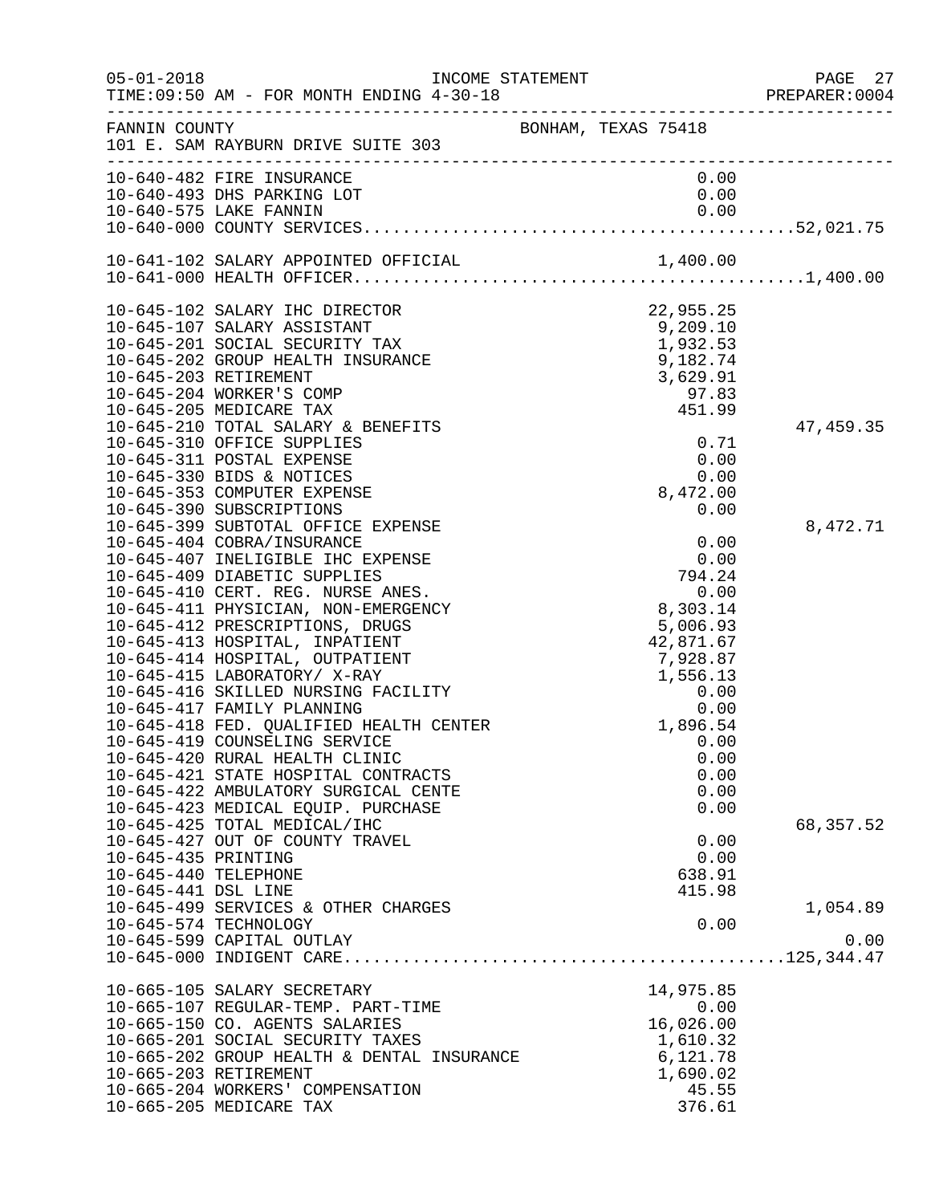FANNIN COUNTY — BONHAM, TEXAS 75418
101 E. SAM RAYBURN DRIVE SUITE 303

INCOME STATEMENT
TIME:09:50 AM - FOR MONTH ENDING 4-30-18

| Account | Description | Amount | Subtotal |
|---|---|---|---|
| 10-640-482 | FIRE INSURANCE | 0.00 | |
| 10-640-493 | DHS PARKING LOT | 0.00 | |
| 10-640-575 | LAKE FANNIN | 0.00 | |
| 10-640-000 | COUNTY SERVICES | | 52,021.75 |
| 10-641-102 | SALARY APPOINTED OFFICIAL | 1,400.00 | |
| 10-641-000 | HEALTH OFFICER | | 1,400.00 |
| 10-645-102 | SALARY IHC DIRECTOR | 22,955.25 | |
| 10-645-107 | SALARY ASSISTANT | 9,209.10 | |
| 10-645-201 | SOCIAL SECURITY TAX | 1,932.53 | |
| 10-645-202 | GROUP HEALTH INSURANCE | 9,182.74 | |
| 10-645-203 | RETIREMENT | 3,629.91 | |
| 10-645-204 | WORKER'S COMP | 97.83 | |
| 10-645-205 | MEDICARE TAX | 451.99 | |
| 10-645-210 | TOTAL SALARY & BENEFITS | | 47,459.35 |
| 10-645-310 | OFFICE SUPPLIES | 0.71 | |
| 10-645-311 | POSTAL EXPENSE | 0.00 | |
| 10-645-330 | BIDS & NOTICES | 0.00 | |
| 10-645-353 | COMPUTER EXPENSE | 8,472.00 | |
| 10-645-390 | SUBSCRIPTIONS | 0.00 | |
| 10-645-399 | SUBTOTAL OFFICE EXPENSE | | 8,472.71 |
| 10-645-404 | COBRA/INSURANCE | 0.00 | |
| 10-645-407 | INELIGIBLE IHC EXPENSE | 0.00 | |
| 10-645-409 | DIABETIC SUPPLIES | 794.24 | |
| 10-645-410 | CERT. REG. NURSE ANES. | 0.00 | |
| 10-645-411 | PHYSICIAN, NON-EMERGENCY | 8,303.14 | |
| 10-645-412 | PRESCRIPTIONS, DRUGS | 5,006.93 | |
| 10-645-413 | HOSPITAL, INPATIENT | 42,871.67 | |
| 10-645-414 | HOSPITAL, OUTPATIENT | 7,928.87 | |
| 10-645-415 | LABORATORY/ X-RAY | 1,556.13 | |
| 10-645-416 | SKILLED NURSING FACILITY | 0.00 | |
| 10-645-417 | FAMILY PLANNING | 0.00 | |
| 10-645-418 | FED. QUALIFIED HEALTH CENTER | 1,896.54 | |
| 10-645-419 | COUNSELING SERVICE | 0.00 | |
| 10-645-420 | RURAL HEALTH CLINIC | 0.00 | |
| 10-645-421 | STATE HOSPITAL CONTRACTS | 0.00 | |
| 10-645-422 | AMBULATORY SURGICAL CENTE | 0.00 | |
| 10-645-423 | MEDICAL EQUIP. PURCHASE | 0.00 | |
| 10-645-425 | TOTAL MEDICAL/IHC | | 68,357.52 |
| 10-645-427 | OUT OF COUNTY TRAVEL | 0.00 | |
| 10-645-435 | PRINTING | 0.00 | |
| 10-645-440 | TELEPHONE | 638.91 | |
| 10-645-441 | DSL LINE | 415.98 | |
| 10-645-499 | SERVICES & OTHER CHARGES | | 1,054.89 |
| 10-645-574 | TECHNOLOGY | 0.00 | |
| 10-645-599 | CAPITAL OUTLAY | | 0.00 |
| 10-645-000 | INDIGENT CARE | | 125,344.47 |
| 10-665-105 | SALARY SECRETARY | 14,975.85 | |
| 10-665-107 | REGULAR-TEMP. PART-TIME | 0.00 | |
| 10-665-150 | CO. AGENTS SALARIES | 16,026.00 | |
| 10-665-201 | SOCIAL SECURITY TAXES | 1,610.32 | |
| 10-665-202 | GROUP HEALTH & DENTAL INSURANCE | 6,121.78 | |
| 10-665-203 | RETIREMENT | 1,690.02 | |
| 10-665-204 | WORKERS' COMPENSATION | 45.55 | |
| 10-665-205 | MEDICARE TAX | 376.61 | |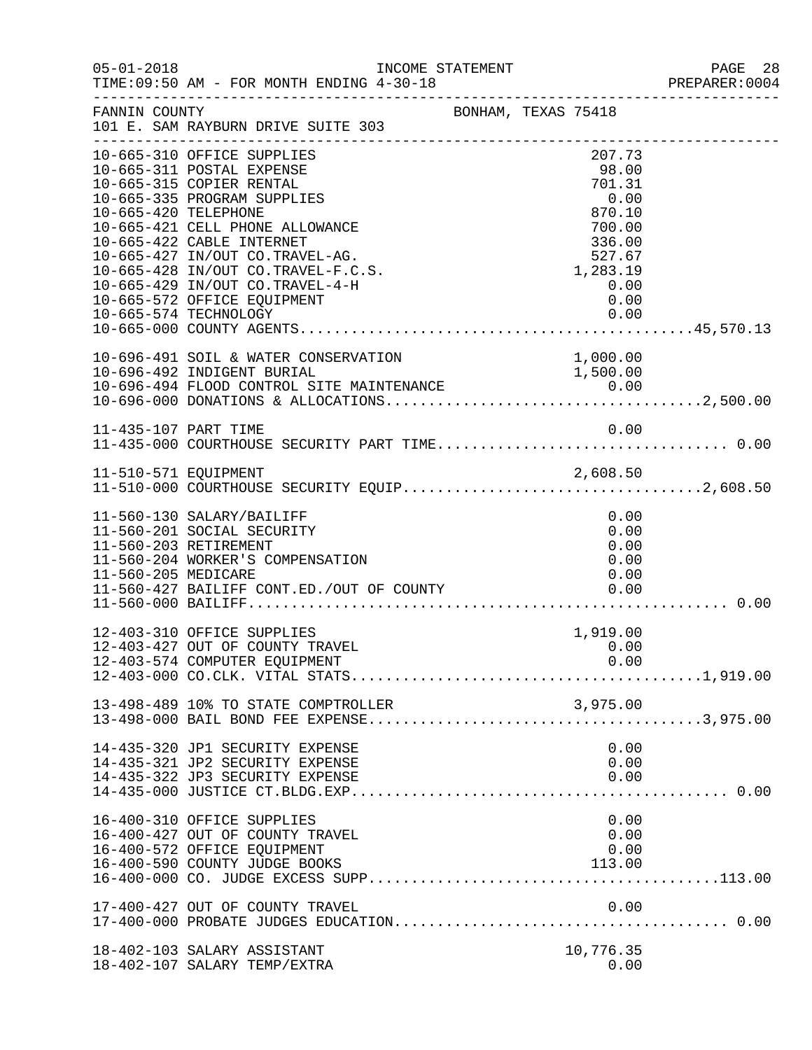FANNIN COUNTY — BONHAM, TEXAS 75418
101 E. SAM RAYBURN DRIVE SUITE 303

INCOME STATEMENT — FOR MONTH ENDING 4-30-18

| Account | Description | Amount | Total |
|---|---|---|---|
| 10-665-310 | OFFICE SUPPLIES | 207.73 | |
| 10-665-311 | POSTAL EXPENSE | 98.00 | |
| 10-665-315 | COPIER RENTAL | 701.31 | |
| 10-665-335 | PROGRAM SUPPLIES | 0.00 | |
| 10-665-420 | TELEPHONE | 870.10 | |
| 10-665-421 | CELL PHONE ALLOWANCE | 700.00 | |
| 10-665-422 | CABLE INTERNET | 336.00 | |
| 10-665-427 | IN/OUT CO.TRAVEL-AG. | 527.67 | |
| 10-665-428 | IN/OUT CO.TRAVEL-F.C.S. | 1,283.19 | |
| 10-665-429 | IN/OUT CO.TRAVEL-4-H | 0.00 | |
| 10-665-572 | OFFICE EQUIPMENT | 0.00 | |
| 10-665-574 | TECHNOLOGY | 0.00 | |
| 10-665-000 | COUNTY AGENTS | | 45,570.13 |
| 10-696-491 | SOIL & WATER CONSERVATION | 1,000.00 | |
| 10-696-492 | INDIGENT BURIAL | 1,500.00 | |
| 10-696-494 | FLOOD CONTROL SITE MAINTENANCE | 0.00 | |
| 10-696-000 | DONATIONS & ALLOCATIONS | | 2,500.00 |
| 11-435-107 | PART TIME | 0.00 | |
| 11-435-000 | COURTHOUSE SECURITY PART TIME | | 0.00 |
| 11-510-571 | EQUIPMENT | 2,608.50 | |
| 11-510-000 | COURTHOUSE SECURITY EQUIP | | 2,608.50 |
| 11-560-130 | SALARY/BAILIFF | 0.00 | |
| 11-560-201 | SOCIAL SECURITY | 0.00 | |
| 11-560-203 | RETIREMENT | 0.00 | |
| 11-560-204 | WORKER'S COMPENSATION | 0.00 | |
| 11-560-205 | MEDICARE | 0.00 | |
| 11-560-427 | BAILIFF CONT.ED./OUT OF COUNTY | 0.00 | |
| 11-560-000 | BAILIFF | | 0.00 |
| 12-403-310 | OFFICE SUPPLIES | 1,919.00 | |
| 12-403-427 | OUT OF COUNTY TRAVEL | 0.00 | |
| 12-403-574 | COMPUTER EQUIPMENT | 0.00 | |
| 12-403-000 | CO.CLK. VITAL STATS | | 1,919.00 |
| 13-498-489 | 10% TO STATE COMPTROLLER | 3,975.00 | |
| 13-498-000 | BAIL BOND FEE EXPENSE | | 3,975.00 |
| 14-435-320 | JP1 SECURITY EXPENSE | 0.00 | |
| 14-435-321 | JP2 SECURITY EXPENSE | 0.00 | |
| 14-435-322 | JP3 SECURITY EXPENSE | 0.00 | |
| 14-435-000 | JUSTICE CT.BLDG.EXP. | | 0.00 |
| 16-400-310 | OFFICE SUPPLIES | 0.00 | |
| 16-400-427 | OUT OF COUNTY TRAVEL | 0.00 | |
| 16-400-572 | OFFICE EQUIPMENT | 0.00 | |
| 16-400-590 | COUNTY JUDGE BOOKS | 113.00 | |
| 16-400-000 | CO. JUDGE EXCESS SUPP. | | 113.00 |
| 17-400-427 | OUT OF COUNTY TRAVEL | 0.00 | |
| 17-400-000 | PROBATE JUDGES EDUCATION | | 0.00 |
| 18-402-103 | SALARY ASSISTANT | 10,776.35 | |
| 18-402-107 | SALARY TEMP/EXTRA | 0.00 | |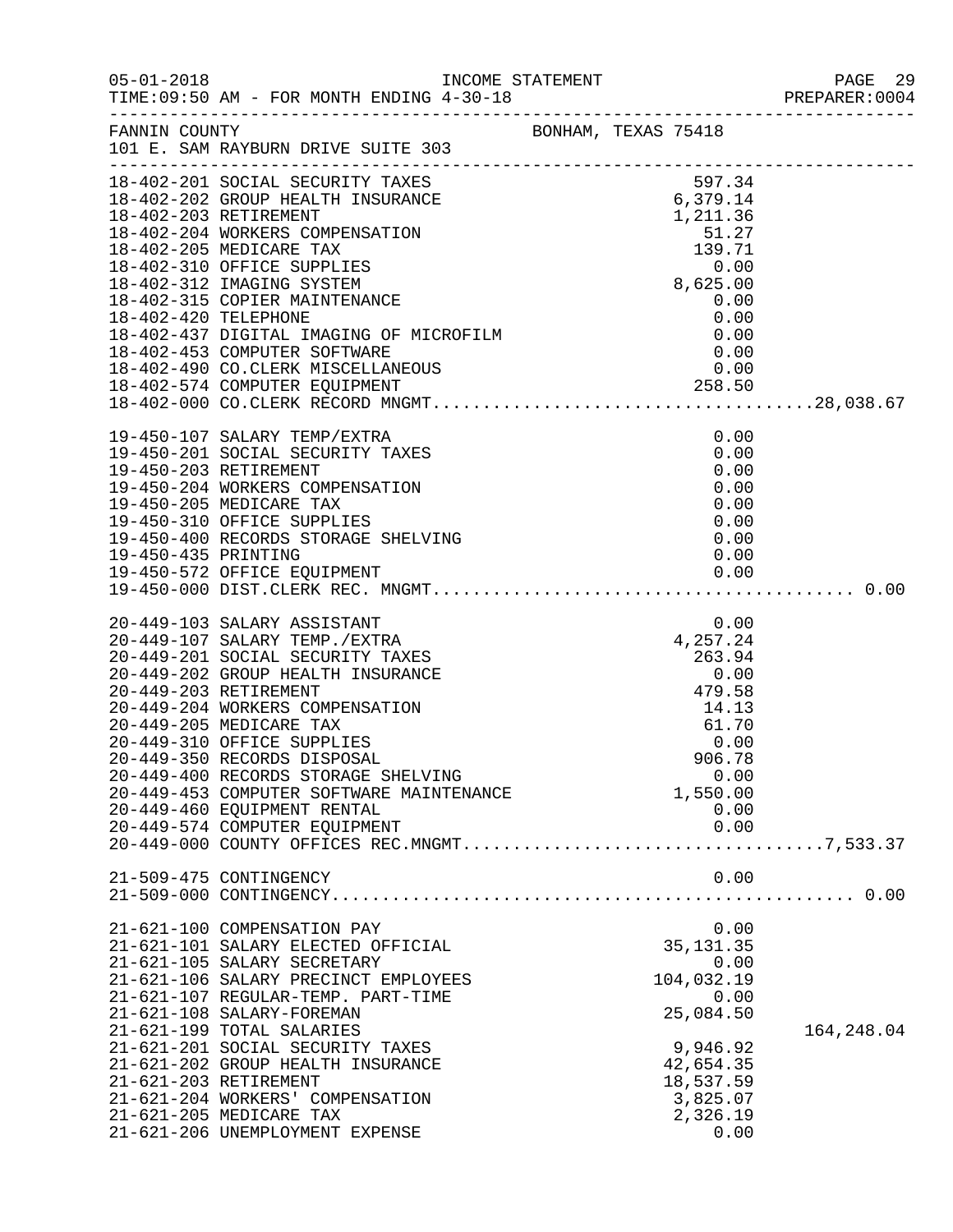FANNIN COUNTY — BONHAM, TEXAS 75418
101 E. SAM RAYBURN DRIVE SUITE 303

INCOME STATEMENT
TIME:09:50 AM - FOR MONTH ENDING 4-30-18

| Account | Description | Amount | Total |
|---|---|---|---|
| 18-402-201 | SOCIAL SECURITY TAXES | 597.34 | |
| 18-402-202 | GROUP HEALTH INSURANCE | 6,379.14 | |
| 18-402-203 | RETIREMENT | 1,211.36 | |
| 18-402-204 | WORKERS COMPENSATION | 51.27 | |
| 18-402-205 | MEDICARE TAX | 139.71 | |
| 18-402-310 | OFFICE SUPPLIES | 0.00 | |
| 18-402-312 | IMAGING SYSTEM | 8,625.00 | |
| 18-402-315 | COPIER MAINTENANCE | 0.00 | |
| 18-402-420 | TELEPHONE | 0.00 | |
| 18-402-437 | DIGITAL IMAGING OF MICROFILM | 0.00 | |
| 18-402-453 | COMPUTER SOFTWARE | 0.00 | |
| 18-402-490 | CO.CLERK MISCELLANEOUS | 0.00 | |
| 18-402-574 | COMPUTER EQUIPMENT | 258.50 | |
| 18-402-000 | CO.CLERK RECORD MNGMT. | | 28,038.67 |
| 19-450-107 | SALARY TEMP/EXTRA | 0.00 | |
| 19-450-201 | SOCIAL SECURITY TAXES | 0.00 | |
| 19-450-203 | RETIREMENT | 0.00 | |
| 19-450-204 | WORKERS COMPENSATION | 0.00 | |
| 19-450-205 | MEDICARE TAX | 0.00 | |
| 19-450-310 | OFFICE SUPPLIES | 0.00 | |
| 19-450-400 | RECORDS STORAGE SHELVING | 0.00 | |
| 19-450-435 | PRINTING | 0.00 | |
| 19-450-572 | OFFICE EQUIPMENT | 0.00 | |
| 19-450-000 | DIST.CLERK REC. MNGMT. | | 0.00 |
| 20-449-103 | SALARY ASSISTANT | 0.00 | |
| 20-449-107 | SALARY TEMP./EXTRA | 4,257.24 | |
| 20-449-201 | SOCIAL SECURITY TAXES | 263.94 | |
| 20-449-202 | GROUP HEALTH INSURANCE | 0.00 | |
| 20-449-203 | RETIREMENT | 479.58 | |
| 20-449-204 | WORKERS COMPENSATION | 14.13 | |
| 20-449-205 | MEDICARE TAX | 61.70 | |
| 20-449-310 | OFFICE SUPPLIES | 0.00 | |
| 20-449-350 | RECORDS DISPOSAL | 906.78 | |
| 20-449-400 | RECORDS STORAGE SHELVING | 0.00 | |
| 20-449-453 | COMPUTER SOFTWARE MAINTENANCE | 1,550.00 | |
| 20-449-460 | EQUIPMENT RENTAL | 0.00 | |
| 20-449-574 | COMPUTER EQUIPMENT | 0.00 | |
| 20-449-000 | COUNTY OFFICES REC.MNGMT. | | 7,533.37 |
| 21-509-475 | CONTINGENCY | 0.00 | |
| 21-509-000 | CONTINGENCY | | 0.00 |
| 21-621-100 | COMPENSATION PAY | 0.00 | |
| 21-621-101 | SALARY ELECTED OFFICIAL | 35,131.35 | |
| 21-621-105 | SALARY SECRETARY | 0.00 | |
| 21-621-106 | SALARY PRECINCT EMPLOYEES | 104,032.19 | |
| 21-621-107 | REGULAR-TEMP. PART-TIME | 0.00 | |
| 21-621-108 | SALARY-FOREMAN | 25,084.50 | |
| 21-621-199 | TOTAL SALARIES | | 164,248.04 |
| 21-621-201 | SOCIAL SECURITY TAXES | 9,946.92 | |
| 21-621-202 | GROUP HEALTH INSURANCE | 42,654.35 | |
| 21-621-203 | RETIREMENT | 18,537.59 | |
| 21-621-204 | WORKERS' COMPENSATION | 3,825.07 | |
| 21-621-205 | MEDICARE TAX | 2,326.19 | |
| 21-621-206 | UNEMPLOYMENT EXPENSE | 0.00 | |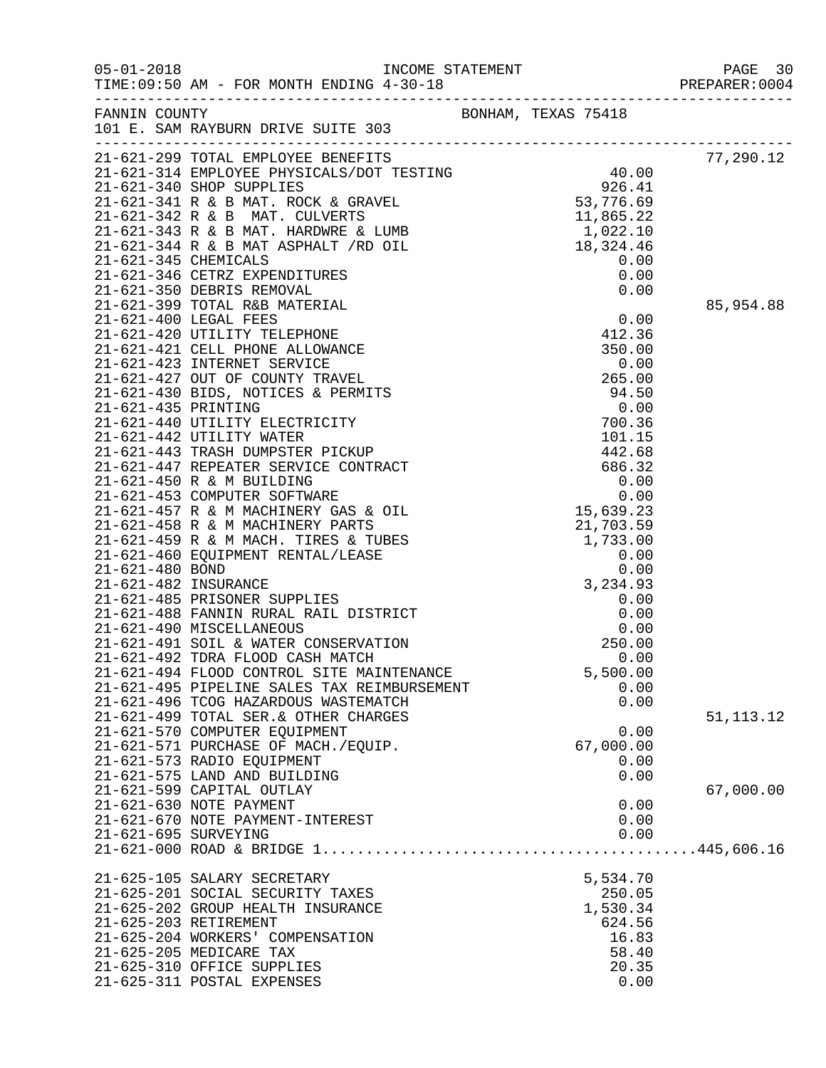05-01-2018 INCOME STATEMENT
TIME:09:50 AM - FOR MONTH ENDING 4-30-18 PREPARER:0004

FANNIN COUNTY BONHAM, TEXAS 75418
101 E. SAM RAYBURN DRIVE SUITE 303

| Account | Description | Amount | Total |
|---|---|---|---|
| 21-621-299 | TOTAL EMPLOYEE BENEFITS | | 77,290.12 |
| 21-621-314 | EMPLOYEE PHYSICALS/DOT TESTING | 40.00 | |
| 21-621-340 | SHOP SUPPLIES | 926.41 | |
| 21-621-341 | R & B MAT. ROCK & GRAVEL | 53,776.69 | |
| 21-621-342 | R & B MAT. CULVERTS | 11,865.22 | |
| 21-621-343 | R & B MAT. HARDWRE & LUMB | 1,022.10 | |
| 21-621-344 | R & B MAT ASPHALT /RD OIL | 18,324.46 | |
| 21-621-345 | CHEMICALS | 0.00 | |
| 21-621-346 | CETRZ EXPENDITURES | 0.00 | |
| 21-621-350 | DEBRIS REMOVAL | 0.00 | |
| 21-621-399 | TOTAL R&B MATERIAL | | 85,954.88 |
| 21-621-400 | LEGAL FEES | 0.00 | |
| 21-621-420 | UTILITY TELEPHONE | 412.36 | |
| 21-621-421 | CELL PHONE ALLOWANCE | 350.00 | |
| 21-621-423 | INTERNET SERVICE | 0.00 | |
| 21-621-427 | OUT OF COUNTY TRAVEL | 265.00 | |
| 21-621-430 | BIDS, NOTICES & PERMITS | 94.50 | |
| 21-621-435 | PRINTING | 0.00 | |
| 21-621-440 | UTILITY ELECTRICITY | 700.36 | |
| 21-621-442 | UTILITY WATER | 101.15 | |
| 21-621-443 | TRASH DUMPSTER PICKUP | 442.68 | |
| 21-621-447 | REPEATER SERVICE CONTRACT | 686.32 | |
| 21-621-450 | R & M BUILDING | 0.00 | |
| 21-621-453 | COMPUTER SOFTWARE | 0.00 | |
| 21-621-457 | R & M MACHINERY GAS & OIL | 15,639.23 | |
| 21-621-458 | R & M MACHINERY PARTS | 21,703.59 | |
| 21-621-459 | R & M MACH. TIRES & TUBES | 1,733.00 | |
| 21-621-460 | EQUIPMENT RENTAL/LEASE | 0.00 | |
| 21-621-480 | BOND | 0.00 | |
| 21-621-482 | INSURANCE | 3,234.93 | |
| 21-621-485 | PRISONER SUPPLIES | 0.00 | |
| 21-621-488 | FANNIN RURAL RAIL DISTRICT | 0.00 | |
| 21-621-490 | MISCELLANEOUS | 0.00 | |
| 21-621-491 | SOIL & WATER CONSERVATION | 250.00 | |
| 21-621-492 | TDRA FLOOD CASH MATCH | 0.00 | |
| 21-621-494 | FLOOD CONTROL SITE MAINTENANCE | 5,500.00 | |
| 21-621-495 | PIPELINE SALES TAX REIMBURSEMENT | 0.00 | |
| 21-621-496 | TCOG HAZARDOUS WASTEMATCH | 0.00 | |
| 21-621-499 | TOTAL SER.& OTHER CHARGES | | 51,113.12 |
| 21-621-570 | COMPUTER EQUIPMENT | 0.00 | |
| 21-621-571 | PURCHASE OF MACH./EQUIP. | 67,000.00 | |
| 21-621-573 | RADIO EQUIPMENT | 0.00 | |
| 21-621-575 | LAND AND BUILDING | 0.00 | |
| 21-621-599 | CAPITAL OUTLAY | | 67,000.00 |
| 21-621-630 | NOTE PAYMENT | 0.00 | |
| 21-621-670 | NOTE PAYMENT-INTEREST | 0.00 | |
| 21-621-695 | SURVEYING | 0.00 | |
| 21-621-000 | ROAD & BRIDGE 1 | | 445,606.16 |
| 21-625-105 | SALARY SECRETARY | 5,534.70 | |
| 21-625-201 | SOCIAL SECURITY TAXES | 250.05 | |
| 21-625-202 | GROUP HEALTH INSURANCE | 1,530.34 | |
| 21-625-203 | RETIREMENT | 624.56 | |
| 21-625-204 | WORKERS' COMPENSATION | 16.83 | |
| 21-625-205 | MEDICARE TAX | 58.40 | |
| 21-625-310 | OFFICE SUPPLIES | 20.35 | |
| 21-625-311 | POSTAL EXPENSES | 0.00 | |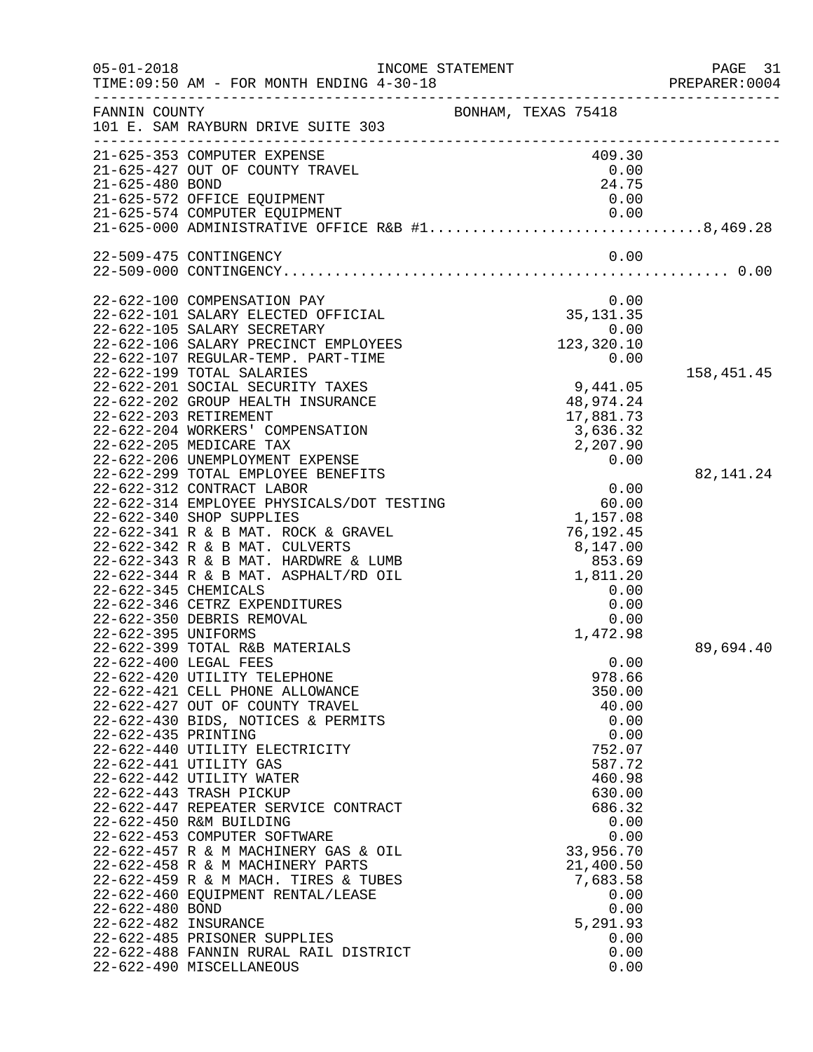FANNIN COUNTY BONHAM, TEXAS 75418
101 E. SAM RAYBURN DRIVE SUITE 303

INCOME STATEMENT
TIME:09:50 AM - FOR MONTH ENDING 4-30-18

| Account | Description | Amount | Total |
|---|---|---|---|
| 21-625-353 | COMPUTER EXPENSE | 409.30 | |
| 21-625-427 | OUT OF COUNTY TRAVEL | 0.00 | |
| 21-625-480 | BOND | 24.75 | |
| 21-625-572 | OFFICE EQUIPMENT | 0.00 | |
| 21-625-574 | COMPUTER EQUIPMENT | 0.00 | |
| 21-625-000 | ADMINISTRATIVE OFFICE R&B #1 | | 8,469.28 |
| 22-509-475 | CONTINGENCY | 0.00 | |
| 22-509-000 | CONTINGENCY | | 0.00 |
| 22-622-100 | COMPENSATION PAY | 0.00 | |
| 22-622-101 | SALARY ELECTED OFFICIAL | 35,131.35 | |
| 22-622-105 | SALARY SECRETARY | 0.00 | |
| 22-622-106 | SALARY PRECINCT EMPLOYEES | 123,320.10 | |
| 22-622-107 | REGULAR-TEMP. PART-TIME | 0.00 | |
| 22-622-199 | TOTAL SALARIES | | 158,451.45 |
| 22-622-201 | SOCIAL SECURITY TAXES | 9,441.05 | |
| 22-622-202 | GROUP HEALTH INSURANCE | 48,974.24 | |
| 22-622-203 | RETIREMENT | 17,881.73 | |
| 22-622-204 | WORKERS' COMPENSATION | 3,636.32 | |
| 22-622-205 | MEDICARE TAX | 2,207.90 | |
| 22-622-206 | UNEMPLOYMENT EXPENSE | 0.00 | |
| 22-622-299 | TOTAL EMPLOYEE BENEFITS | | 82,141.24 |
| 22-622-312 | CONTRACT LABOR | 0.00 | |
| 22-622-314 | EMPLOYEE PHYSICALS/DOT TESTING | 60.00 | |
| 22-622-340 | SHOP SUPPLIES | 1,157.08 | |
| 22-622-341 | R & B MAT. ROCK & GRAVEL | 76,192.45 | |
| 22-622-342 | R & B MAT. CULVERTS | 8,147.00 | |
| 22-622-343 | R & B MAT. HARDWRE & LUMB | 853.69 | |
| 22-622-344 | R & B MAT. ASPHALT/RD OIL | 1,811.20 | |
| 22-622-345 | CHEMICALS | 0.00 | |
| 22-622-346 | CETRZ EXPENDITURES | 0.00 | |
| 22-622-350 | DEBRIS REMOVAL | 0.00 | |
| 22-622-395 | UNIFORMS | 1,472.98 | |
| 22-622-399 | TOTAL R&B MATERIALS | | 89,694.40 |
| 22-622-400 | LEGAL FEES | 0.00 | |
| 22-622-420 | UTILITY TELEPHONE | 978.66 | |
| 22-622-421 | CELL PHONE ALLOWANCE | 350.00 | |
| 22-622-427 | OUT OF COUNTY TRAVEL | 40.00 | |
| 22-622-430 | BIDS, NOTICES & PERMITS | 0.00 | |
| 22-622-435 | PRINTING | 0.00 | |
| 22-622-440 | UTILITY ELECTRICITY | 752.07 | |
| 22-622-441 | UTILITY GAS | 587.72 | |
| 22-622-442 | UTILITY WATER | 460.98 | |
| 22-622-443 | TRASH PICKUP | 630.00 | |
| 22-622-447 | REPEATER SERVICE CONTRACT | 686.32 | |
| 22-622-450 | R&M BUILDING | 0.00 | |
| 22-622-453 | COMPUTER SOFTWARE | 0.00 | |
| 22-622-457 | R & M MACHINERY GAS & OIL | 33,956.70 | |
| 22-622-458 | R & M MACHINERY PARTS | 21,400.50 | |
| 22-622-459 | R & M MACH. TIRES & TUBES | 7,683.58 | |
| 22-622-460 | EQUIPMENT RENTAL/LEASE | 0.00 | |
| 22-622-480 | BOND | 0.00 | |
| 22-622-482 | INSURANCE | 5,291.93 | |
| 22-622-485 | PRISONER SUPPLIES | 0.00 | |
| 22-622-488 | FANNIN RURAL RAIL DISTRICT | 0.00 | |
| 22-622-490 | MISCELLANEOUS | 0.00 | |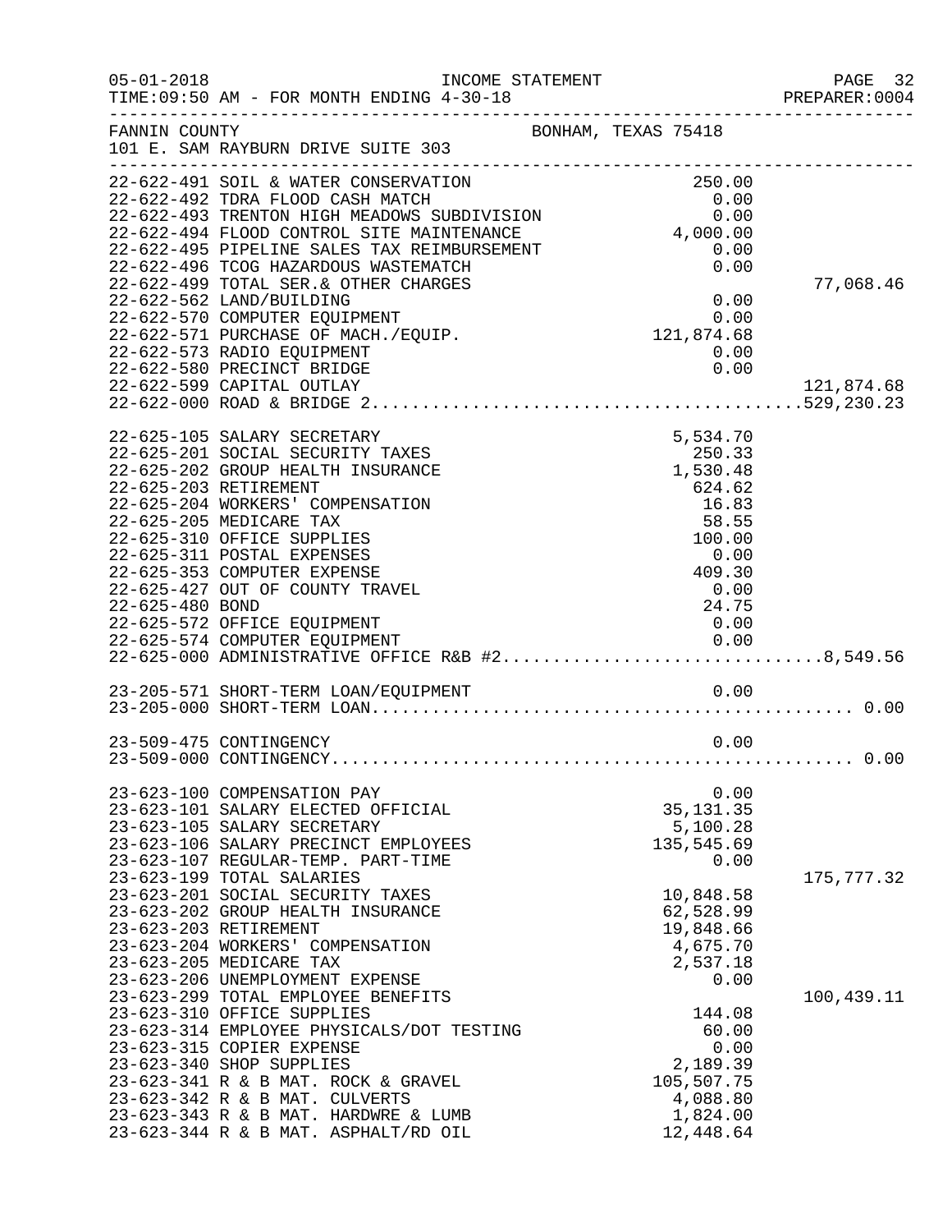FANNIN COUNTY — BONHAM, TEXAS 75418
101 E. SAM RAYBURN DRIVE SUITE 303

| Account | Description | Amount | Total |
|---|---|---|---|
| 22-622-491 | SOIL & WATER CONSERVATION | 250.00 | |
| 22-622-492 | TDRA FLOOD CASH MATCH | 0.00 | |
| 22-622-493 | TRENTON HIGH MEADOWS SUBDIVISION | 0.00 | |
| 22-622-494 | FLOOD CONTROL SITE MAINTENANCE | 4,000.00 | |
| 22-622-495 | PIPELINE SALES TAX REIMBURSEMENT | 0.00 | |
| 22-622-496 | TCOG HAZARDOUS WASTEMATCH | 0.00 | |
| 22-622-499 | TOTAL SER.& OTHER CHARGES | | 77,068.46 |
| 22-622-562 | LAND/BUILDING | 0.00 | |
| 22-622-570 | COMPUTER EQUIPMENT | 0.00 | |
| 22-622-571 | PURCHASE OF MACH./EQUIP. | 121,874.68 | |
| 22-622-573 | RADIO EQUIPMENT | 0.00 | |
| 22-622-580 | PRECINCT BRIDGE | 0.00 | |
| 22-622-599 | CAPITAL OUTLAY | | 121,874.68 |
| 22-622-000 | ROAD & BRIDGE 2 | | 529,230.23 |
| | | | |
| 22-625-105 | SALARY SECRETARY | 5,534.70 | |
| 22-625-201 | SOCIAL SECURITY TAXES | 250.33 | |
| 22-625-202 | GROUP HEALTH INSURANCE | 1,530.48 | |
| 22-625-203 | RETIREMENT | 624.62 | |
| 22-625-204 | WORKERS' COMPENSATION | 16.83 | |
| 22-625-205 | MEDICARE TAX | 58.55 | |
| 22-625-310 | OFFICE SUPPLIES | 100.00 | |
| 22-625-311 | POSTAL EXPENSES | 0.00 | |
| 22-625-353 | COMPUTER EXPENSE | 409.30 | |
| 22-625-427 | OUT OF COUNTY TRAVEL | 0.00 | |
| 22-625-480 | BOND | 24.75 | |
| 22-625-572 | OFFICE EQUIPMENT | 0.00 | |
| 22-625-574 | COMPUTER EQUIPMENT | 0.00 | |
| 22-625-000 | ADMINISTRATIVE OFFICE R&B #2 | | 8,549.56 |
| | | | |
| 23-205-571 | SHORT-TERM LOAN/EQUIPMENT | 0.00 | |
| 23-205-000 | SHORT-TERM LOAN | | 0.00 |
| | | | |
| 23-509-475 | CONTINGENCY | 0.00 | |
| 23-509-000 | CONTINGENCY | | 0.00 |
| | | | |
| 23-623-100 | COMPENSATION PAY | 0.00 | |
| 23-623-101 | SALARY ELECTED OFFICIAL | 35,131.35 | |
| 23-623-105 | SALARY SECRETARY | 5,100.28 | |
| 23-623-106 | SALARY PRECINCT EMPLOYEES | 135,545.69 | |
| 23-623-107 | REGULAR-TEMP. PART-TIME | 0.00 | |
| 23-623-199 | TOTAL SALARIES | | 175,777.32 |
| 23-623-201 | SOCIAL SECURITY TAXES | 10,848.58 | |
| 23-623-202 | GROUP HEALTH INSURANCE | 62,528.99 | |
| 23-623-203 | RETIREMENT | 19,848.66 | |
| 23-623-204 | WORKERS' COMPENSATION | 4,675.70 | |
| 23-623-205 | MEDICARE TAX | 2,537.18 | |
| 23-623-206 | UNEMPLOYMENT EXPENSE | 0.00 | |
| 23-623-299 | TOTAL EMPLOYEE BENEFITS | | 100,439.11 |
| 23-623-310 | OFFICE SUPPLIES | 144.08 | |
| 23-623-314 | EMPLOYEE PHYSICALS/DOT TESTING | 60.00 | |
| 23-623-315 | COPIER EXPENSE | 0.00 | |
| 23-623-340 | SHOP SUPPLIES | 2,189.39 | |
| 23-623-341 | R & B MAT. ROCK & GRAVEL | 105,507.75 | |
| 23-623-342 | R & B MAT. CULVERTS | 4,088.80 | |
| 23-623-343 | R & B MAT. HARDWRE & LUMB | 1,824.00 | |
| 23-623-344 | R & B MAT. ASPHALT/RD OIL | 12,448.64 | |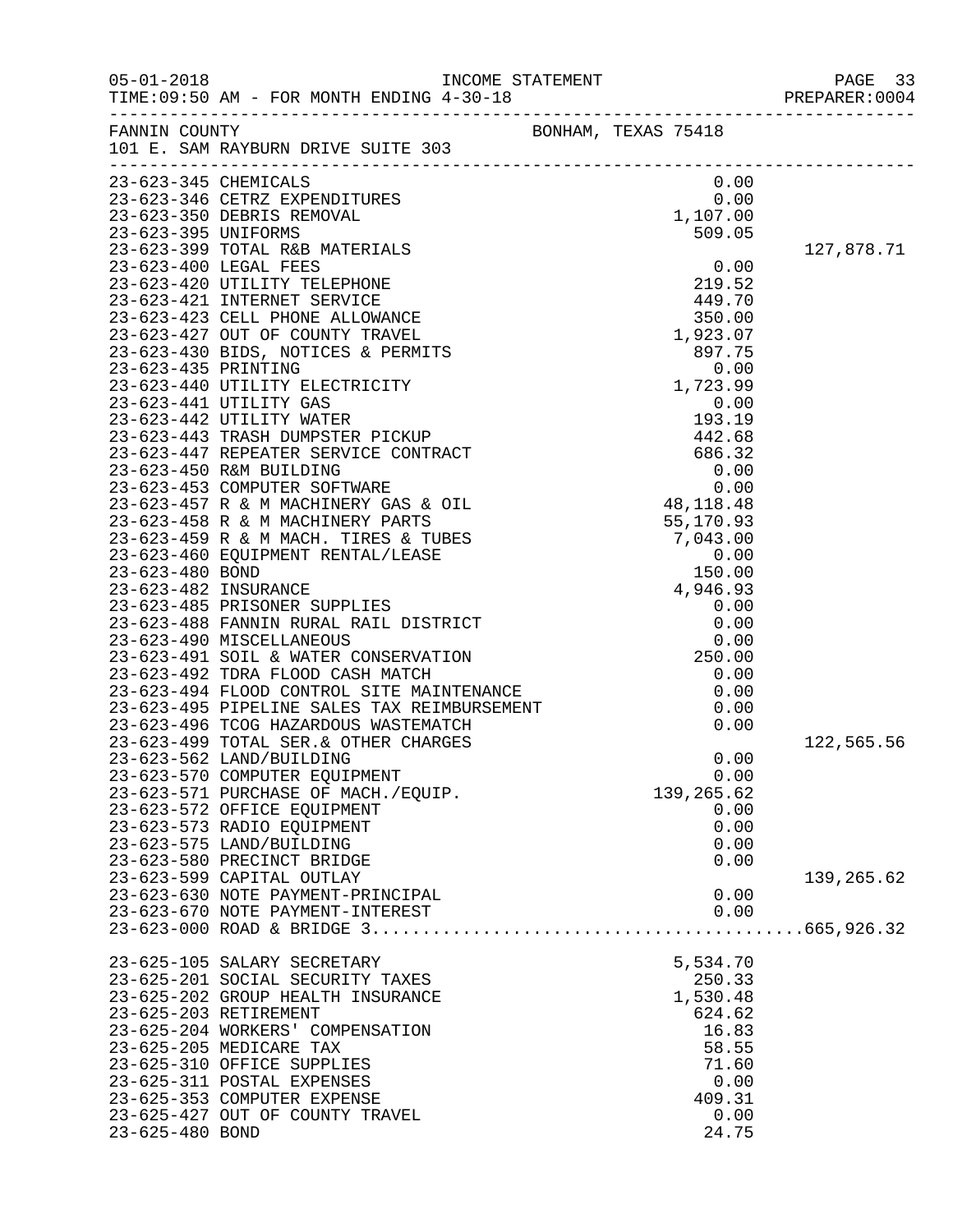05-01-2018 INCOME STATEMENT PAGE 33
TIME:09:50 AM - FOR MONTH ENDING 4-30-18 PREPARER:0004

FANNIN COUNTY BONHAM, TEXAS 75418
101 E. SAM RAYBURN DRIVE SUITE 303

| Account | Description | Amount | Total |
|---|---|---|---|
| 23-623-345 | CHEMICALS | 0.00 | |
| 23-623-346 | CETRZ EXPENDITURES | 0.00 | |
| 23-623-350 | DEBRIS REMOVAL | 1,107.00 | |
| 23-623-395 | UNIFORMS | 509.05 | |
| 23-623-399 | TOTAL R&B MATERIALS | | 127,878.71 |
| 23-623-400 | LEGAL FEES | 0.00 | |
| 23-623-420 | UTILITY TELEPHONE | 219.52 | |
| 23-623-421 | INTERNET SERVICE | 449.70 | |
| 23-623-423 | CELL PHONE ALLOWANCE | 350.00 | |
| 23-623-427 | OUT OF COUNTY TRAVEL | 1,923.07 | |
| 23-623-430 | BIDS, NOTICES & PERMITS | 897.75 | |
| 23-623-435 | PRINTING | 0.00 | |
| 23-623-440 | UTILITY ELECTRICITY | 1,723.99 | |
| 23-623-441 | UTILITY GAS | 0.00 | |
| 23-623-442 | UTILITY WATER | 193.19 | |
| 23-623-443 | TRASH DUMPSTER PICKUP | 442.68 | |
| 23-623-447 | REPEATER SERVICE CONTRACT | 686.32 | |
| 23-623-450 | R&M BUILDING | 0.00 | |
| 23-623-453 | COMPUTER SOFTWARE | 0.00 | |
| 23-623-457 | R & M MACHINERY GAS & OIL | 48,118.48 | |
| 23-623-458 | R & M MACHINERY PARTS | 55,170.93 | |
| 23-623-459 | R & M MACH. TIRES & TUBES | 7,043.00 | |
| 23-623-460 | EQUIPMENT RENTAL/LEASE | 0.00 | |
| 23-623-480 | BOND | 150.00 | |
| 23-623-482 | INSURANCE | 4,946.93 | |
| 23-623-485 | PRISONER SUPPLIES | 0.00 | |
| 23-623-488 | FANNIN RURAL RAIL DISTRICT | 0.00 | |
| 23-623-490 | MISCELLANEOUS | 0.00 | |
| 23-623-491 | SOIL & WATER CONSERVATION | 250.00 | |
| 23-623-492 | TDRA FLOOD CASH MATCH | 0.00 | |
| 23-623-494 | FLOOD CONTROL SITE MAINTENANCE | 0.00 | |
| 23-623-495 | PIPELINE SALES TAX REIMBURSEMENT | 0.00 | |
| 23-623-496 | TCOG HAZARDOUS WASTEMATCH | 0.00 | |
| 23-623-499 | TOTAL SER.& OTHER CHARGES | | 122,565.56 |
| 23-623-562 | LAND/BUILDING | 0.00 | |
| 23-623-570 | COMPUTER EQUIPMENT | 0.00 | |
| 23-623-571 | PURCHASE OF MACH./EQUIP. | 139,265.62 | |
| 23-623-572 | OFFICE EQUIPMENT | 0.00 | |
| 23-623-573 | RADIO EQUIPMENT | 0.00 | |
| 23-623-575 | LAND/BUILDING | 0.00 | |
| 23-623-580 | PRECINCT BRIDGE | 0.00 | |
| 23-623-599 | CAPITAL OUTLAY | | 139,265.62 |
| 23-623-630 | NOTE PAYMENT-PRINCIPAL | 0.00 | |
| 23-623-670 | NOTE PAYMENT-INTEREST | 0.00 | |
| 23-623-000 | ROAD & BRIDGE 3 | | 665,926.32 |
| 23-625-105 | SALARY SECRETARY | 5,534.70 | |
| 23-625-201 | SOCIAL SECURITY TAXES | 250.33 | |
| 23-625-202 | GROUP HEALTH INSURANCE | 1,530.48 | |
| 23-625-203 | RETIREMENT | 624.62 | |
| 23-625-204 | WORKERS' COMPENSATION | 16.83 | |
| 23-625-205 | MEDICARE TAX | 58.55 | |
| 23-625-310 | OFFICE SUPPLIES | 71.60 | |
| 23-625-311 | POSTAL EXPENSES | 0.00 | |
| 23-625-353 | COMPUTER EXPENSE | 409.31 | |
| 23-625-427 | OUT OF COUNTY TRAVEL | 0.00 | |
| 23-625-480 | BOND | 24.75 | |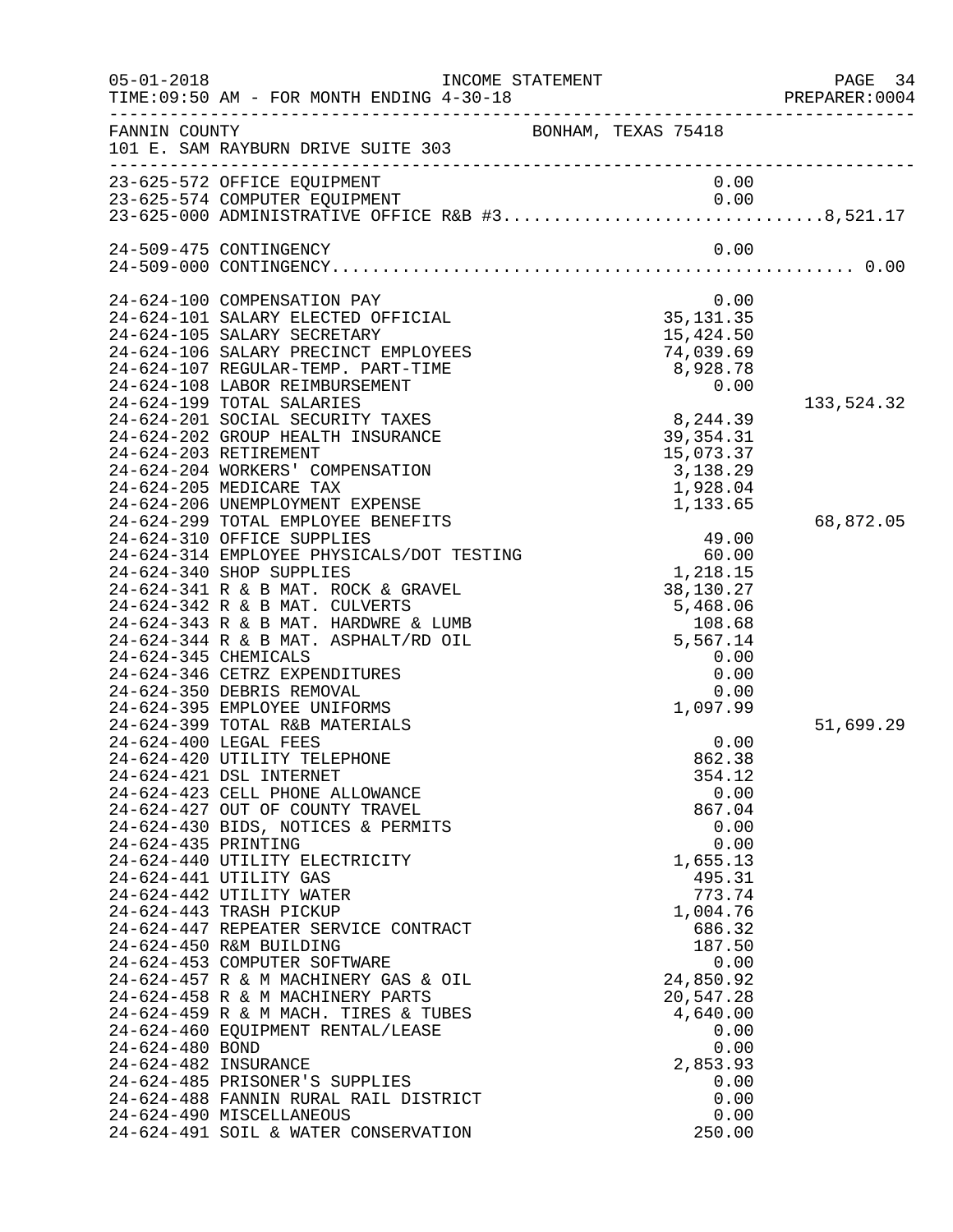FANNIN COUNTY BONHAM, TEXAS 75418
101 E. SAM RAYBURN DRIVE SUITE 303

INCOME STATEMENT — FOR MONTH ENDING 4-30-18

| Account | Description | Amount | Total |
|---|---|---|---|
| 23-625-572 | OFFICE EQUIPMENT | 0.00 | |
| 23-625-574 | COMPUTER EQUIPMENT | 0.00 | |
| 23-625-000 | ADMINISTRATIVE OFFICE R&B #3 | | 8,521.17 |
| 24-509-475 | CONTINGENCY | 0.00 | |
| 24-509-000 | CONTINGENCY | | 0.00 |
| 24-624-100 | COMPENSATION PAY | 0.00 | |
| 24-624-101 | SALARY ELECTED OFFICIAL | 35,131.35 | |
| 24-624-105 | SALARY SECRETARY | 15,424.50 | |
| 24-624-106 | SALARY PRECINCT EMPLOYEES | 74,039.69 | |
| 24-624-107 | REGULAR-TEMP. PART-TIME | 8,928.78 | |
| 24-624-108 | LABOR REIMBURSEMENT | 0.00 | |
| 24-624-199 | TOTAL SALARIES | | 133,524.32 |
| 24-624-201 | SOCIAL SECURITY TAXES | 8,244.39 | |
| 24-624-202 | GROUP HEALTH INSURANCE | 39,354.31 | |
| 24-624-203 | RETIREMENT | 15,073.37 | |
| 24-624-204 | WORKERS' COMPENSATION | 3,138.29 | |
| 24-624-205 | MEDICARE TAX | 1,928.04 | |
| 24-624-206 | UNEMPLOYMENT EXPENSE | 1,133.65 | |
| 24-624-299 | TOTAL EMPLOYEE BENEFITS | | 68,872.05 |
| 24-624-310 | OFFICE SUPPLIES | 49.00 | |
| 24-624-314 | EMPLOYEE PHYSICALS/DOT TESTING | 60.00 | |
| 24-624-340 | SHOP SUPPLIES | 1,218.15 | |
| 24-624-341 | R & B MAT. ROCK & GRAVEL | 38,130.27 | |
| 24-624-342 | R & B MAT. CULVERTS | 5,468.06 | |
| 24-624-343 | R & B MAT. HARDWRE & LUMB | 108.68 | |
| 24-624-344 | R & B MAT. ASPHALT/RD OIL | 5,567.14 | |
| 24-624-345 | CHEMICALS | 0.00 | |
| 24-624-346 | CETRZ EXPENDITURES | 0.00 | |
| 24-624-350 | DEBRIS REMOVAL | 0.00 | |
| 24-624-395 | EMPLOYEE UNIFORMS | 1,097.99 | |
| 24-624-399 | TOTAL R&B MATERIALS | | 51,699.29 |
| 24-624-400 | LEGAL FEES | 0.00 | |
| 24-624-420 | UTILITY TELEPHONE | 862.38 | |
| 24-624-421 | DSL INTERNET | 354.12 | |
| 24-624-423 | CELL PHONE ALLOWANCE | 0.00 | |
| 24-624-427 | OUT OF COUNTY TRAVEL | 867.04 | |
| 24-624-430 | BIDS, NOTICES & PERMITS | 0.00 | |
| 24-624-435 | PRINTING | 0.00 | |
| 24-624-440 | UTILITY ELECTRICITY | 1,655.13 | |
| 24-624-441 | UTILITY GAS | 495.31 | |
| 24-624-442 | UTILITY WATER | 773.74 | |
| 24-624-443 | TRASH PICKUP | 1,004.76 | |
| 24-624-447 | REPEATER SERVICE CONTRACT | 686.32 | |
| 24-624-450 | R&M BUILDING | 187.50 | |
| 24-624-453 | COMPUTER SOFTWARE | 0.00 | |
| 24-624-457 | R & M MACHINERY GAS & OIL | 24,850.92 | |
| 24-624-458 | R & M MACHINERY PARTS | 20,547.28 | |
| 24-624-459 | R & M MACH. TIRES & TUBES | 4,640.00 | |
| 24-624-460 | EQUIPMENT RENTAL/LEASE | 0.00 | |
| 24-624-480 | BOND | 0.00 | |
| 24-624-482 | INSURANCE | 2,853.93 | |
| 24-624-485 | PRISONER'S SUPPLIES | 0.00 | |
| 24-624-488 | FANNIN RURAL RAIL DISTRICT | 0.00 | |
| 24-624-490 | MISCELLANEOUS | 0.00 | |
| 24-624-491 | SOIL & WATER CONSERVATION | 250.00 | |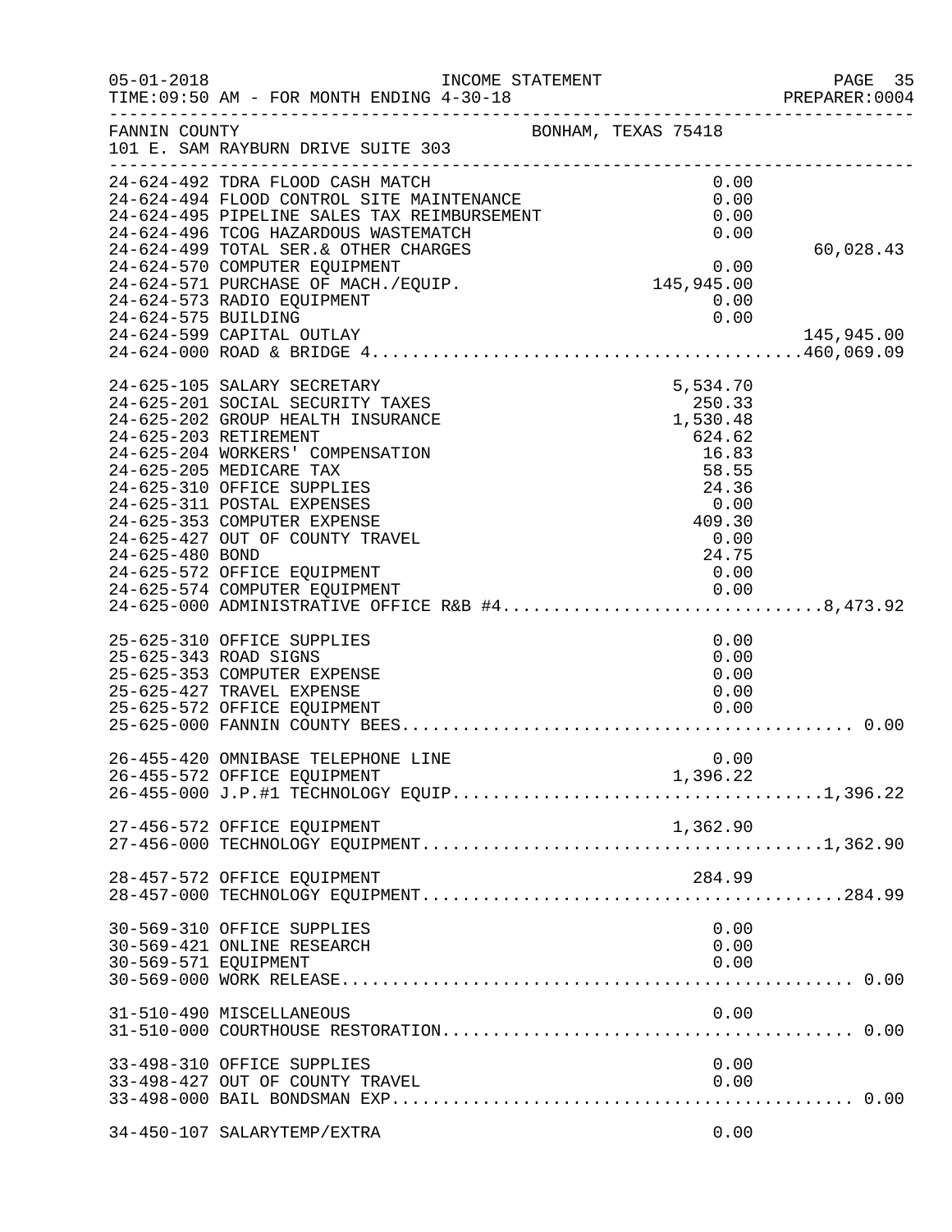FANNIN COUNTY BONHAM, TEXAS 75418
101 E. SAM RAYBURN DRIVE SUITE 303

INCOME STATEMENT
TIME:09:50 AM - FOR MONTH ENDING 4-30-18

| Account | Description | Amount | Total |
|---|---|---|---|
| 24-624-492 | TDRA FLOOD CASH MATCH | 0.00 | |
| 24-624-494 | FLOOD CONTROL SITE MAINTENANCE | 0.00 | |
| 24-624-495 | PIPELINE SALES TAX REIMBURSEMENT | 0.00 | |
| 24-624-496 | TCOG HAZARDOUS WASTEMATCH | 0.00 | |
| 24-624-499 | TOTAL SER.& OTHER CHARGES | | 60,028.43 |
| 24-624-570 | COMPUTER EQUIPMENT | 0.00 | |
| 24-624-571 | PURCHASE OF MACH./EQUIP. | 145,945.00 | |
| 24-624-573 | RADIO EQUIPMENT | 0.00 | |
| 24-624-575 | BUILDING | 0.00 | |
| 24-624-599 | CAPITAL OUTLAY | | 145,945.00 |
| 24-624-000 | ROAD & BRIDGE 4 | | 460,069.09 |
| 24-625-105 | SALARY SECRETARY | 5,534.70 | |
| 24-625-201 | SOCIAL SECURITY TAXES | 250.33 | |
| 24-625-202 | GROUP HEALTH INSURANCE | 1,530.48 | |
| 24-625-203 | RETIREMENT | 624.62 | |
| 24-625-204 | WORKERS' COMPENSATION | 16.83 | |
| 24-625-205 | MEDICARE TAX | 58.55 | |
| 24-625-310 | OFFICE SUPPLIES | 24.36 | |
| 24-625-311 | POSTAL EXPENSES | 0.00 | |
| 24-625-353 | COMPUTER EXPENSE | 409.30 | |
| 24-625-427 | OUT OF COUNTY TRAVEL | 0.00 | |
| 24-625-480 | BOND | 24.75 | |
| 24-625-572 | OFFICE EQUIPMENT | 0.00 | |
| 24-625-574 | COMPUTER EQUIPMENT | 0.00 | |
| 24-625-000 | ADMINISTRATIVE OFFICE R&B #4 | | 8,473.92 |
| 25-625-310 | OFFICE SUPPLIES | 0.00 | |
| 25-625-343 | ROAD SIGNS | 0.00 | |
| 25-625-353 | COMPUTER EXPENSE | 0.00 | |
| 25-625-427 | TRAVEL EXPENSE | 0.00 | |
| 25-625-572 | OFFICE EQUIPMENT | 0.00 | |
| 25-625-000 | FANNIN COUNTY BEES | | 0.00 |
| 26-455-420 | OMNIBASE TELEPHONE LINE | 0.00 | |
| 26-455-572 | OFFICE EQUIPMENT | 1,396.22 | |
| 26-455-000 | J.P.#1 TECHNOLOGY EQUIP | | 1,396.22 |
| 27-456-572 | OFFICE EQUIPMENT | 1,362.90 | |
| 27-456-000 | TECHNOLOGY EQUIPMENT | | 1,362.90 |
| 28-457-572 | OFFICE EQUIPMENT | 284.99 | |
| 28-457-000 | TECHNOLOGY EQUIPMENT | | 284.99 |
| 30-569-310 | OFFICE SUPPLIES | 0.00 | |
| 30-569-421 | ONLINE RESEARCH | 0.00 | |
| 30-569-571 | EQUIPMENT | 0.00 | |
| 30-569-000 | WORK RELEASE | | 0.00 |
| 31-510-490 | MISCELLANEOUS | 0.00 | |
| 31-510-000 | COURTHOUSE RESTORATION | | 0.00 |
| 33-498-310 | OFFICE SUPPLIES | 0.00 | |
| 33-498-427 | OUT OF COUNTY TRAVEL | 0.00 | |
| 33-498-000 | BAIL BONDSMAN EXP | | 0.00 |
| 34-450-107 | SALARYTEMP/EXTRA | 0.00 | |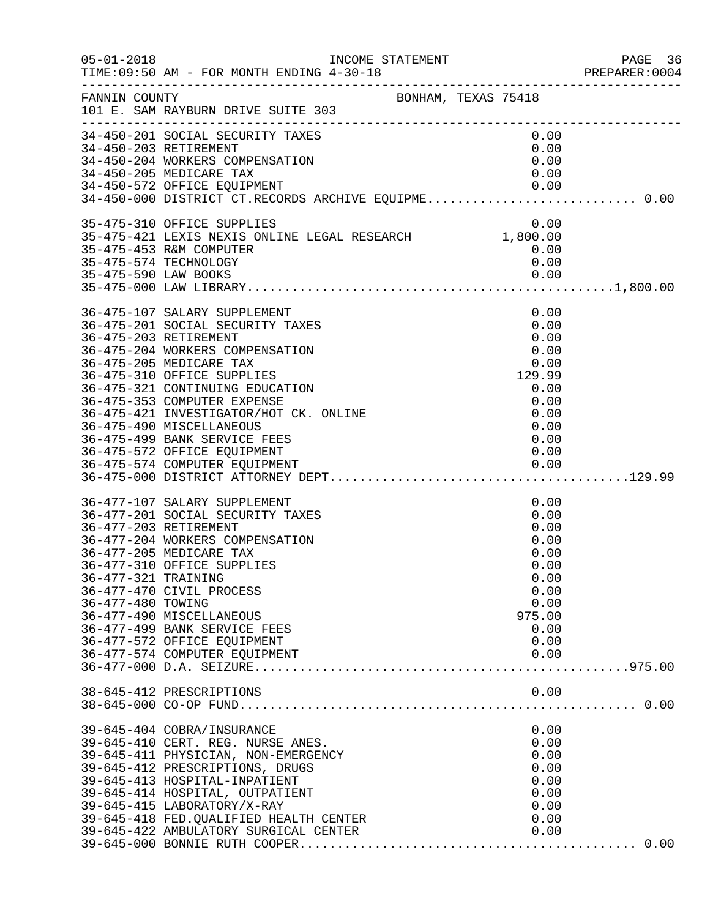FANNIN COUNTY — BONHAM, TEXAS 75418
101 E. SAM RAYBURN DRIVE SUITE 303

INCOME STATEMENT — TIME:09:50 AM - FOR MONTH ENDING 4-30-18

| Account | Description | Amount | Total |
|---|---|---|---|
| 34-450-201 | SOCIAL SECURITY TAXES | 0.00 | |
| 34-450-203 | RETIREMENT | 0.00 | |
| 34-450-204 | WORKERS COMPENSATION | 0.00 | |
| 34-450-205 | MEDICARE TAX | 0.00 | |
| 34-450-572 | OFFICE EQUIPMENT | 0.00 | |
| 34-450-000 | DISTRICT CT.RECORDS ARCHIVE EQUIPME | | 0.00 |
| 35-475-310 | OFFICE SUPPLIES | 0.00 | |
| 35-475-421 | LEXIS NEXIS ONLINE LEGAL RESEARCH | 1,800.00 | |
| 35-475-453 | R&M COMPUTER | 0.00 | |
| 35-475-574 | TECHNOLOGY | 0.00 | |
| 35-475-590 | LAW BOOKS | 0.00 | |
| 35-475-000 | LAW LIBRARY | | 1,800.00 |
| 36-475-107 | SALARY SUPPLEMENT | 0.00 | |
| 36-475-201 | SOCIAL SECURITY TAXES | 0.00 | |
| 36-475-203 | RETIREMENT | 0.00 | |
| 36-475-204 | WORKERS COMPENSATION | 0.00 | |
| 36-475-205 | MEDICARE TAX | 0.00 | |
| 36-475-310 | OFFICE SUPPLIES | 129.99 | |
| 36-475-321 | CONTINUING EDUCATION | 0.00 | |
| 36-475-353 | COMPUTER EXPENSE | 0.00 | |
| 36-475-421 | INVESTIGATOR/HOT CK. ONLINE | 0.00 | |
| 36-475-490 | MISCELLANEOUS | 0.00 | |
| 36-475-499 | BANK SERVICE FEES | 0.00 | |
| 36-475-572 | OFFICE EQUIPMENT | 0.00 | |
| 36-475-574 | COMPUTER EQUIPMENT | 0.00 | |
| 36-475-000 | DISTRICT ATTORNEY DEPT | | 129.99 |
| 36-477-107 | SALARY SUPPLEMENT | 0.00 | |
| 36-477-201 | SOCIAL SECURITY TAXES | 0.00 | |
| 36-477-203 | RETIREMENT | 0.00 | |
| 36-477-204 | WORKERS COMPENSATION | 0.00 | |
| 36-477-205 | MEDICARE TAX | 0.00 | |
| 36-477-310 | OFFICE SUPPLIES | 0.00 | |
| 36-477-321 | TRAINING | 0.00 | |
| 36-477-470 | CIVIL PROCESS | 0.00 | |
| 36-477-480 | TOWING | 0.00 | |
| 36-477-490 | MISCELLANEOUS | 975.00 | |
| 36-477-499 | BANK SERVICE FEES | 0.00 | |
| 36-477-572 | OFFICE EQUIPMENT | 0.00 | |
| 36-477-574 | COMPUTER EQUIPMENT | 0.00 | |
| 36-477-000 | D.A. SEIZURE | | 975.00 |
| 38-645-412 | PRESCRIPTIONS | 0.00 | |
| 38-645-000 | CO-OP FUND | | 0.00 |
| 39-645-404 | COBRA/INSURANCE | 0.00 | |
| 39-645-410 | CERT. REG. NURSE ANES. | 0.00 | |
| 39-645-411 | PHYSICIAN, NON-EMERGENCY | 0.00 | |
| 39-645-412 | PRESCRIPTIONS, DRUGS | 0.00 | |
| 39-645-413 | HOSPITAL-INPATIENT | 0.00 | |
| 39-645-414 | HOSPITAL, OUTPATIENT | 0.00 | |
| 39-645-415 | LABORATORY/X-RAY | 0.00 | |
| 39-645-418 | FED.QUALIFIED HEALTH CENTER | 0.00 | |
| 39-645-422 | AMBULATORY SURGICAL CENTER | 0.00 | |
| 39-645-000 | BONNIE RUTH COOPER | | 0.00 |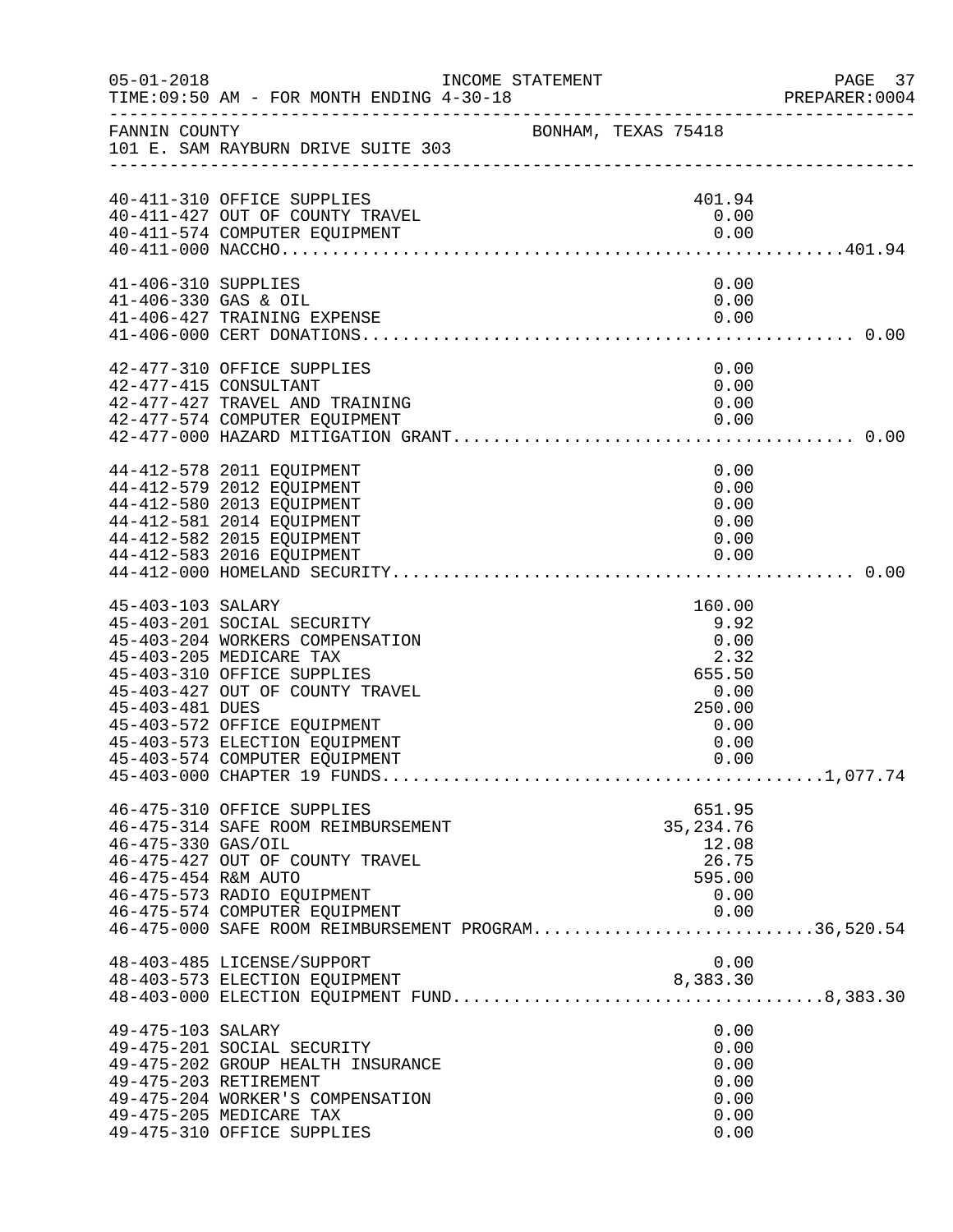05-01-2018 INCOME STATEMENT
TIME:09:50 AM - FOR MONTH ENDING 4-30-18

FANNIN COUNTY BONHAM, TEXAS 75418
101 E. SAM RAYBURN DRIVE SUITE 303

| Account | Description | Amount | Total |
|---|---|---|---|
| 40-411-310 | OFFICE SUPPLIES | 401.94 | |
| 40-411-427 | OUT OF COUNTY TRAVEL | 0.00 | |
| 40-411-574 | COMPUTER EQUIPMENT | 0.00 | |
| 40-411-000 | NACCHO | | 401.94 |
| 41-406-310 | SUPPLIES | 0.00 | |
| 41-406-330 | GAS & OIL | 0.00 | |
| 41-406-427 | TRAINING EXPENSE | 0.00 | |
| 41-406-000 | CERT DONATIONS | | 0.00 |
| 42-477-310 | OFFICE SUPPLIES | 0.00 | |
| 42-477-415 | CONSULTANT | 0.00 | |
| 42-477-427 | TRAVEL AND TRAINING | 0.00 | |
| 42-477-574 | COMPUTER EQUIPMENT | 0.00 | |
| 42-477-000 | HAZARD MITIGATION GRANT | | 0.00 |
| 44-412-578 | 2011 EQUIPMENT | 0.00 | |
| 44-412-579 | 2012 EQUIPMENT | 0.00 | |
| 44-412-580 | 2013 EQUIPMENT | 0.00 | |
| 44-412-581 | 2014 EQUIPMENT | 0.00 | |
| 44-412-582 | 2015 EQUIPMENT | 0.00 | |
| 44-412-583 | 2016 EQUIPMENT | 0.00 | |
| 44-412-000 | HOMELAND SECURITY | | 0.00 |
| 45-403-103 | SALARY | 160.00 | |
| 45-403-201 | SOCIAL SECURITY | 9.92 | |
| 45-403-204 | WORKERS COMPENSATION | 0.00 | |
| 45-403-205 | MEDICARE TAX | 2.32 | |
| 45-403-310 | OFFICE SUPPLIES | 655.50 | |
| 45-403-427 | OUT OF COUNTY TRAVEL | 0.00 | |
| 45-403-481 | DUES | 250.00 | |
| 45-403-572 | OFFICE EQUIPMENT | 0.00 | |
| 45-403-573 | ELECTION EQUIPMENT | 0.00 | |
| 45-403-574 | COMPUTER EQUIPMENT | 0.00 | |
| 45-403-000 | CHAPTER 19 FUNDS | | 1,077.74 |
| 46-475-310 | OFFICE SUPPLIES | 651.95 | |
| 46-475-314 | SAFE ROOM REIMBURSEMENT | 35,234.76 | |
| 46-475-330 | GAS/OIL | 12.08 | |
| 46-475-427 | OUT OF COUNTY TRAVEL | 26.75 | |
| 46-475-454 | R&M AUTO | 595.00 | |
| 46-475-573 | RADIO EQUIPMENT | 0.00 | |
| 46-475-574 | COMPUTER EQUIPMENT | 0.00 | |
| 46-475-000 | SAFE ROOM REIMBURSEMENT PROGRAM | | 36,520.54 |
| 48-403-485 | LICENSE/SUPPORT | 0.00 | |
| 48-403-573 | ELECTION EQUIPMENT | 8,383.30 | |
| 48-403-000 | ELECTION EQUIPMENT FUND | | 8,383.30 |
| 49-475-103 | SALARY | 0.00 | |
| 49-475-201 | SOCIAL SECURITY | 0.00 | |
| 49-475-202 | GROUP HEALTH INSURANCE | 0.00 | |
| 49-475-203 | RETIREMENT | 0.00 | |
| 49-475-204 | WORKER'S COMPENSATION | 0.00 | |
| 49-475-205 | MEDICARE TAX | 0.00 | |
| 49-475-310 | OFFICE SUPPLIES | 0.00 | |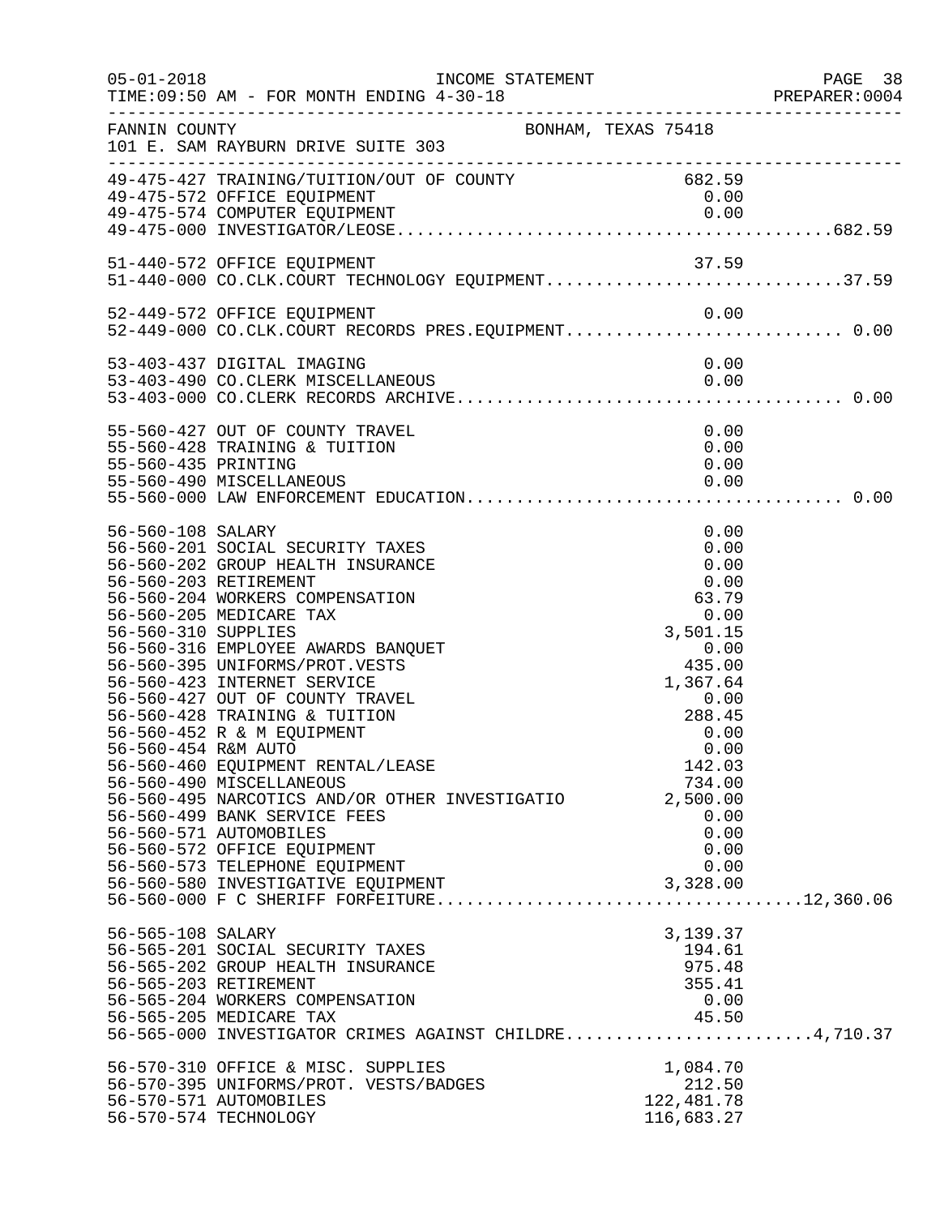FANNIN COUNTY　　　　　　　　　　BONHAM, TEXAS 75418
101 E. SAM RAYBURN DRIVE SUITE 303

| Account | Description | Amount | Total |
|---|---|---|---|
| 49-475-427 | TRAINING/TUITION/OUT OF COUNTY | 682.59 | |
| 49-475-572 | OFFICE EQUIPMENT | 0.00 | |
| 49-475-574 | COMPUTER EQUIPMENT | 0.00 | |
| 49-475-000 | INVESTIGATOR/LEOSE | | 682.59 |
| 51-440-572 | OFFICE EQUIPMENT | 37.59 | |
| 51-440-000 | CO.CLK.COURT TECHNOLOGY EQUIPMENT | | 37.59 |
| 52-449-572 | OFFICE EQUIPMENT | 0.00 | |
| 52-449-000 | CO.CLK.COURT RECORDS PRES.EQUIPMENT | | 0.00 |
| 53-403-437 | DIGITAL IMAGING | 0.00 | |
| 53-403-490 | CO.CLERK MISCELLANEOUS | 0.00 | |
| 53-403-000 | CO.CLERK RECORDS ARCHIVE | | 0.00 |
| 55-560-427 | OUT OF COUNTY TRAVEL | 0.00 | |
| 55-560-428 | TRAINING & TUITION | 0.00 | |
| 55-560-435 | PRINTING | 0.00 | |
| 55-560-490 | MISCELLANEOUS | 0.00 | |
| 55-560-000 | LAW ENFORCEMENT EDUCATION | | 0.00 |
| 56-560-108 | SALARY | 0.00 | |
| 56-560-201 | SOCIAL SECURITY TAXES | 0.00 | |
| 56-560-202 | GROUP HEALTH INSURANCE | 0.00 | |
| 56-560-203 | RETIREMENT | 0.00 | |
| 56-560-204 | WORKERS COMPENSATION | 63.79 | |
| 56-560-205 | MEDICARE TAX | 0.00 | |
| 56-560-310 | SUPPLIES | 3,501.15 | |
| 56-560-316 | EMPLOYEE AWARDS BANQUET | 0.00 | |
| 56-560-395 | UNIFORMS/PROT.VESTS | 435.00 | |
| 56-560-423 | INTERNET SERVICE | 1,367.64 | |
| 56-560-427 | OUT OF COUNTY TRAVEL | 0.00 | |
| 56-560-428 | TRAINING & TUITION | 288.45 | |
| 56-560-452 | R & M EQUIPMENT | 0.00 | |
| 56-560-454 | R&M AUTO | 0.00 | |
| 56-560-460 | EQUIPMENT RENTAL/LEASE | 142.03 | |
| 56-560-490 | MISCELLANEOUS | 734.00 | |
| 56-560-495 | NARCOTICS AND/OR OTHER INVESTIGATIO | 2,500.00 | |
| 56-560-499 | BANK SERVICE FEES | 0.00 | |
| 56-560-571 | AUTOMOBILES | 0.00 | |
| 56-560-572 | OFFICE EQUIPMENT | 0.00 | |
| 56-560-573 | TELEPHONE EQUIPMENT | 0.00 | |
| 56-560-580 | INVESTIGATIVE EQUIPMENT | 3,328.00 | |
| 56-560-000 | F C SHERIFF FORFEITURE | | 12,360.06 |
| 56-565-108 | SALARY | 3,139.37 | |
| 56-565-201 | SOCIAL SECURITY TAXES | 194.61 | |
| 56-565-202 | GROUP HEALTH INSURANCE | 975.48 | |
| 56-565-203 | RETIREMENT | 355.41 | |
| 56-565-204 | WORKERS COMPENSATION | 0.00 | |
| 56-565-205 | MEDICARE TAX | 45.50 | |
| 56-565-000 | INVESTIGATOR CRIMES AGAINST CHILDRE | | 4,710.37 |
| 56-570-310 | OFFICE & MISC. SUPPLIES | 1,084.70 | |
| 56-570-395 | UNIFORMS/PROT. VESTS/BADGES | 212.50 | |
| 56-570-571 | AUTOMOBILES | 122,481.78 | |
| 56-570-574 | TECHNOLOGY | 116,683.27 | |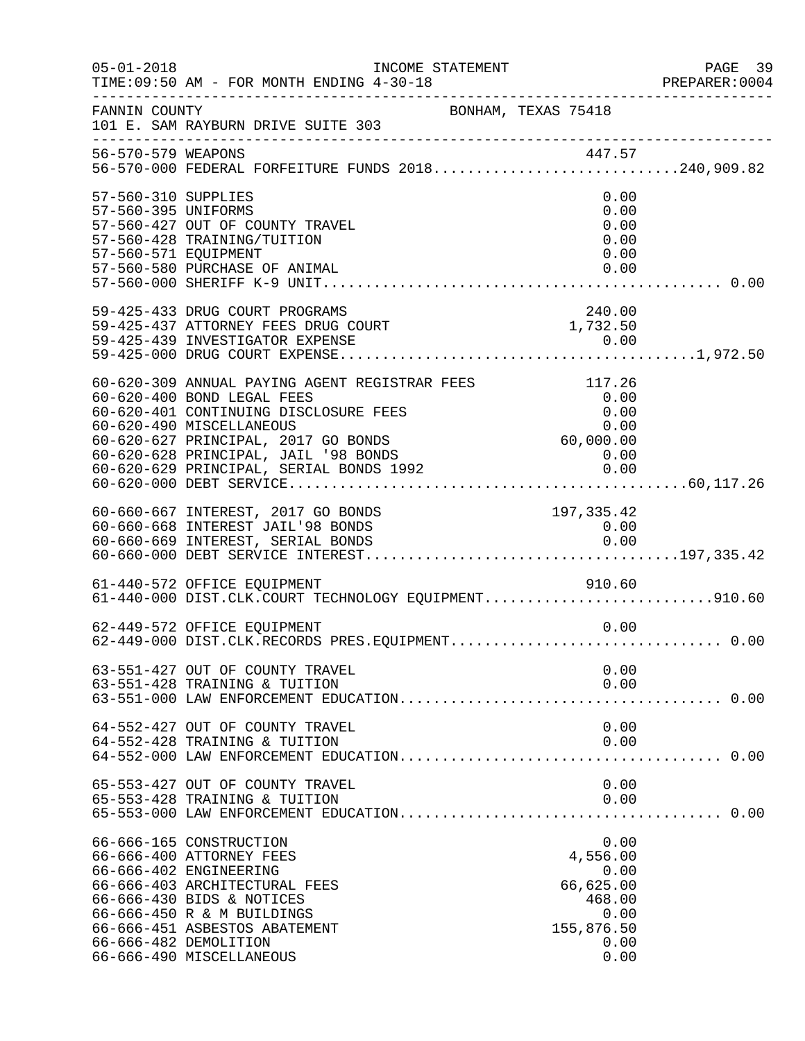FANNIN COUNTY BONHAM, TEXAS 75418
101 E. SAM RAYBURN DRIVE SUITE 303

INCOME STATEMENT
TIME:09:50 AM - FOR MONTH ENDING 4-30-18

| Account | Description | Amount | Total |
|---|---|---|---|
| 56-570-579 | WEAPONS | 447.57 | |
| 56-570-000 | FEDERAL FORFEITURE FUNDS 2018 | | 240,909.82 |
| 57-560-310 | SUPPLIES | 0.00 | |
| 57-560-395 | UNIFORMS | 0.00 | |
| 57-560-427 | OUT OF COUNTY TRAVEL | 0.00 | |
| 57-560-428 | TRAINING/TUITION | 0.00 | |
| 57-560-571 | EQUIPMENT | 0.00 | |
| 57-560-580 | PURCHASE OF ANIMAL | 0.00 | |
| 57-560-000 | SHERIFF K-9 UNIT | | 0.00 |
| 59-425-433 | DRUG COURT PROGRAMS | 240.00 | |
| 59-425-437 | ATTORNEY FEES DRUG COURT | 1,732.50 | |
| 59-425-439 | INVESTIGATOR EXPENSE | 0.00 | |
| 59-425-000 | DRUG COURT EXPENSE | | 1,972.50 |
| 60-620-309 | ANNUAL PAYING AGENT REGISTRAR FEES | 117.26 | |
| 60-620-400 | BOND LEGAL FEES | 0.00 | |
| 60-620-401 | CONTINUING DISCLOSURE FEES | 0.00 | |
| 60-620-490 | MISCELLANEOUS | 0.00 | |
| 60-620-627 | PRINCIPAL, 2017 GO BONDS | 60,000.00 | |
| 60-620-628 | PRINCIPAL, JAIL '98 BONDS | 0.00 | |
| 60-620-629 | PRINCIPAL, SERIAL BONDS 1992 | 0.00 | |
| 60-620-000 | DEBT SERVICE | | 60,117.26 |
| 60-660-667 | INTEREST, 2017 GO BONDS | 197,335.42 | |
| 60-660-668 | INTEREST JAIL'98 BONDS | 0.00 | |
| 60-660-669 | INTEREST, SERIAL BONDS | 0.00 | |
| 60-660-000 | DEBT SERVICE INTEREST | | 197,335.42 |
| 61-440-572 | OFFICE EQUIPMENT | 910.60 | |
| 61-440-000 | DIST.CLK.COURT TECHNOLOGY EQUIPMENT | | 910.60 |
| 62-449-572 | OFFICE EQUIPMENT | 0.00 | |
| 62-449-000 | DIST.CLK.RECORDS PRES.EQUIPMENT | | 0.00 |
| 63-551-427 | OUT OF COUNTY TRAVEL | 0.00 | |
| 63-551-428 | TRAINING & TUITION | 0.00 | |
| 63-551-000 | LAW ENFORCEMENT EDUCATION | | 0.00 |
| 64-552-427 | OUT OF COUNTY TRAVEL | 0.00 | |
| 64-552-428 | TRAINING & TUITION | 0.00 | |
| 64-552-000 | LAW ENFORCEMENT EDUCATION | | 0.00 |
| 65-553-427 | OUT OF COUNTY TRAVEL | 0.00 | |
| 65-553-428 | TRAINING & TUITION | 0.00 | |
| 65-553-000 | LAW ENFORCEMENT EDUCATION | | 0.00 |
| 66-666-165 | CONSTRUCTION | 0.00 | |
| 66-666-400 | ATTORNEY FEES | 4,556.00 | |
| 66-666-402 | ENGINEERING | 0.00 | |
| 66-666-403 | ARCHITECTURAL FEES | 66,625.00 | |
| 66-666-430 | BIDS & NOTICES | 468.00 | |
| 66-666-450 | R & M BUILDINGS | 0.00 | |
| 66-666-451 | ASBESTOS ABATEMENT | 155,876.50 | |
| 66-666-482 | DEMOLITION | 0.00 | |
| 66-666-490 | MISCELLANEOUS | 0.00 | |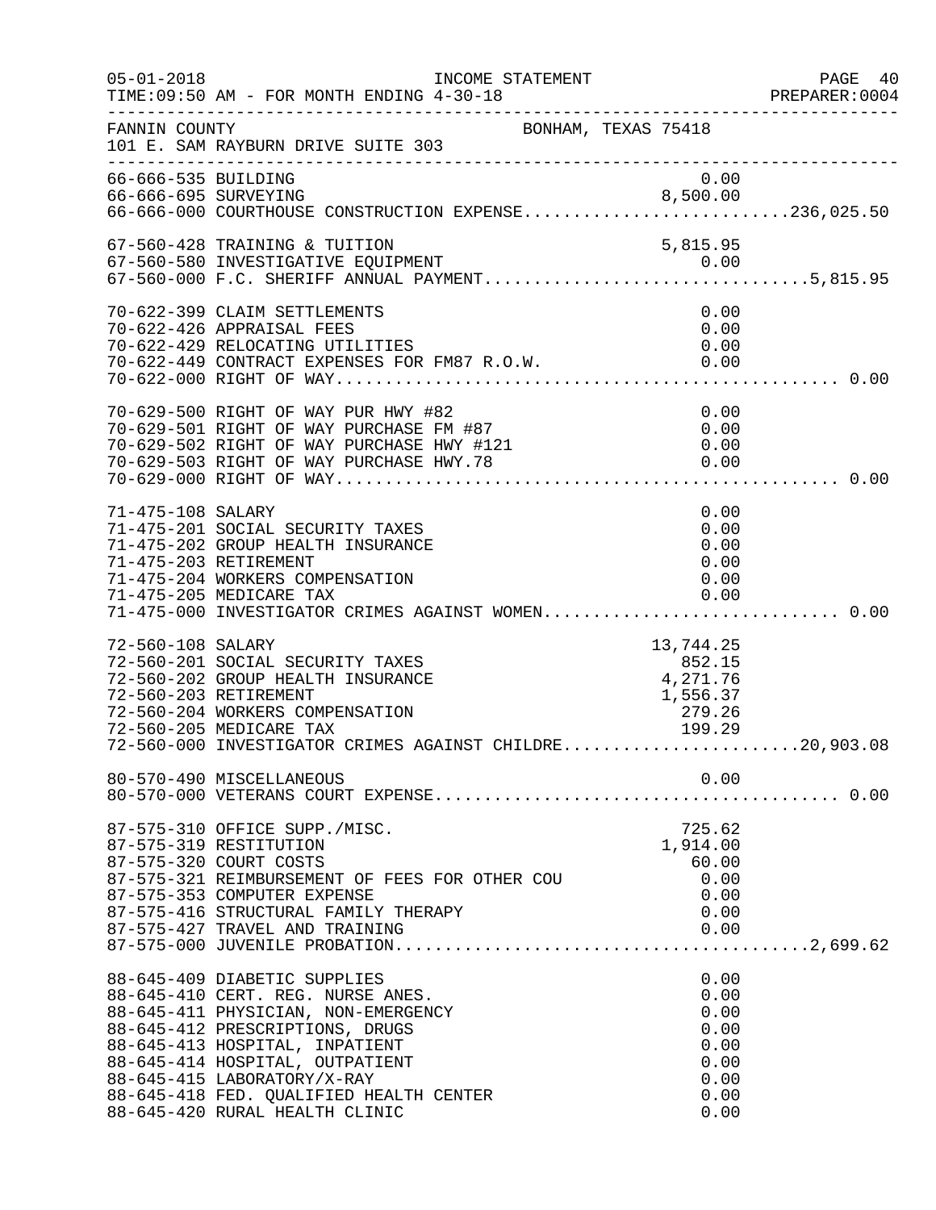FANNIN COUNTY BONHAM, TEXAS 75418
101 E. SAM RAYBURN DRIVE SUITE 303

INCOME STATEMENT
TIME:09:50 AM - FOR MONTH ENDING 4-30-18

| Account | Description | Amount | Total |
|---|---|---|---|
| 66-666-535 | BUILDING | 0.00 | |
| 66-666-695 | SURVEYING | 8,500.00 | |
| 66-666-000 | COURTHOUSE CONSTRUCTION EXPENSE | | 236,025.50 |
| 67-560-428 | TRAINING & TUITION | 5,815.95 | |
| 67-560-580 | INVESTIGATIVE EQUIPMENT | 0.00 | |
| 67-560-000 | F.C. SHERIFF ANNUAL PAYMENT | | 5,815.95 |
| 70-622-399 | CLAIM SETTLEMENTS | 0.00 | |
| 70-622-426 | APPRAISAL FEES | 0.00 | |
| 70-622-429 | RELOCATING UTILITIES | 0.00 | |
| 70-622-449 | CONTRACT EXPENSES FOR FM87 R.O.W. | 0.00 | |
| 70-622-000 | RIGHT OF WAY | | 0.00 |
| 70-629-500 | RIGHT OF WAY PUR HWY #82 | 0.00 | |
| 70-629-501 | RIGHT OF WAY PURCHASE FM #87 | 0.00 | |
| 70-629-502 | RIGHT OF WAY PURCHASE HWY #121 | 0.00 | |
| 70-629-503 | RIGHT OF WAY PURCHASE HWY.78 | 0.00 | |
| 70-629-000 | RIGHT OF WAY | | 0.00 |
| 71-475-108 | SALARY | 0.00 | |
| 71-475-201 | SOCIAL SECURITY TAXES | 0.00 | |
| 71-475-202 | GROUP HEALTH INSURANCE | 0.00 | |
| 71-475-203 | RETIREMENT | 0.00 | |
| 71-475-204 | WORKERS COMPENSATION | 0.00 | |
| 71-475-205 | MEDICARE TAX | 0.00 | |
| 71-475-000 | INVESTIGATOR CRIMES AGAINST WOMEN | | 0.00 |
| 72-560-108 | SALARY | 13,744.25 | |
| 72-560-201 | SOCIAL SECURITY TAXES | 852.15 | |
| 72-560-202 | GROUP HEALTH INSURANCE | 4,271.76 | |
| 72-560-203 | RETIREMENT | 1,556.37 | |
| 72-560-204 | WORKERS COMPENSATION | 279.26 | |
| 72-560-205 | MEDICARE TAX | 199.29 | |
| 72-560-000 | INVESTIGATOR CRIMES AGAINST CHILDRE | | 20,903.08 |
| 80-570-490 | MISCELLANEOUS | 0.00 | |
| 80-570-000 | VETERANS COURT EXPENSE | | 0.00 |
| 87-575-310 | OFFICE SUPP./MISC. | 725.62 | |
| 87-575-319 | RESTITUTION | 1,914.00 | |
| 87-575-320 | COURT COSTS | 60.00 | |
| 87-575-321 | REIMBURSEMENT OF FEES FOR OTHER COU | 0.00 | |
| 87-575-353 | COMPUTER EXPENSE | 0.00 | |
| 87-575-416 | STRUCTURAL FAMILY THERAPY | 0.00 | |
| 87-575-427 | TRAVEL AND TRAINING | 0.00 | |
| 87-575-000 | JUVENILE PROBATION | | 2,699.62 |
| 88-645-409 | DIABETIC SUPPLIES | 0.00 | |
| 88-645-410 | CERT. REG. NURSE ANES. | 0.00 | |
| 88-645-411 | PHYSICIAN, NON-EMERGENCY | 0.00 | |
| 88-645-412 | PRESCRIPTIONS, DRUGS | 0.00 | |
| 88-645-413 | HOSPITAL, INPATIENT | 0.00 | |
| 88-645-414 | HOSPITAL, OUTPATIENT | 0.00 | |
| 88-645-415 | LABORATORY/X-RAY | 0.00 | |
| 88-645-418 | FED. QUALIFIED HEALTH CENTER | 0.00 | |
| 88-645-420 | RURAL HEALTH CLINIC | 0.00 | |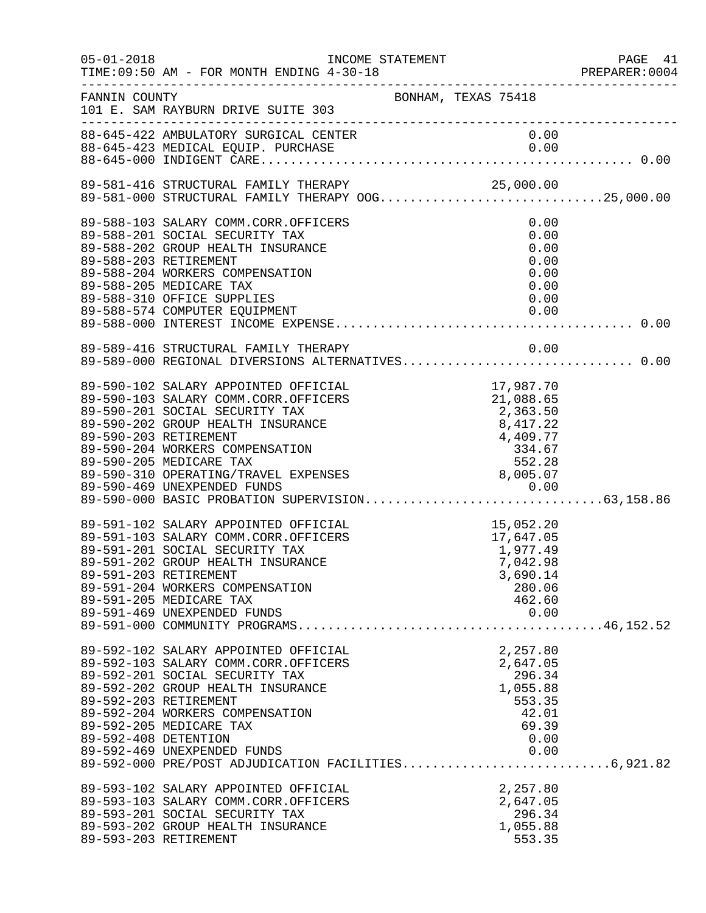INCOME STATEMENT

05-01-2018
TIME:09:50 AM - FOR MONTH ENDING 4-30-18
PREPARER:0004

FANNIN COUNTY — BONHAM, TEXAS 75418
101 E. SAM RAYBURN DRIVE SUITE 303

| Account | Description | Amount | Total |
|---|---|---|---|
| 88-645-422 | AMBULATORY SURGICAL CENTER | 0.00 | |
| 88-645-423 | MEDICAL EQUIP. PURCHASE | 0.00 | |
| 88-645-000 | INDIGENT CARE | | 0.00 |
| 89-581-416 | STRUCTURAL FAMILY THERAPY | 25,000.00 | |
| 89-581-000 | STRUCTURAL FAMILY THERAPY OOG | | 25,000.00 |
| 89-588-103 | SALARY COMM.CORR.OFFICERS | 0.00 | |
| 89-588-201 | SOCIAL SECURITY TAX | 0.00 | |
| 89-588-202 | GROUP HEALTH INSURANCE | 0.00 | |
| 89-588-203 | RETIREMENT | 0.00 | |
| 89-588-204 | WORKERS COMPENSATION | 0.00 | |
| 89-588-205 | MEDICARE TAX | 0.00 | |
| 89-588-310 | OFFICE SUPPLIES | 0.00 | |
| 89-588-574 | COMPUTER EQUIPMENT | 0.00 | |
| 89-588-000 | INTEREST INCOME EXPENSE | | 0.00 |
| 89-589-416 | STRUCTURAL FAMILY THERAPY | 0.00 | |
| 89-589-000 | REGIONAL DIVERSIONS ALTERNATIVES | | 0.00 |
| 89-590-102 | SALARY APPOINTED OFFICIAL | 17,987.70 | |
| 89-590-103 | SALARY COMM.CORR.OFFICERS | 21,088.65 | |
| 89-590-201 | SOCIAL SECURITY TAX | 2,363.50 | |
| 89-590-202 | GROUP HEALTH INSURANCE | 8,417.22 | |
| 89-590-203 | RETIREMENT | 4,409.77 | |
| 89-590-204 | WORKERS COMPENSATION | 334.67 | |
| 89-590-205 | MEDICARE TAX | 552.28 | |
| 89-590-310 | OPERATING/TRAVEL EXPENSES | 8,005.07 | |
| 89-590-469 | UNEXPENDED FUNDS | 0.00 | |
| 89-590-000 | BASIC PROBATION SUPERVISION | | 63,158.86 |
| 89-591-102 | SALARY APPOINTED OFFICIAL | 15,052.20 | |
| 89-591-103 | SALARY COMM.CORR.OFFICERS | 17,647.05 | |
| 89-591-201 | SOCIAL SECURITY TAX | 1,977.49 | |
| 89-591-202 | GROUP HEALTH INSURANCE | 7,042.98 | |
| 89-591-203 | RETIREMENT | 3,690.14 | |
| 89-591-204 | WORKERS COMPENSATION | 280.06 | |
| 89-591-205 | MEDICARE TAX | 462.60 | |
| 89-591-469 | UNEXPENDED FUNDS | 0.00 | |
| 89-591-000 | COMMUNITY PROGRAMS | | 46,152.52 |
| 89-592-102 | SALARY APPOINTED OFFICIAL | 2,257.80 | |
| 89-592-103 | SALARY COMM.CORR.OFFICERS | 2,647.05 | |
| 89-592-201 | SOCIAL SECURITY TAX | 296.34 | |
| 89-592-202 | GROUP HEALTH INSURANCE | 1,055.88 | |
| 89-592-203 | RETIREMENT | 553.35 | |
| 89-592-204 | WORKERS COMPENSATION | 42.01 | |
| 89-592-205 | MEDICARE TAX | 69.39 | |
| 89-592-408 | DETENTION | 0.00 | |
| 89-592-469 | UNEXPENDED FUNDS | 0.00 | |
| 89-592-000 | PRE/POST ADJUDICATION FACILITIES | | 6,921.82 |
| 89-593-102 | SALARY APPOINTED OFFICIAL | 2,257.80 | |
| 89-593-103 | SALARY COMM.CORR.OFFICERS | 2,647.05 | |
| 89-593-201 | SOCIAL SECURITY TAX | 296.34 | |
| 89-593-202 | GROUP HEALTH INSURANCE | 1,055.88 | |
| 89-593-203 | RETIREMENT | 553.35 | |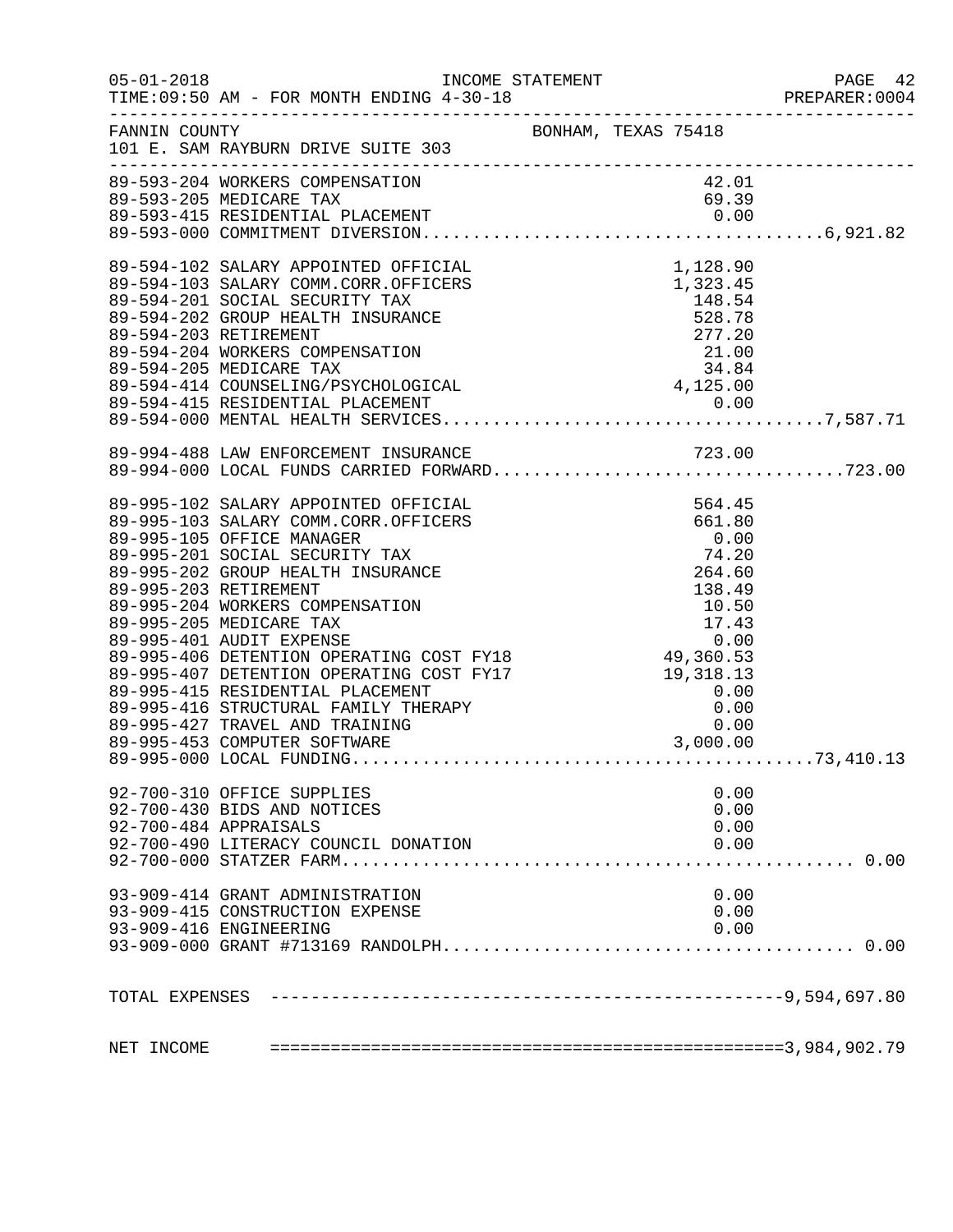FANNIN COUNTY BONHAM, TEXAS 75418
101 E. SAM RAYBURN DRIVE SUITE 303

INCOME STATEMENT
TIME:09:50 AM - FOR MONTH ENDING 4-30-18

| Account | Description | Amount | Total |
|---|---|---|---|
| 89-593-204 | WORKERS COMPENSATION | 42.01 | |
| 89-593-205 | MEDICARE TAX | 69.39 | |
| 89-593-415 | RESIDENTIAL PLACEMENT | 0.00 | |
| 89-593-000 | COMMITMENT DIVERSION | | 6,921.82 |
| 89-594-102 | SALARY APPOINTED OFFICIAL | 1,128.90 | |
| 89-594-103 | SALARY COMM.CORR.OFFICERS | 1,323.45 | |
| 89-594-201 | SOCIAL SECURITY TAX | 148.54 | |
| 89-594-202 | GROUP HEALTH INSURANCE | 528.78 | |
| 89-594-203 | RETIREMENT | 277.20 | |
| 89-594-204 | WORKERS COMPENSATION | 21.00 | |
| 89-594-205 | MEDICARE TAX | 34.84 | |
| 89-594-414 | COUNSELING/PSYCHOLOGICAL | 4,125.00 | |
| 89-594-415 | RESIDENTIAL PLACEMENT | 0.00 | |
| 89-594-000 | MENTAL HEALTH SERVICES | | 7,587.71 |
| 89-994-488 | LAW ENFORCEMENT INSURANCE | 723.00 | |
| 89-994-000 | LOCAL FUNDS CARRIED FORWARD | | 723.00 |
| 89-995-102 | SALARY APPOINTED OFFICIAL | 564.45 | |
| 89-995-103 | SALARY COMM.CORR.OFFICERS | 661.80 | |
| 89-995-105 | OFFICE MANAGER | 0.00 | |
| 89-995-201 | SOCIAL SECURITY TAX | 74.20 | |
| 89-995-202 | GROUP HEALTH INSURANCE | 264.60 | |
| 89-995-203 | RETIREMENT | 138.49 | |
| 89-995-204 | WORKERS COMPENSATION | 10.50 | |
| 89-995-205 | MEDICARE TAX | 17.43 | |
| 89-995-401 | AUDIT EXPENSE | 0.00 | |
| 89-995-406 | DETENTION OPERATING COST FY18 | 49,360.53 | |
| 89-995-407 | DETENTION OPERATING COST FY17 | 19,318.13 | |
| 89-995-415 | RESIDENTIAL PLACEMENT | 0.00 | |
| 89-995-416 | STRUCTURAL FAMILY THERAPY | 0.00 | |
| 89-995-427 | TRAVEL AND TRAINING | 0.00 | |
| 89-995-453 | COMPUTER SOFTWARE | 3,000.00 | |
| 89-995-000 | LOCAL FUNDING | | 73,410.13 |
| 92-700-310 | OFFICE SUPPLIES | 0.00 | |
| 92-700-430 | BIDS AND NOTICES | 0.00 | |
| 92-700-484 | APPRAISALS | 0.00 | |
| 92-700-490 | LITERACY COUNCIL DONATION | 0.00 | |
| 92-700-000 | STATZER FARM | | 0.00 |
| 93-909-414 | GRANT ADMINISTRATION | 0.00 | |
| 93-909-415 | CONSTRUCTION EXPENSE | 0.00 | |
| 93-909-416 | ENGINEERING | 0.00 | |
| 93-909-000 | GRANT #713169 RANDOLPH | | 0.00 |
| | TOTAL EXPENSES | | 9,594,697.80 |
| | NET INCOME | | 3,984,902.79 |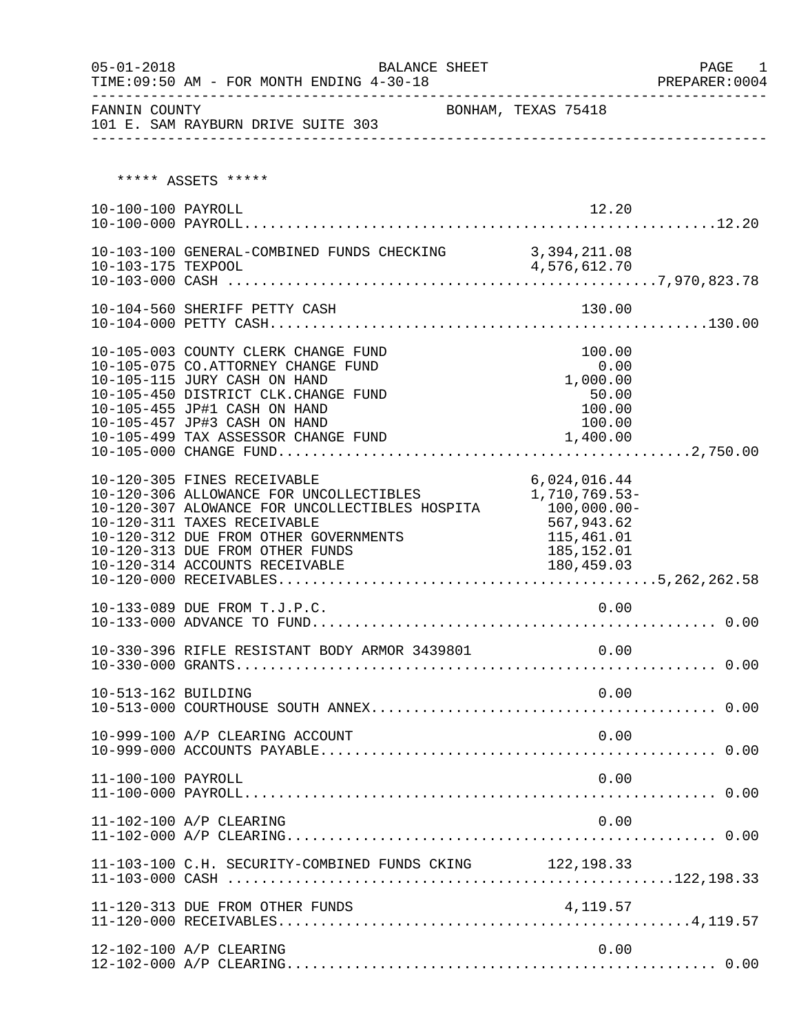05-01-2018 BALANCE SHEET PAGE 1
TIME:09:50 AM - FOR MONTH ENDING 4-30-18 PREPARER:0004

FANNIN COUNTY BONHAM, TEXAS 75418
101 E. SAM RAYBURN DRIVE SUITE 303

***** ASSETS *****

| Account | Description | Detail | Total |
|---|---|---|---|
| 10-100-100 | PAYROLL | 12.20 | |
| 10-100-000 | PAYROLL | | 12.20 |
| 10-103-100 | GENERAL-COMBINED FUNDS CHECKING | 3,394,211.08 | |
| 10-103-175 | TEXPOOL | 4,576,612.70 | |
| 10-103-000 | CASH | | 7,970,823.78 |
| 10-104-560 | SHERIFF PETTY CASH | 130.00 | |
| 10-104-000 | PETTY CASH | | 130.00 |
| 10-105-003 | COUNTY CLERK CHANGE FUND | 100.00 | |
| 10-105-075 | CO.ATTORNEY CHANGE FUND | 0.00 | |
| 10-105-115 | JURY CASH ON HAND | 1,000.00 | |
| 10-105-450 | DISTRICT CLK.CHANGE FUND | 50.00 | |
| 10-105-455 | JP#1 CASH ON HAND | 100.00 | |
| 10-105-457 | JP#3 CASH ON HAND | 100.00 | |
| 10-105-499 | TAX ASSESSOR CHANGE FUND | 1,400.00 | |
| 10-105-000 | CHANGE FUND | | 2,750.00 |
| 10-120-305 | FINES RECEIVABLE | 6,024,016.44 | |
| 10-120-306 | ALLOWANCE FOR UNCOLLECTIBLES | 1,710,769.53- | |
| 10-120-307 | ALOWANCE FOR UNCOLLECTIBLES HOSPITA | 100,000.00- | |
| 10-120-311 | TAXES RECEIVABLE | 567,943.62 | |
| 10-120-312 | DUE FROM OTHER GOVERNMENTS | 115,461.01 | |
| 10-120-313 | DUE FROM OTHER FUNDS | 185,152.01 | |
| 10-120-314 | ACCOUNTS RECEIVABLE | 180,459.03 | |
| 10-120-000 | RECEIVABLES | | 5,262,262.58 |
| 10-133-089 | DUE FROM T.J.P.C. | 0.00 | |
| 10-133-000 | ADVANCE TO FUND | | 0.00 |
| 10-330-396 | RIFLE RESISTANT BODY ARMOR 3439801 | 0.00 | |
| 10-330-000 | GRANTS | | 0.00 |
| 10-513-162 | BUILDING | 0.00 | |
| 10-513-000 | COURTHOUSE SOUTH ANNEX | | 0.00 |
| 10-999-100 | A/P CLEARING ACCOUNT | 0.00 | |
| 10-999-000 | ACCOUNTS PAYABLE | | 0.00 |
| 11-100-100 | PAYROLL | 0.00 | |
| 11-100-000 | PAYROLL | | 0.00 |
| 11-102-100 | A/P CLEARING | 0.00 | |
| 11-102-000 | A/P CLEARING | | 0.00 |
| 11-103-100 | C.H. SECURITY-COMBINED FUNDS CKING | 122,198.33 | |
| 11-103-000 | CASH | | 122,198.33 |
| 11-120-313 | DUE FROM OTHER FUNDS | 4,119.57 | |
| 11-120-000 | RECEIVABLES | | 4,119.57 |
| 12-102-100 | A/P CLEARING | 0.00 | |
| 12-102-000 | A/P CLEARING | | 0.00 |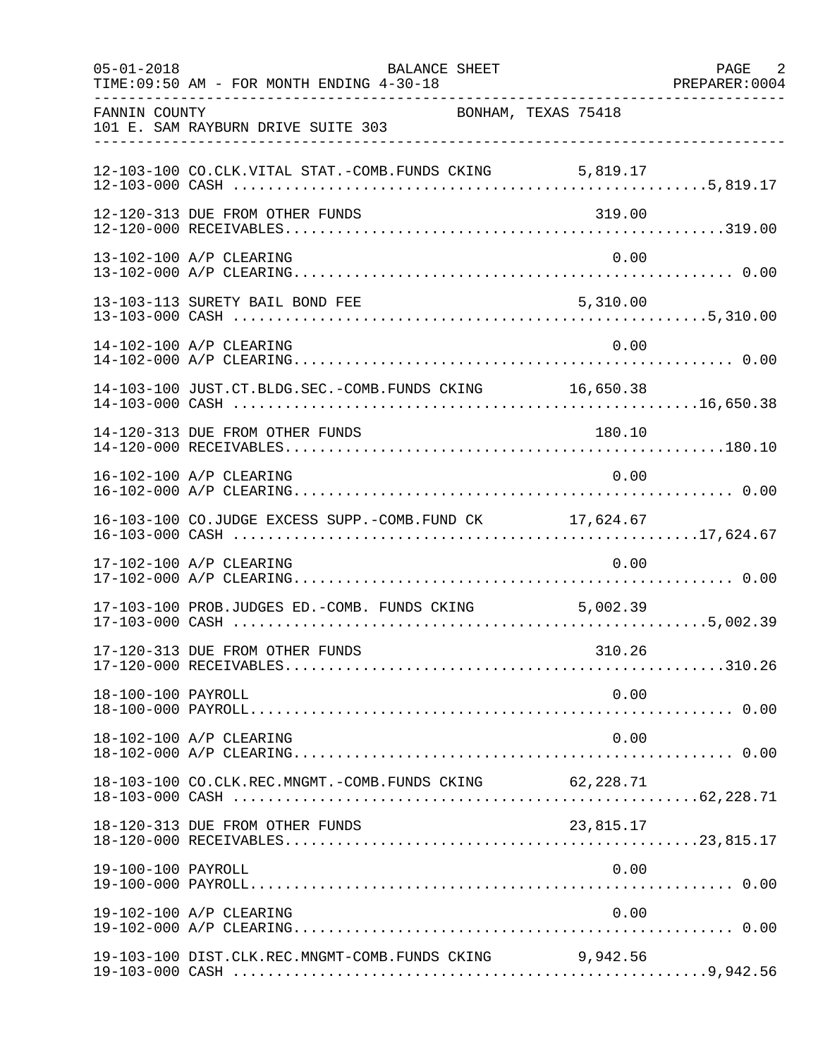FANNIN COUNTY BONHAM, TEXAS 75418
101 E. SAM RAYBURN DRIVE SUITE 303

BALANCE SHEET
FOR MONTH ENDING 4-30-18

| Account | Description | Amount | Total |
|---|---|---|---|
| 12-103-100 | CO.CLK.VITAL STAT.-COMB.FUNDS CKING | 5,819.17 | |
| 12-103-000 | CASH | | 5,819.17 |
| 12-120-313 | DUE FROM OTHER FUNDS | 319.00 | |
| 12-120-000 | RECEIVABLES | | 319.00 |
| 13-102-100 | A/P CLEARING | 0.00 | |
| 13-102-000 | A/P CLEARING | | 0.00 |
| 13-103-113 | SURETY BAIL BOND FEE | 5,310.00 | |
| 13-103-000 | CASH | | 5,310.00 |
| 14-102-100 | A/P CLEARING | 0.00 | |
| 14-102-000 | A/P CLEARING | | 0.00 |
| 14-103-100 | JUST.CT.BLDG.SEC.-COMB.FUNDS CKING | 16,650.38 | |
| 14-103-000 | CASH | | 16,650.38 |
| 14-120-313 | DUE FROM OTHER FUNDS | 180.10 | |
| 14-120-000 | RECEIVABLES | | 180.10 |
| 16-102-100 | A/P CLEARING | 0.00 | |
| 16-102-000 | A/P CLEARING | | 0.00 |
| 16-103-100 | CO.JUDGE EXCESS SUPP.-COMB.FUND CK | 17,624.67 | |
| 16-103-000 | CASH | | 17,624.67 |
| 17-102-100 | A/P CLEARING | 0.00 | |
| 17-102-000 | A/P CLEARING | | 0.00 |
| 17-103-100 | PROB.JUDGES ED.-COMB. FUNDS CKING | 5,002.39 | |
| 17-103-000 | CASH | | 5,002.39 |
| 17-120-313 | DUE FROM OTHER FUNDS | 310.26 | |
| 17-120-000 | RECEIVABLES | | 310.26 |
| 18-100-100 | PAYROLL | 0.00 | |
| 18-100-000 | PAYROLL | | 0.00 |
| 18-102-100 | A/P CLEARING | 0.00 | |
| 18-102-000 | A/P CLEARING | | 0.00 |
| 18-103-100 | CO.CLK.REC.MNGMT.-COMB.FUNDS CKING | 62,228.71 | |
| 18-103-000 | CASH | | 62,228.71 |
| 18-120-313 | DUE FROM OTHER FUNDS | 23,815.17 | |
| 18-120-000 | RECEIVABLES | | 23,815.17 |
| 19-100-100 | PAYROLL | 0.00 | |
| 19-100-000 | PAYROLL | | 0.00 |
| 19-102-100 | A/P CLEARING | 0.00 | |
| 19-102-000 | A/P CLEARING | | 0.00 |
| 19-103-100 | DIST.CLK.REC.MNGMT-COMB.FUNDS CKING | 9,942.56 | |
| 19-103-000 | CASH | | 9,942.56 |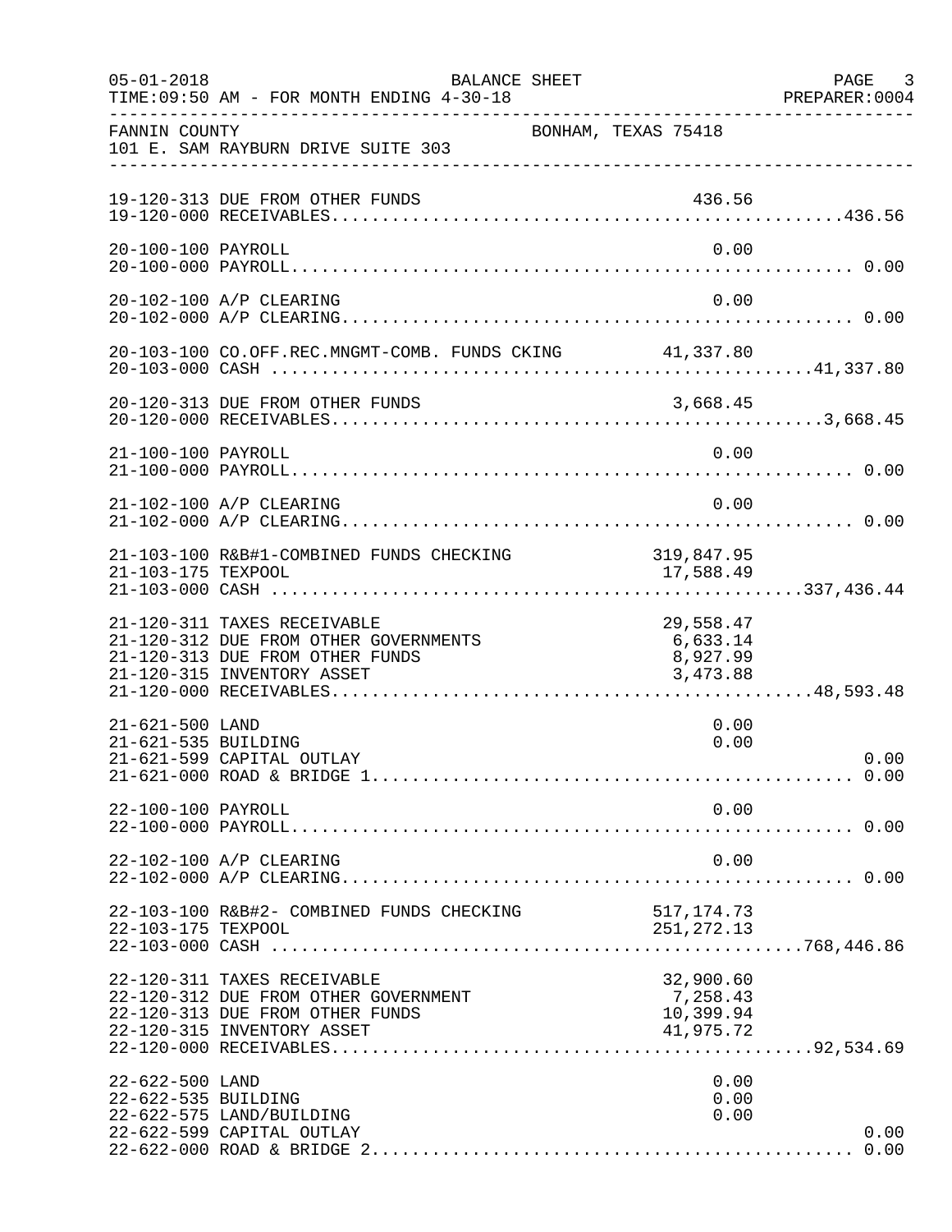05-01-2018 BALANCE SHEET PAGE 3
TIME:09:50 AM - FOR MONTH ENDING 4-30-18 PREPARER:0004

FANNIN COUNTY BONHAM, TEXAS 75418
101 E. SAM RAYBURN DRIVE SUITE 303

| Account | Description | Amount | Total |
|---|---|---|---|
| 19-120-313 | DUE FROM OTHER FUNDS | 436.56 | |
| 19-120-000 | RECEIVABLES | | 436.56 |
| 20-100-100 | PAYROLL | 0.00 | |
| 20-100-000 | PAYROLL | | 0.00 |
| 20-102-100 | A/P CLEARING | 0.00 | |
| 20-102-000 | A/P CLEARING | | 0.00 |
| 20-103-100 | CO.OFF.REC.MNGMT-COMB. FUNDS CKING | 41,337.80 | |
| 20-103-000 | CASH | | 41,337.80 |
| 20-120-313 | DUE FROM OTHER FUNDS | 3,668.45 | |
| 20-120-000 | RECEIVABLES | | 3,668.45 |
| 21-100-100 | PAYROLL | 0.00 | |
| 21-100-000 | PAYROLL | | 0.00 |
| 21-102-100 | A/P CLEARING | 0.00 | |
| 21-102-000 | A/P CLEARING | | 0.00 |
| 21-103-100 | R&B#1-COMBINED FUNDS CHECKING | 319,847.95 | |
| 21-103-175 | TEXPOOL | 17,588.49 | |
| 21-103-000 | CASH | | 337,436.44 |
| 21-120-311 | TAXES RECEIVABLE | 29,558.47 | |
| 21-120-312 | DUE FROM OTHER GOVERNMENTS | 6,633.14 | |
| 21-120-313 | DUE FROM OTHER FUNDS | 8,927.99 | |
| 21-120-315 | INVENTORY ASSET | 3,473.88 | |
| 21-120-000 | RECEIVABLES | | 48,593.48 |
| 21-621-500 | LAND | 0.00 | |
| 21-621-535 | BUILDING | 0.00 | |
| 21-621-599 | CAPITAL OUTLAY | | 0.00 |
| 21-621-000 | ROAD & BRIDGE 1 | | 0.00 |
| 22-100-100 | PAYROLL | 0.00 | |
| 22-100-000 | PAYROLL | | 0.00 |
| 22-102-100 | A/P CLEARING | 0.00 | |
| 22-102-000 | A/P CLEARING | | 0.00 |
| 22-103-100 | R&B#2- COMBINED FUNDS CHECKING | 517,174.73 | |
| 22-103-175 | TEXPOOL | 251,272.13 | |
| 22-103-000 | CASH | | 768,446.86 |
| 22-120-311 | TAXES RECEIVABLE | 32,900.60 | |
| 22-120-312 | DUE FROM OTHER GOVERNMENT | 7,258.43 | |
| 22-120-313 | DUE FROM OTHER FUNDS | 10,399.94 | |
| 22-120-315 | INVENTORY ASSET | 41,975.72 | |
| 22-120-000 | RECEIVABLES | | 92,534.69 |
| 22-622-500 | LAND | 0.00 | |
| 22-622-535 | BUILDING | 0.00 | |
| 22-622-575 | LAND/BUILDING | 0.00 | |
| 22-622-599 | CAPITAL OUTLAY | | 0.00 |
| 22-622-000 | ROAD & BRIDGE 2 | | 0.00 |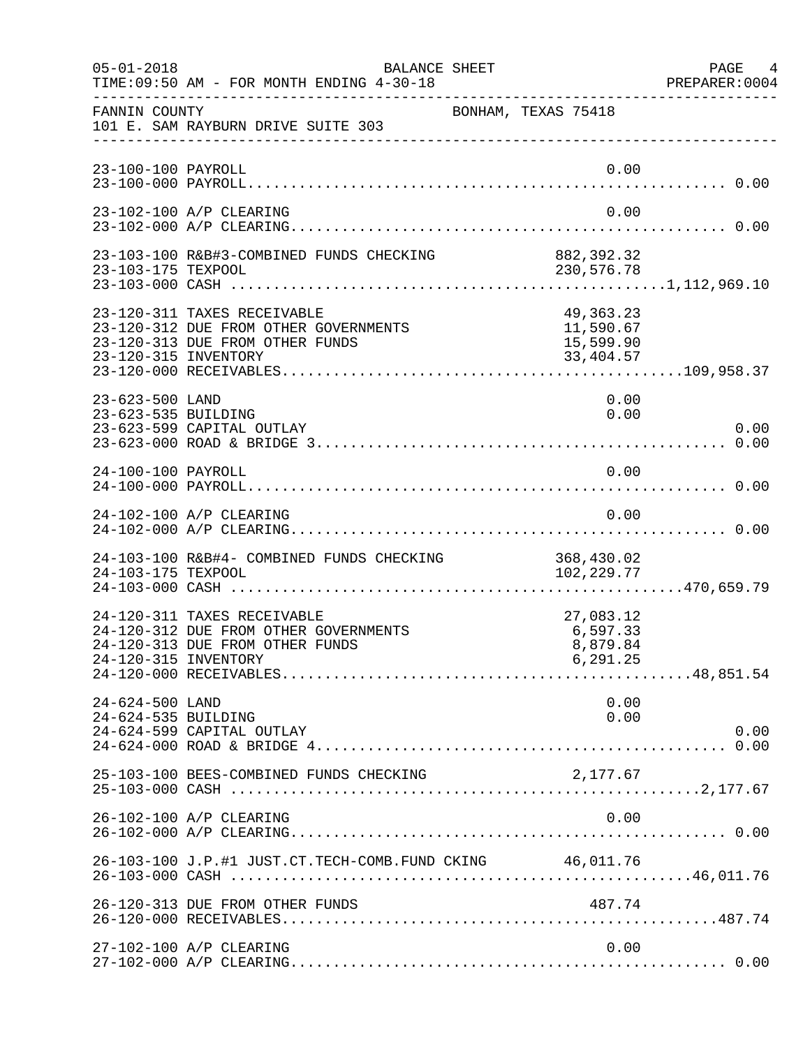FANNIN COUNTY — BONHAM, TEXAS 75418
101 E. SAM RAYBURN DRIVE SUITE 303

BALANCE SHEET
TIME:09:50 AM - FOR MONTH ENDING 4-30-18

| Account | Description | Detail | Total |
|---|---|---|---|
| 23-100-100 | PAYROLL | 0.00 | |
| 23-100-000 | PAYROLL | | 0.00 |
| 23-102-100 | A/P CLEARING | 0.00 | |
| 23-102-000 | A/P CLEARING | | 0.00 |
| 23-103-100 | R&B#3-COMBINED FUNDS CHECKING | 882,392.32 | |
| 23-103-175 | TEXPOOL | 230,576.78 | |
| 23-103-000 | CASH | | 1,112,969.10 |
| 23-120-311 | TAXES RECEIVABLE | 49,363.23 | |
| 23-120-312 | DUE FROM OTHER GOVERNMENTS | 11,590.67 | |
| 23-120-313 | DUE FROM OTHER FUNDS | 15,599.90 | |
| 23-120-315 | INVENTORY | 33,404.57 | |
| 23-120-000 | RECEIVABLES | | 109,958.37 |
| 23-623-500 | LAND | 0.00 | |
| 23-623-535 | BUILDING | 0.00 | |
| 23-623-599 | CAPITAL OUTLAY | | 0.00 |
| 23-623-000 | ROAD & BRIDGE 3 | | 0.00 |
| 24-100-100 | PAYROLL | 0.00 | |
| 24-100-000 | PAYROLL | | 0.00 |
| 24-102-100 | A/P CLEARING | 0.00 | |
| 24-102-000 | A/P CLEARING | | 0.00 |
| 24-103-100 | R&B#4- COMBINED FUNDS CHECKING | 368,430.02 | |
| 24-103-175 | TEXPOOL | 102,229.77 | |
| 24-103-000 | CASH | | 470,659.79 |
| 24-120-311 | TAXES RECEIVABLE | 27,083.12 | |
| 24-120-312 | DUE FROM OTHER GOVERNMENTS | 6,597.33 | |
| 24-120-313 | DUE FROM OTHER FUNDS | 8,879.84 | |
| 24-120-315 | INVENTORY | 6,291.25 | |
| 24-120-000 | RECEIVABLES | | 48,851.54 |
| 24-624-500 | LAND | 0.00 | |
| 24-624-535 | BUILDING | 0.00 | |
| 24-624-599 | CAPITAL OUTLAY | | 0.00 |
| 24-624-000 | ROAD & BRIDGE 4 | | 0.00 |
| 25-103-100 | BEES-COMBINED FUNDS CHECKING | 2,177.67 | |
| 25-103-000 | CASH | | 2,177.67 |
| 26-102-100 | A/P CLEARING | 0.00 | |
| 26-102-000 | A/P CLEARING | | 0.00 |
| 26-103-100 | J.P.#1 JUST.CT.TECH-COMB.FUND CKING | 46,011.76 | |
| 26-103-000 | CASH | | 46,011.76 |
| 26-120-313 | DUE FROM OTHER FUNDS | 487.74 | |
| 26-120-000 | RECEIVABLES | | 487.74 |
| 27-102-100 | A/P CLEARING | 0.00 | |
| 27-102-000 | A/P CLEARING | | 0.00 |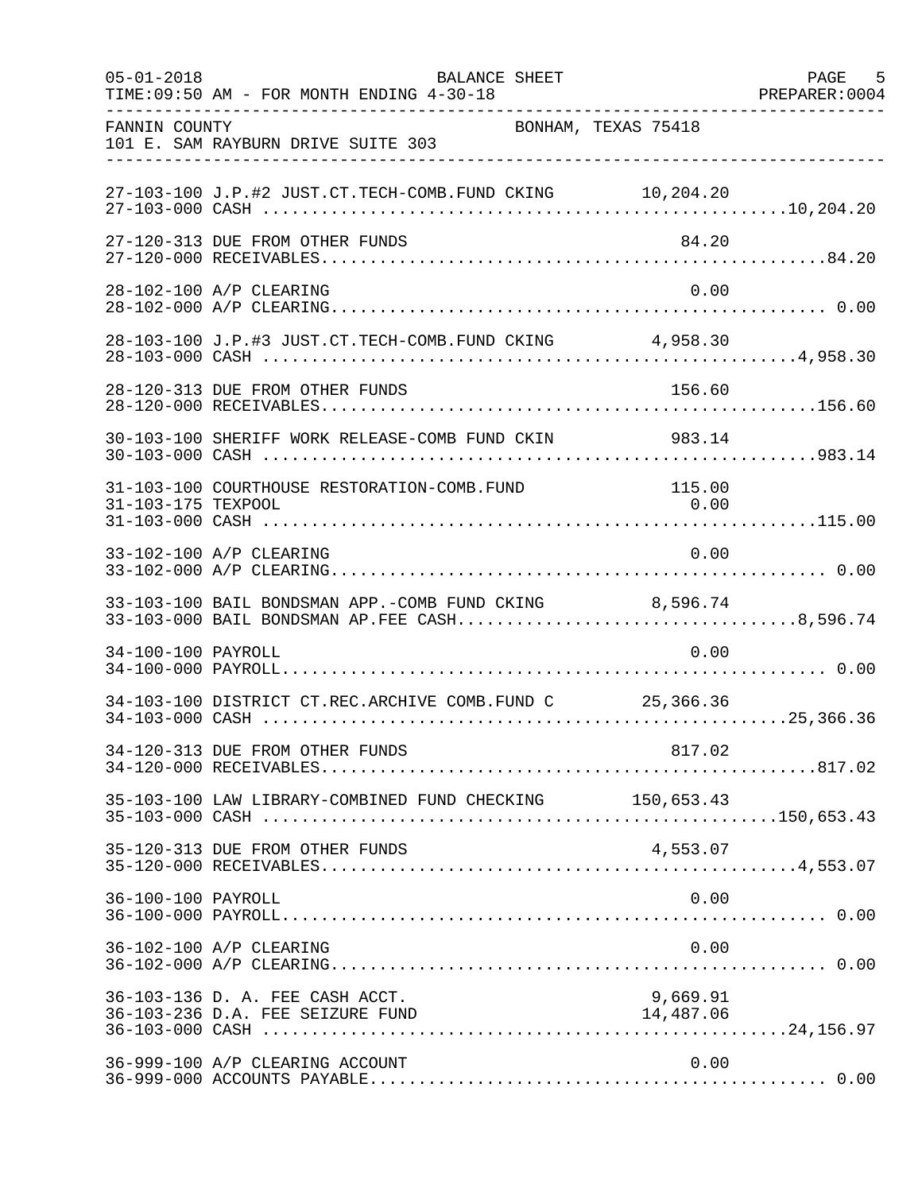FANNIN COUNTY — BONHAM, TEXAS 75418
101 E. SAM RAYBURN DRIVE SUITE 303

BALANCE SHEET
TIME:09:50 AM - FOR MONTH ENDING 4-30-18

| Account | Description | Detail | Total |
|---|---|---|---|
| 27-103-100 | J.P.#2 JUST.CT.TECH-COMB.FUND CKING | 10,204.20 | |
| 27-103-000 | CASH | | 10,204.20 |
| 27-120-313 | DUE FROM OTHER FUNDS | 84.20 | |
| 27-120-000 | RECEIVABLES | | 84.20 |
| 28-102-100 | A/P CLEARING | 0.00 | |
| 28-102-000 | A/P CLEARING | | 0.00 |
| 28-103-100 | J.P.#3 JUST.CT.TECH-COMB.FUND CKING | 4,958.30 | |
| 28-103-000 | CASH | | 4,958.30 |
| 28-120-313 | DUE FROM OTHER FUNDS | 156.60 | |
| 28-120-000 | RECEIVABLES | | 156.60 |
| 30-103-100 | SHERIFF WORK RELEASE-COMB FUND CKIN | 983.14 | |
| 30-103-000 | CASH | | 983.14 |
| 31-103-100 | COURTHOUSE RESTORATION-COMB.FUND | 115.00 | |
| 31-103-175 | TEXPOOL | 0.00 | |
| 31-103-000 | CASH | | 115.00 |
| 33-102-100 | A/P CLEARING | 0.00 | |
| 33-102-000 | A/P CLEARING | | 0.00 |
| 33-103-100 | BAIL BONDSMAN APP.-COMB FUND CKING | 8,596.74 | |
| 33-103-000 | BAIL BONDSMAN AP.FEE CASH | | 8,596.74 |
| 34-100-100 | PAYROLL | 0.00 | |
| 34-100-000 | PAYROLL | | 0.00 |
| 34-103-100 | DISTRICT CT.REC.ARCHIVE COMB.FUND C | 25,366.36 | |
| 34-103-000 | CASH | | 25,366.36 |
| 34-120-313 | DUE FROM OTHER FUNDS | 817.02 | |
| 34-120-000 | RECEIVABLES | | 817.02 |
| 35-103-100 | LAW LIBRARY-COMBINED FUND CHECKING | 150,653.43 | |
| 35-103-000 | CASH | | 150,653.43 |
| 35-120-313 | DUE FROM OTHER FUNDS | 4,553.07 | |
| 35-120-000 | RECEIVABLES | | 4,553.07 |
| 36-100-100 | PAYROLL | 0.00 | |
| 36-100-000 | PAYROLL | | 0.00 |
| 36-102-100 | A/P CLEARING | 0.00 | |
| 36-102-000 | A/P CLEARING | | 0.00 |
| 36-103-136 | D. A. FEE CASH ACCT. | 9,669.91 | |
| 36-103-236 | D.A. FEE SEIZURE FUND | 14,487.06 | |
| 36-103-000 | CASH | | 24,156.97 |
| 36-999-100 | A/P CLEARING ACCOUNT | 0.00 | |
| 36-999-000 | ACCOUNTS PAYABLE | | 0.00 |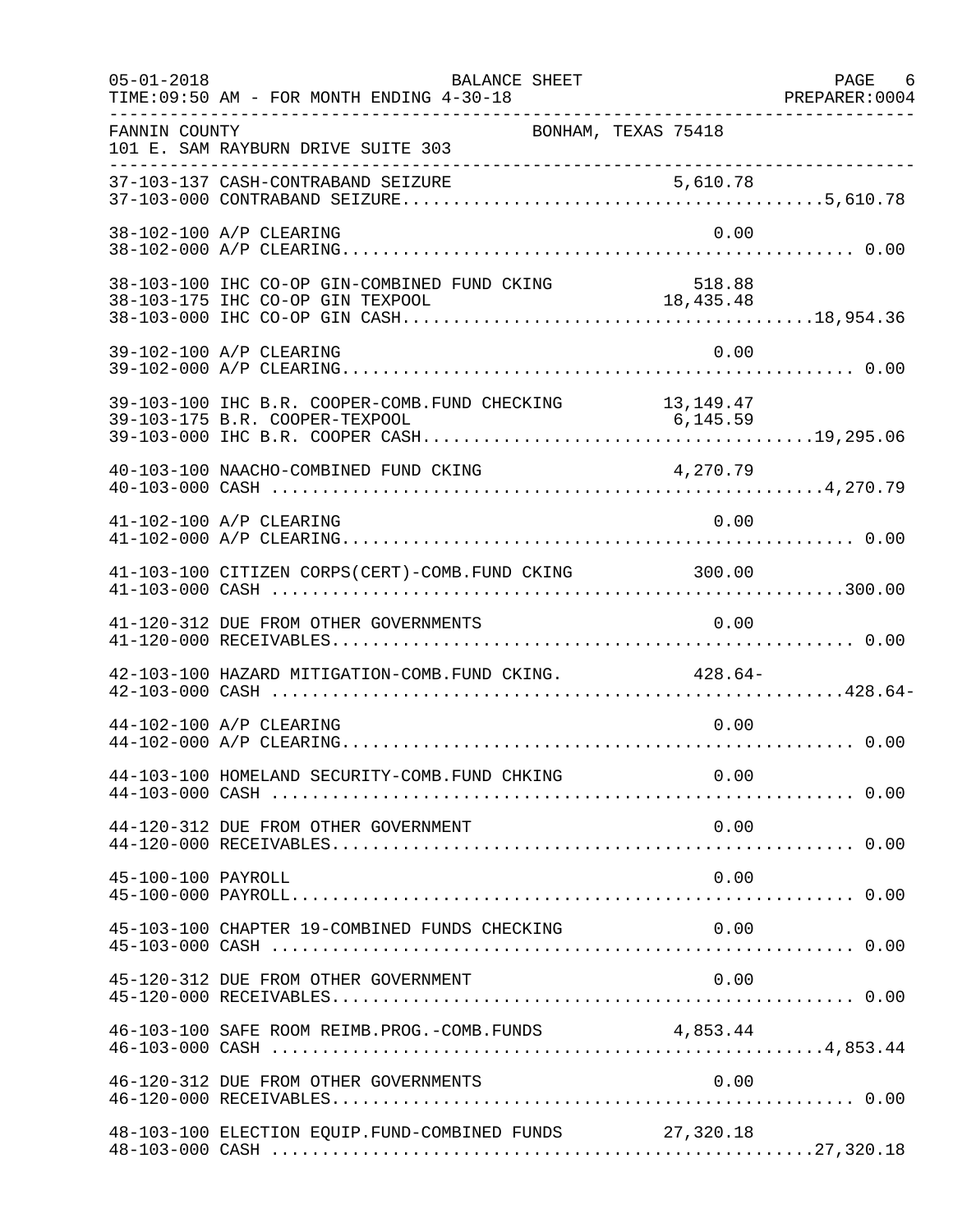FANNIN COUNTY — BONHAM, TEXAS 75418
101 E. SAM RAYBURN DRIVE SUITE 303

BALANCE SHEET — FOR MONTH ENDING 4-30-18

| Account | Description | Detail | Total |
|---|---|---|---|
| 37-103-137 | CASH-CONTRABAND SEIZURE | 5,610.78 | |
| 37-103-000 | CONTRABAND SEIZURE | | 5,610.78 |
| 38-102-100 | A/P CLEARING | 0.00 | |
| 38-102-000 | A/P CLEARING | | 0.00 |
| 38-103-100 | IHC CO-OP GIN-COMBINED FUND CKING | 518.88 | |
| 38-103-175 | IHC CO-OP GIN TEXPOOL | 18,435.48 | |
| 38-103-000 | IHC CO-OP GIN CASH | | 18,954.36 |
| 39-102-100 | A/P CLEARING | 0.00 | |
| 39-102-000 | A/P CLEARING | | 0.00 |
| 39-103-100 | IHC B.R. COOPER-COMB.FUND CHECKING | 13,149.47 | |
| 39-103-175 | B.R. COOPER-TEXPOOL | 6,145.59 | |
| 39-103-000 | IHC B.R. COOPER CASH | | 19,295.06 |
| 40-103-100 | NAACHO-COMBINED FUND CKING | 4,270.79 | |
| 40-103-000 | CASH | | 4,270.79 |
| 41-102-100 | A/P CLEARING | 0.00 | |
| 41-102-000 | A/P CLEARING | | 0.00 |
| 41-103-100 | CITIZEN CORPS(CERT)-COMB.FUND CKING | 300.00 | |
| 41-103-000 | CASH | | 300.00 |
| 41-120-312 | DUE FROM OTHER GOVERNMENTS | 0.00 | |
| 41-120-000 | RECEIVABLES | | 0.00 |
| 42-103-100 | HAZARD MITIGATION-COMB.FUND CKING. | 428.64- | |
| 42-103-000 | CASH | | 428.64- |
| 44-102-100 | A/P CLEARING | 0.00 | |
| 44-102-000 | A/P CLEARING | | 0.00 |
| 44-103-100 | HOMELAND SECURITY-COMB.FUND CHKING | 0.00 | |
| 44-103-000 | CASH | | 0.00 |
| 44-120-312 | DUE FROM OTHER GOVERNMENT | 0.00 | |
| 44-120-000 | RECEIVABLES | | 0.00 |
| 45-100-100 | PAYROLL | 0.00 | |
| 45-100-000 | PAYROLL | | 0.00 |
| 45-103-100 | CHAPTER 19-COMBINED FUNDS CHECKING | 0.00 | |
| 45-103-000 | CASH | | 0.00 |
| 45-120-312 | DUE FROM OTHER GOVERNMENT | 0.00 | |
| 45-120-000 | RECEIVABLES | | 0.00 |
| 46-103-100 | SAFE ROOM REIMB.PROG.-COMB.FUNDS | 4,853.44 | |
| 46-103-000 | CASH | | 4,853.44 |
| 46-120-312 | DUE FROM OTHER GOVERNMENTS | 0.00 | |
| 46-120-000 | RECEIVABLES | | 0.00 |
| 48-103-100 | ELECTION EQUIP.FUND-COMBINED FUNDS | 27,320.18 | |
| 48-103-000 | CASH | | 27,320.18 |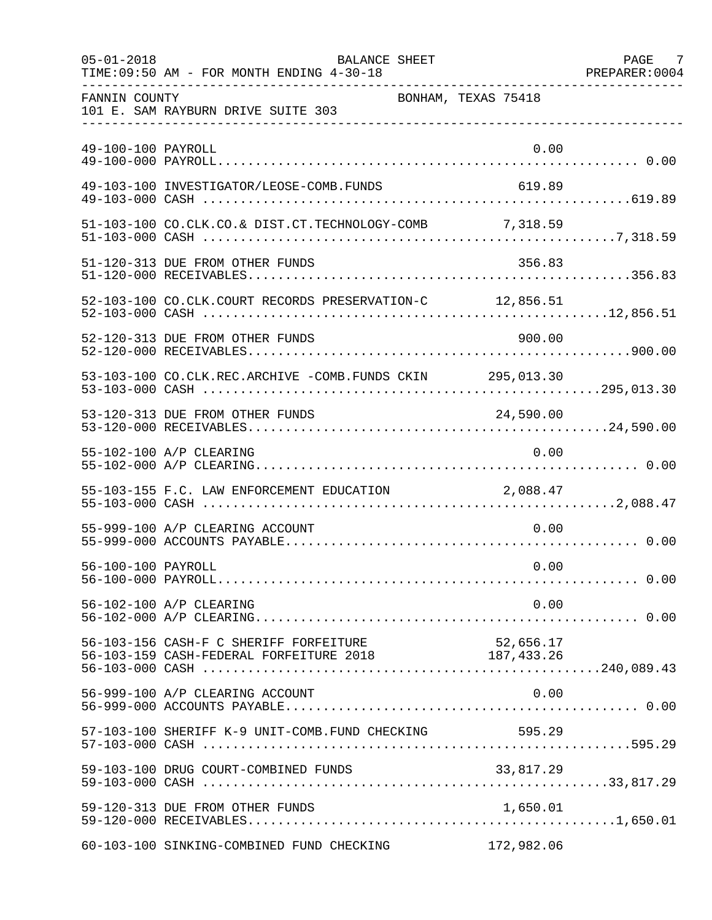FANNIN COUNTY BONHAM, TEXAS 75418
101 E. SAM RAYBURN DRIVE SUITE 303

BALANCE SHEET
FOR MONTH ENDING 4-30-18

| Account | Description | Amount | Total |
|---|---|---|---|
| 49-100-100 | PAYROLL | 0.00 | |
| 49-100-000 | PAYROLL | | 0.00 |
| 49-103-100 | INVESTIGATOR/LEOSE-COMB.FUNDS | 619.89 | |
| 49-103-000 | CASH | | 619.89 |
| 51-103-100 | CO.CLK.CO.& DIST.CT.TECHNOLOGY-COMB | 7,318.59 | |
| 51-103-000 | CASH | | 7,318.59 |
| 51-120-313 | DUE FROM OTHER FUNDS | 356.83 | |
| 51-120-000 | RECEIVABLES | | 356.83 |
| 52-103-100 | CO.CLK.COURT RECORDS PRESERVATION-C | 12,856.51 | |
| 52-103-000 | CASH | | 12,856.51 |
| 52-120-313 | DUE FROM OTHER FUNDS | 900.00 | |
| 52-120-000 | RECEIVABLES | | 900.00 |
| 53-103-100 | CO.CLK.REC.ARCHIVE -COMB.FUNDS CKIN | 295,013.30 | |
| 53-103-000 | CASH | | 295,013.30 |
| 53-120-313 | DUE FROM OTHER FUNDS | 24,590.00 | |
| 53-120-000 | RECEIVABLES | | 24,590.00 |
| 55-102-100 | A/P CLEARING | 0.00 | |
| 55-102-000 | A/P CLEARING | | 0.00 |
| 55-103-155 | F.C. LAW ENFORCEMENT EDUCATION | 2,088.47 | |
| 55-103-000 | CASH | | 2,088.47 |
| 55-999-100 | A/P CLEARING ACCOUNT | 0.00 | |
| 55-999-000 | ACCOUNTS PAYABLE | | 0.00 |
| 56-100-100 | PAYROLL | 0.00 | |
| 56-100-000 | PAYROLL | | 0.00 |
| 56-102-100 | A/P CLEARING | 0.00 | |
| 56-102-000 | A/P CLEARING | | 0.00 |
| 56-103-156 | CASH-F C SHERIFF FORFEITURE | 52,656.17 | |
| 56-103-159 | CASH-FEDERAL FORFEITURE 2018 | 187,433.26 | |
| 56-103-000 | CASH | | 240,089.43 |
| 56-999-100 | A/P CLEARING ACCOUNT | 0.00 | |
| 56-999-000 | ACCOUNTS PAYABLE | | 0.00 |
| 57-103-100 | SHERIFF K-9 UNIT-COMB.FUND CHECKING | 595.29 | |
| 57-103-000 | CASH | | 595.29 |
| 59-103-100 | DRUG COURT-COMBINED FUNDS | 33,817.29 | |
| 59-103-000 | CASH | | 33,817.29 |
| 59-120-313 | DUE FROM OTHER FUNDS | 1,650.01 | |
| 59-120-000 | RECEIVABLES | | 1,650.01 |
| 60-103-100 | SINKING-COMBINED FUND CHECKING | 172,982.06 | |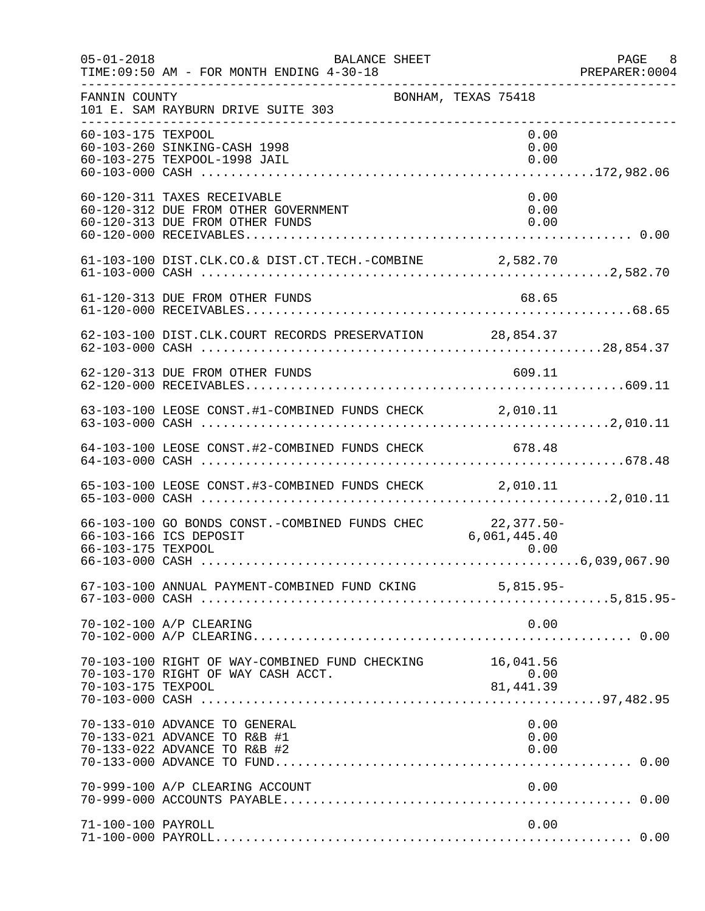05-01-2018 BALANCE SHEET PAGE 8
TIME:09:50 AM - FOR MONTH ENDING 4-30-18 PREPARER:0004

FANNIN COUNTY BONHAM, TEXAS 75418
101 E. SAM RAYBURN DRIVE SUITE 303

| Account | Description | Detail | Total |
|---|---|---|---|
| 60-103-175 | TEXPOOL | 0.00 | |
| 60-103-260 | SINKING-CASH 1998 | 0.00 | |
| 60-103-275 | TEXPOOL-1998 JAIL | 0.00 | |
| 60-103-000 | CASH | | 172,982.06 |
| 60-120-311 | TAXES RECEIVABLE | 0.00 | |
| 60-120-312 | DUE FROM OTHER GOVERNMENT | 0.00 | |
| 60-120-313 | DUE FROM OTHER FUNDS | 0.00 | |
| 60-120-000 | RECEIVABLES | | 0.00 |
| 61-103-100 | DIST.CLK.CO.& DIST.CT.TECH.-COMBINE | 2,582.70 | |
| 61-103-000 | CASH | | 2,582.70 |
| 61-120-313 | DUE FROM OTHER FUNDS | 68.65 | |
| 61-120-000 | RECEIVABLES | | 68.65 |
| 62-103-100 | DIST.CLK.COURT RECORDS PRESERVATION | 28,854.37 | |
| 62-103-000 | CASH | | 28,854.37 |
| 62-120-313 | DUE FROM OTHER FUNDS | 609.11 | |
| 62-120-000 | RECEIVABLES | | 609.11 |
| 63-103-100 | LEOSE CONST.#1-COMBINED FUNDS CHECK | 2,010.11 | |
| 63-103-000 | CASH | | 2,010.11 |
| 64-103-100 | LEOSE CONST.#2-COMBINED FUNDS CHECK | 678.48 | |
| 64-103-000 | CASH | | 678.48 |
| 65-103-100 | LEOSE CONST.#3-COMBINED FUNDS CHECK | 2,010.11 | |
| 65-103-000 | CASH | | 2,010.11 |
| 66-103-100 | GO BONDS CONST.-COMBINED FUNDS CHEC | 22,377.50- | |
| 66-103-166 | ICS DEPOSIT | 6,061,445.40 | |
| 66-103-175 | TEXPOOL | 0.00 | |
| 66-103-000 | CASH | | 6,039,067.90 |
| 67-103-100 | ANNUAL PAYMENT-COMBINED FUND CKING | 5,815.95- | |
| 67-103-000 | CASH | | 5,815.95- |
| 70-102-100 | A/P CLEARING | 0.00 | |
| 70-102-000 | A/P CLEARING | | 0.00 |
| 70-103-100 | RIGHT OF WAY-COMBINED FUND CHECKING | 16,041.56 | |
| 70-103-170 | RIGHT OF WAY CASH ACCT. | 0.00 | |
| 70-103-175 | TEXPOOL | 81,441.39 | |
| 70-103-000 | CASH | | 97,482.95 |
| 70-133-010 | ADVANCE TO GENERAL | 0.00 | |
| 70-133-021 | ADVANCE TO R&B #1 | 0.00 | |
| 70-133-022 | ADVANCE TO R&B #2 | 0.00 | |
| 70-133-000 | ADVANCE TO FUND | | 0.00 |
| 70-999-100 | A/P CLEARING ACCOUNT | 0.00 | |
| 70-999-000 | ACCOUNTS PAYABLE | | 0.00 |
| 71-100-100 | PAYROLL | 0.00 | |
| 71-100-000 | PAYROLL | | 0.00 |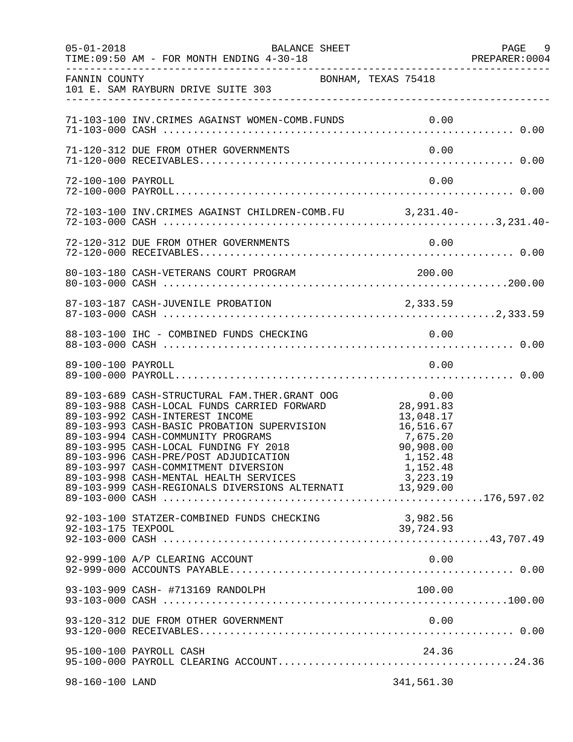FANNIN COUNTY — BONHAM, TEXAS 75418
101 E. SAM RAYBURN DRIVE SUITE 303

BALANCE SHEET — FOR MONTH ENDING 4-30-18

| Account | Description | Detail | Total |
|---|---|---|---|
| 71-103-100 | INV.CRIMES AGAINST WOMEN-COMB.FUNDS | 0.00 | |
| 71-103-000 | CASH | | 0.00 |
| 71-120-312 | DUE FROM OTHER GOVERNMENTS | 0.00 | |
| 71-120-000 | RECEIVABLES | | 0.00 |
| 72-100-100 | PAYROLL | 0.00 | |
| 72-100-000 | PAYROLL | | 0.00 |
| 72-103-100 | INV.CRIMES AGAINST CHILDREN-COMB.FU | 3,231.40- | |
| 72-103-000 | CASH | | 3,231.40- |
| 72-120-312 | DUE FROM OTHER GOVERNMENTS | 0.00 | |
| 72-120-000 | RECEIVABLES | | 0.00 |
| 80-103-180 | CASH-VETERANS COURT PROGRAM | 200.00 | |
| 80-103-000 | CASH | | 200.00 |
| 87-103-187 | CASH-JUVENILE PROBATION | 2,333.59 | |
| 87-103-000 | CASH | | 2,333.59 |
| 88-103-100 | IHC - COMBINED FUNDS CHECKING | 0.00 | |
| 88-103-000 | CASH | | 0.00 |
| 89-100-100 | PAYROLL | 0.00 | |
| 89-100-000 | PAYROLL | | 0.00 |
| 89-103-689 | CASH-STRUCTURAL FAM.THER.GRANT OOG | 0.00 | |
| 89-103-988 | CASH-LOCAL FUNDS CARRIED FORWARD | 28,991.83 | |
| 89-103-992 | CASH-INTEREST INCOME | 13,048.17 | |
| 89-103-993 | CASH-BASIC PROBATION SUPERVISION | 16,516.67 | |
| 89-103-994 | CASH-COMMUNITY PROGRAMS | 7,675.20 | |
| 89-103-995 | CASH-LOCAL FUNDING FY 2018 | 90,908.00 | |
| 89-103-996 | CASH-PRE/POST ADJUDICATION | 1,152.48 | |
| 89-103-997 | CASH-COMMITMENT DIVERSION | 1,152.48 | |
| 89-103-998 | CASH-MENTAL HEALTH SERVICES | 3,223.19 | |
| 89-103-999 | CASH-REGIONALS DIVERSIONS ALTERNATI | 13,929.00 | |
| 89-103-000 | CASH | | 176,597.02 |
| 92-103-100 | STATZER-COMBINED FUNDS CHECKING | 3,982.56 | |
| 92-103-175 | TEXPOOL | 39,724.93 | |
| 92-103-000 | CASH | | 43,707.49 |
| 92-999-100 | A/P CLEARING ACCOUNT | 0.00 | |
| 92-999-000 | ACCOUNTS PAYABLE | | 0.00 |
| 93-103-909 | CASH- #713169 RANDOLPH | 100.00 | |
| 93-103-000 | CASH | | 100.00 |
| 93-120-312 | DUE FROM OTHER GOVERNMENT | 0.00 | |
| 93-120-000 | RECEIVABLES | | 0.00 |
| 95-100-100 | PAYROLL CASH | 24.36 | |
| 95-100-000 | PAYROLL CLEARING ACCOUNT | | 24.36 |
| 98-160-100 | LAND | 341,561.30 | |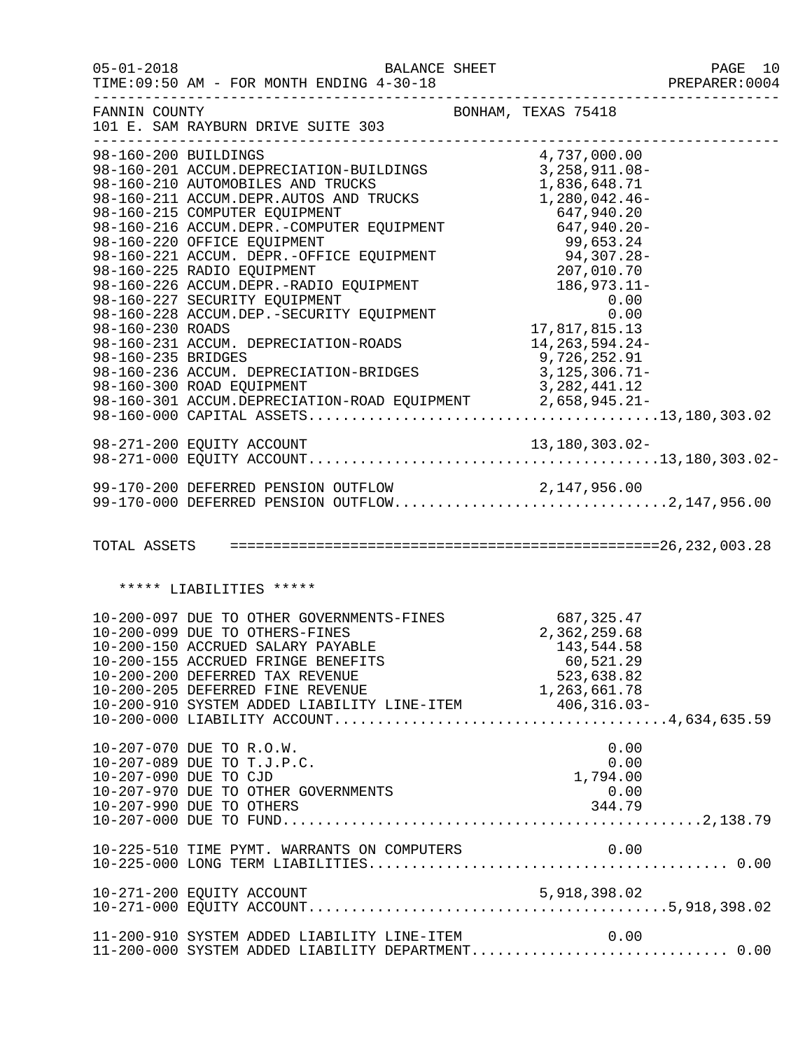FANNIN COUNTY — BONHAM, TEXAS 75418
101 E. SAM RAYBURN DRIVE SUITE 303

BALANCE SHEET — FOR MONTH ENDING 4-30-18

| Account | Description | Amount | Total |
|---|---|---|---|
| 98-160-200 | BUILDINGS | 4,737,000.00 | |
| 98-160-201 | ACCUM.DEPRECIATION-BUILDINGS | 3,258,911.08- | |
| 98-160-210 | AUTOMOBILES AND TRUCKS | 1,836,648.71 | |
| 98-160-211 | ACCUM.DEPR.AUTOS AND TRUCKS | 1,280,042.46- | |
| 98-160-215 | COMPUTER EQUIPMENT | 647,940.20 | |
| 98-160-216 | ACCUM.DEPR.-COMPUTER EQUIPMENT | 647,940.20- | |
| 98-160-220 | OFFICE EQUIPMENT | 99,653.24 | |
| 98-160-221 | ACCUM. DEPR.-OFFICE EQUIPMENT | 94,307.28- | |
| 98-160-225 | RADIO EQUIPMENT | 207,010.70 | |
| 98-160-226 | ACCUM.DEPR.-RADIO EQUIPMENT | 186,973.11- | |
| 98-160-227 | SECURITY EQUIPMENT | 0.00 | |
| 98-160-228 | ACCUM.DEP.-SECURITY EQUIPMENT | 0.00 | |
| 98-160-230 | ROADS | 17,817,815.13 | |
| 98-160-231 | ACCUM. DEPRECIATION-ROADS | 14,263,594.24- | |
| 98-160-235 | BRIDGES | 9,726,252.91 | |
| 98-160-236 | ACCUM. DEPRECIATION-BRIDGES | 3,125,306.71- | |
| 98-160-300 | ROAD EQUIPMENT | 3,282,441.12 | |
| 98-160-301 | ACCUM.DEPRECIATION-ROAD EQUIPMENT | 2,658,945.21- | |
| 98-160-000 | CAPITAL ASSETS | | 13,180,303.02 |
| 98-271-200 | EQUITY ACCOUNT | 13,180,303.02- | |
| 98-271-000 | EQUITY ACCOUNT | | 13,180,303.02- |
| 99-170-200 | DEFERRED PENSION OUTFLOW | 2,147,956.00 | |
| 99-170-000 | DEFERRED PENSION OUTFLOW | | 2,147,956.00 |
| | **TOTAL ASSETS** | | **26,232,003.28** |

***** LIABILITIES *****

| Account | Description | Amount | Total |
|---|---|---|---|
| 10-200-097 | DUE TO OTHER GOVERNMENTS-FINES | 687,325.47 | |
| 10-200-099 | DUE TO OTHERS-FINES | 2,362,259.68 | |
| 10-200-150 | ACCRUED SALARY PAYABLE | 143,544.58 | |
| 10-200-155 | ACCRUED FRINGE BENEFITS | 60,521.29 | |
| 10-200-200 | DEFERRED TAX REVENUE | 523,638.82 | |
| 10-200-205 | DEFERRED FINE REVENUE | 1,263,661.78 | |
| 10-200-910 | SYSTEM ADDED LIABILITY LINE-ITEM | 406,316.03- | |
| 10-200-000 | LIABILITY ACCOUNT | | 4,634,635.59 |
| 10-207-070 | DUE TO R.O.W. | 0.00 | |
| 10-207-089 | DUE TO T.J.P.C. | 0.00 | |
| 10-207-090 | DUE TO CJD | 1,794.00 | |
| 10-207-970 | DUE TO OTHER GOVERNMENTS | 0.00 | |
| 10-207-990 | DUE TO OTHERS | 344.79 | |
| 10-207-000 | DUE TO FUND | | 2,138.79 |
| 10-225-510 | TIME PYMT. WARRANTS ON COMPUTERS | 0.00 | |
| 10-225-000 | LONG TERM LIABILITIES | | 0.00 |
| 10-271-200 | EQUITY ACCOUNT | 5,918,398.02 | |
| 10-271-000 | EQUITY ACCOUNT | | 5,918,398.02 |
| 11-200-910 | SYSTEM ADDED LIABILITY LINE-ITEM | 0.00 | |
| 11-200-000 | SYSTEM ADDED LIABILITY DEPARTMENT | | 0.00 |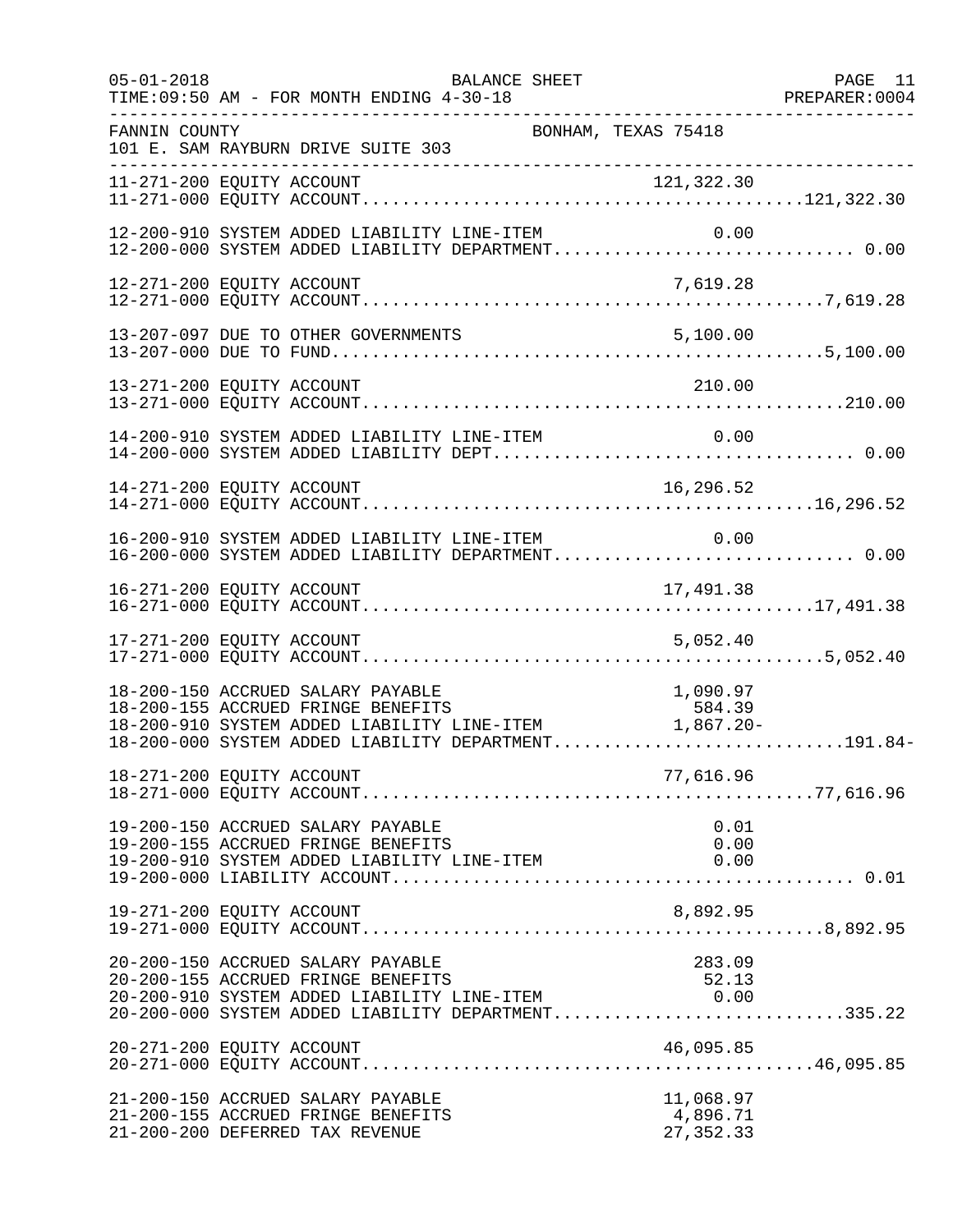FANNIN COUNTY BONHAM, TEXAS 75418
101 E. SAM RAYBURN DRIVE SUITE 303

BALANCE SHEET
FOR MONTH ENDING 4-30-18

| Account | Description | Amount | Total |
|---|---|---|---|
| 11-271-200 | EQUITY ACCOUNT | 121,322.30 | |
| 11-271-000 | EQUITY ACCOUNT | | 121,322.30 |
| 12-200-910 | SYSTEM ADDED LIABILITY LINE-ITEM | 0.00 | |
| 12-200-000 | SYSTEM ADDED LIABILITY DEPARTMENT | | 0.00 |
| 12-271-200 | EQUITY ACCOUNT | 7,619.28 | |
| 12-271-000 | EQUITY ACCOUNT | | 7,619.28 |
| 13-207-097 | DUE TO OTHER GOVERNMENTS | 5,100.00 | |
| 13-207-000 | DUE TO FUND | | 5,100.00 |
| 13-271-200 | EQUITY ACCOUNT | 210.00 | |
| 13-271-000 | EQUITY ACCOUNT | | 210.00 |
| 14-200-910 | SYSTEM ADDED LIABILITY LINE-ITEM | 0.00 | |
| 14-200-000 | SYSTEM ADDED LIABILITY DEPT | | 0.00 |
| 14-271-200 | EQUITY ACCOUNT | 16,296.52 | |
| 14-271-000 | EQUITY ACCOUNT | | 16,296.52 |
| 16-200-910 | SYSTEM ADDED LIABILITY LINE-ITEM | 0.00 | |
| 16-200-000 | SYSTEM ADDED LIABILITY DEPARTMENT | | 0.00 |
| 16-271-200 | EQUITY ACCOUNT | 17,491.38 | |
| 16-271-000 | EQUITY ACCOUNT | | 17,491.38 |
| 17-271-200 | EQUITY ACCOUNT | 5,052.40 | |
| 17-271-000 | EQUITY ACCOUNT | | 5,052.40 |
| 18-200-150 | ACCRUED SALARY PAYABLE | 1,090.97 | |
| 18-200-155 | ACCRUED FRINGE BENEFITS | 584.39 | |
| 18-200-910 | SYSTEM ADDED LIABILITY LINE-ITEM | 1,867.20- | |
| 18-200-000 | SYSTEM ADDED LIABILITY DEPARTMENT | | 191.84- |
| 18-271-200 | EQUITY ACCOUNT | 77,616.96 | |
| 18-271-000 | EQUITY ACCOUNT | | 77,616.96 |
| 19-200-150 | ACCRUED SALARY PAYABLE | 0.01 | |
| 19-200-155 | ACCRUED FRINGE BENEFITS | 0.00 | |
| 19-200-910 | SYSTEM ADDED LIABILITY LINE-ITEM | 0.00 | |
| 19-200-000 | LIABILITY ACCOUNT | | 0.01 |
| 19-271-200 | EQUITY ACCOUNT | 8,892.95 | |
| 19-271-000 | EQUITY ACCOUNT | | 8,892.95 |
| 20-200-150 | ACCRUED SALARY PAYABLE | 283.09 | |
| 20-200-155 | ACCRUED FRINGE BENEFITS | 52.13 | |
| 20-200-910 | SYSTEM ADDED LIABILITY LINE-ITEM | 0.00 | |
| 20-200-000 | SYSTEM ADDED LIABILITY DEPARTMENT | | 335.22 |
| 20-271-200 | EQUITY ACCOUNT | 46,095.85 | |
| 20-271-000 | EQUITY ACCOUNT | | 46,095.85 |
| 21-200-150 | ACCRUED SALARY PAYABLE | 11,068.97 | |
| 21-200-155 | ACCRUED FRINGE BENEFITS | 4,896.71 | |
| 21-200-200 | DEFERRED TAX REVENUE | 27,352.33 | |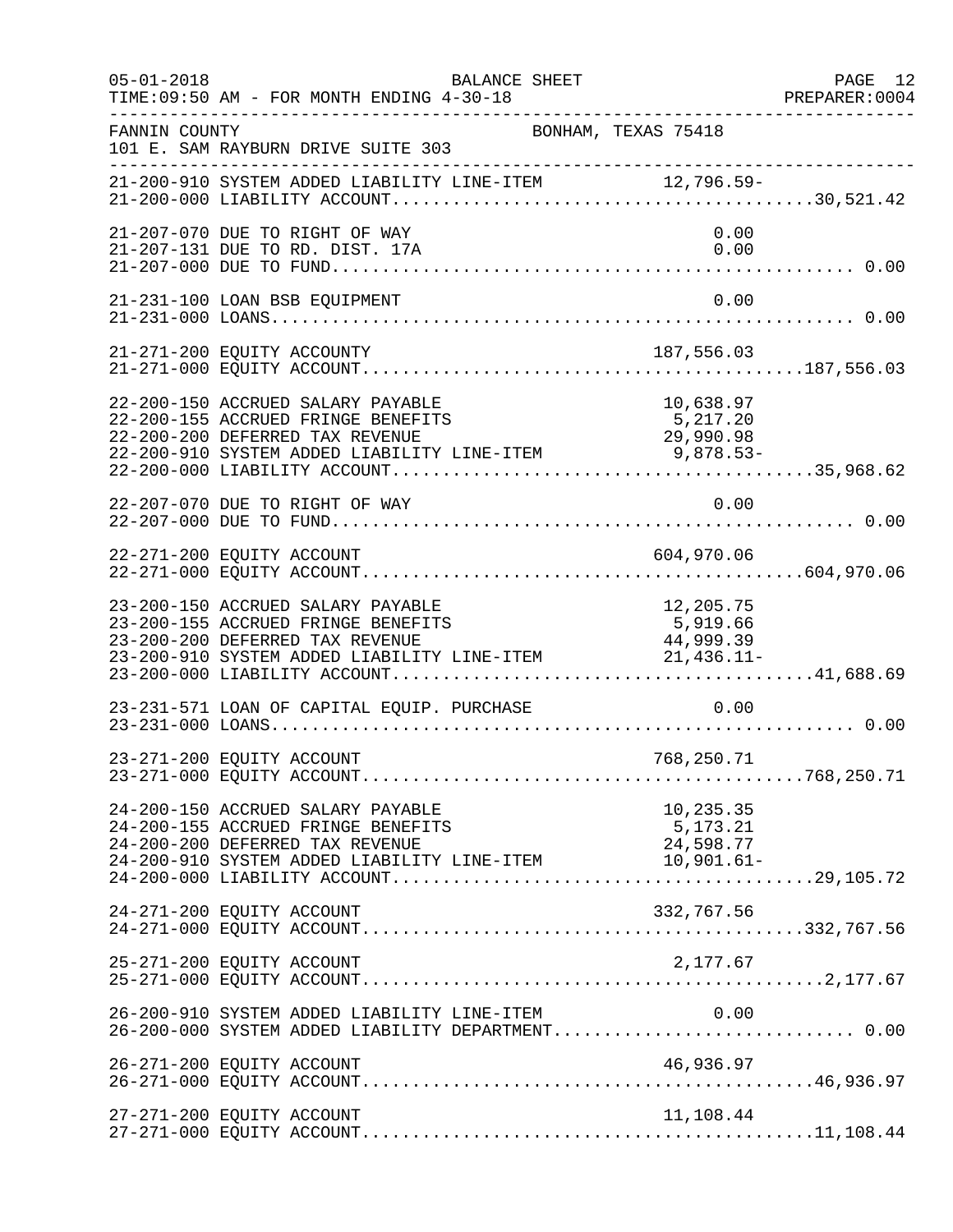FANNIN COUNTY BONHAM, TEXAS 75418
101 E. SAM RAYBURN DRIVE SUITE 303

```
21-200-910 SYSTEM ADDED LIABILITY LINE-ITEM           12,796.59-
21-200-000 LIABILITY ACCOUNT.........................................30,521.42

21-207-070 DUE TO RIGHT OF WAY                              0.00
21-207-131 DUE TO RD. DIST. 17A                             0.00
21-207-000 DUE TO FUND.................................................. 0.00

21-231-100 LOAN BSB EQUIPMENT                               0.00
21-231-000 LOANS........................................................ 0.00

21-271-200 EQUITY ACCOUNTY                            187,556.03
21-271-000 EQUITY ACCOUNT...........................................187,556.03

22-200-150 ACCRUED SALARY PAYABLE                      10,638.97
22-200-155 ACCRUED FRINGE BENEFITS                      5,217.20
22-200-200 DEFERRED TAX REVENUE                        29,990.98
22-200-910 SYSTEM ADDED LIABILITY LINE-ITEM             9,878.53-
22-200-000 LIABILITY ACCOUNT.........................................35,968.62

22-207-070 DUE TO RIGHT OF WAY                              0.00
22-207-000 DUE TO FUND.................................................. 0.00

22-271-200 EQUITY ACCOUNT                             604,970.06
22-271-000 EQUITY ACCOUNT...........................................604,970.06

23-200-150 ACCRUED SALARY PAYABLE                      12,205.75
23-200-155 ACCRUED FRINGE BENEFITS                      5,919.66
23-200-200 DEFERRED TAX REVENUE                        44,999.39
23-200-910 SYSTEM ADDED LIABILITY LINE-ITEM            21,436.11-
23-200-000 LIABILITY ACCOUNT.........................................41,688.69

23-231-571 LOAN OF CAPITAL EQUIP. PURCHASE                  0.00
23-231-000 LOANS........................................................ 0.00

23-271-200 EQUITY ACCOUNT                             768,250.71
23-271-000 EQUITY ACCOUNT...........................................768,250.71

24-200-150 ACCRUED SALARY PAYABLE                      10,235.35
24-200-155 ACCRUED FRINGE BENEFITS                      5,173.21
24-200-200 DEFERRED TAX REVENUE                        24,598.77
24-200-910 SYSTEM ADDED LIABILITY LINE-ITEM            10,901.61-
24-200-000 LIABILITY ACCOUNT.........................................29,105.72

24-271-200 EQUITY ACCOUNT                             332,767.56
24-271-000 EQUITY ACCOUNT...........................................332,767.56

25-271-200 EQUITY ACCOUNT                               2,177.67
25-271-000 EQUITY ACCOUNT.............................................2,177.67

26-200-910 SYSTEM ADDED LIABILITY LINE-ITEM                 0.00
26-200-000 SYSTEM ADDED LIABILITY DEPARTMENT............................ 0.00

26-271-200 EQUITY ACCOUNT                              46,936.97
26-271-000 EQUITY ACCOUNT............................................46,936.97

27-271-200 EQUITY ACCOUNT                              11,108.44
27-271-000 EQUITY ACCOUNT............................................11,108.44
```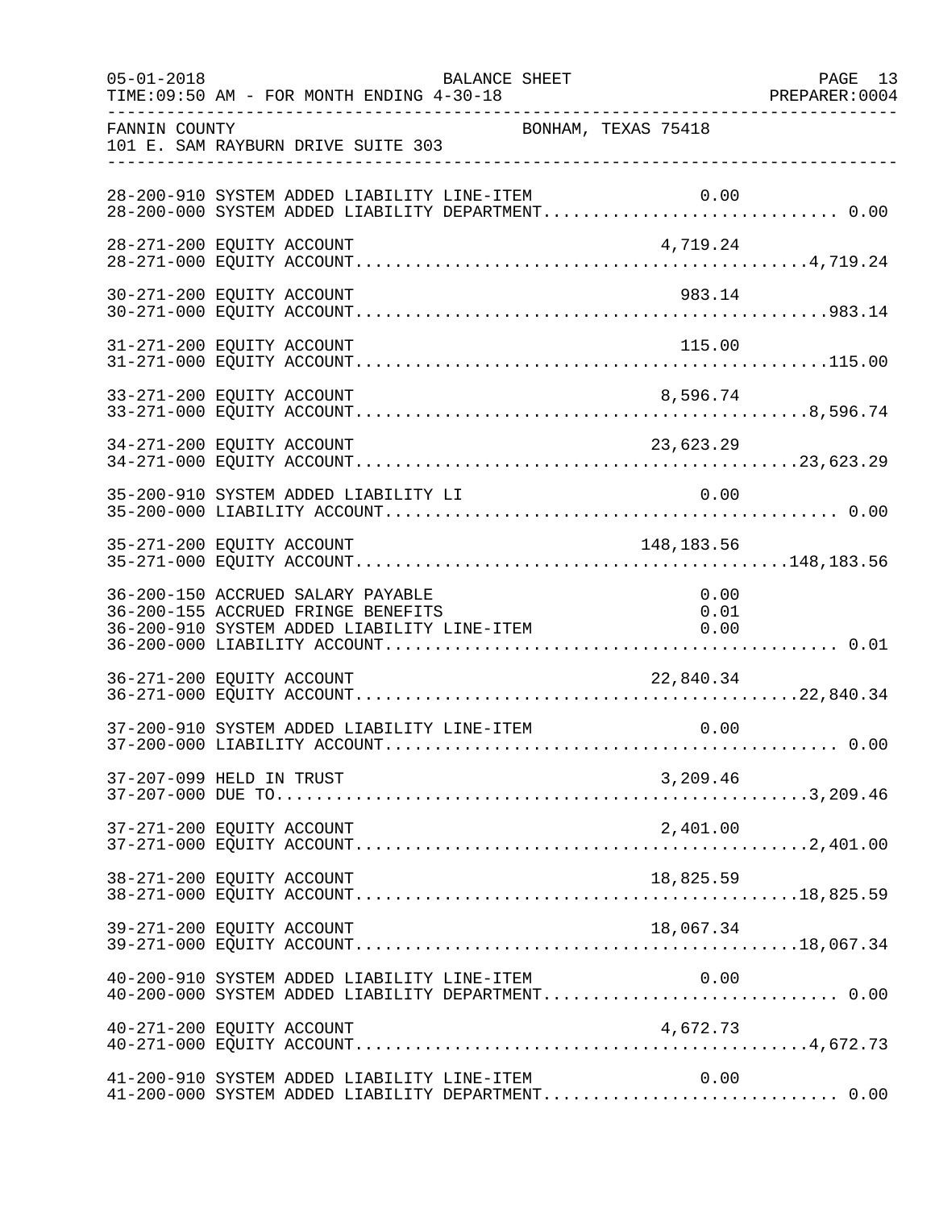FANNIN COUNTY BONHAM, TEXAS 75418
101 E. SAM RAYBURN DRIVE SUITE 303

| Account | Line Item | Total |
|---|---|---|
| 28-200-910 SYSTEM ADDED LIABILITY LINE-ITEM | 0.00 | |
| 28-200-000 SYSTEM ADDED LIABILITY DEPARTMENT | | 0.00 |
| 28-271-200 EQUITY ACCOUNT | 4,719.24 | |
| 28-271-000 EQUITY ACCOUNT | | 4,719.24 |
| 30-271-200 EQUITY ACCOUNT | 983.14 | |
| 30-271-000 EQUITY ACCOUNT | | 983.14 |
| 31-271-200 EQUITY ACCOUNT | 115.00 | |
| 31-271-000 EQUITY ACCOUNT | | 115.00 |
| 33-271-200 EQUITY ACCOUNT | 8,596.74 | |
| 33-271-000 EQUITY ACCOUNT | | 8,596.74 |
| 34-271-200 EQUITY ACCOUNT | 23,623.29 | |
| 34-271-000 EQUITY ACCOUNT | | 23,623.29 |
| 35-200-910 SYSTEM ADDED LIABILITY LI | 0.00 | |
| 35-200-000 LIABILITY ACCOUNT | | 0.00 |
| 35-271-200 EQUITY ACCOUNT | 148,183.56 | |
| 35-271-000 EQUITY ACCOUNT | | 148,183.56 |
| 36-200-150 ACCRUED SALARY PAYABLE | 0.00 | |
| 36-200-155 ACCRUED FRINGE BENEFITS | 0.01 | |
| 36-200-910 SYSTEM ADDED LIABILITY LINE-ITEM | 0.00 | |
| 36-200-000 LIABILITY ACCOUNT | | 0.01 |
| 36-271-200 EQUITY ACCOUNT | 22,840.34 | |
| 36-271-000 EQUITY ACCOUNT | | 22,840.34 |
| 37-200-910 SYSTEM ADDED LIABILITY LINE-ITEM | 0.00 | |
| 37-200-000 LIABILITY ACCOUNT | | 0.00 |
| 37-207-099 HELD IN TRUST | 3,209.46 | |
| 37-207-000 DUE TO | | 3,209.46 |
| 37-271-200 EQUITY ACCOUNT | 2,401.00 | |
| 37-271-000 EQUITY ACCOUNT | | 2,401.00 |
| 38-271-200 EQUITY ACCOUNT | 18,825.59 | |
| 38-271-000 EQUITY ACCOUNT | | 18,825.59 |
| 39-271-200 EQUITY ACCOUNT | 18,067.34 | |
| 39-271-000 EQUITY ACCOUNT | | 18,067.34 |
| 40-200-910 SYSTEM ADDED LIABILITY LINE-ITEM | 0.00 | |
| 40-200-000 SYSTEM ADDED LIABILITY DEPARTMENT | | 0.00 |
| 40-271-200 EQUITY ACCOUNT | 4,672.73 | |
| 40-271-000 EQUITY ACCOUNT | | 4,672.73 |
| 41-200-910 SYSTEM ADDED LIABILITY LINE-ITEM | 0.00 | |
| 41-200-000 SYSTEM ADDED LIABILITY DEPARTMENT | | 0.00 |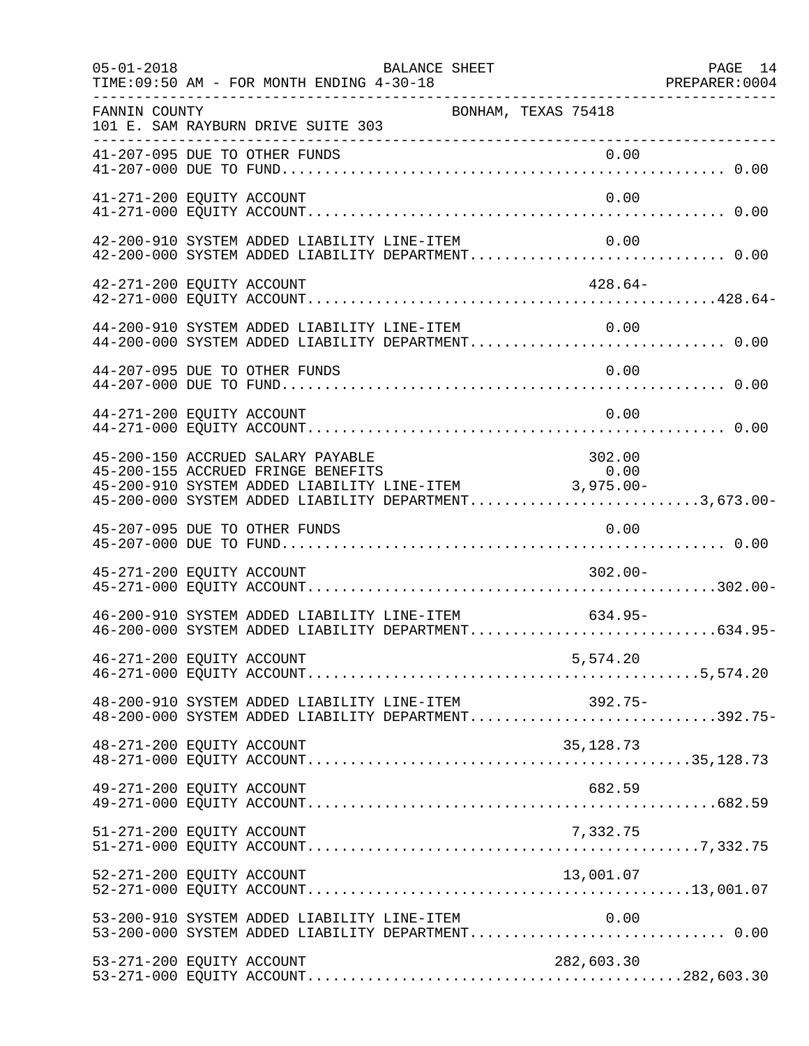FANNIN COUNTY BONHAM, TEXAS 75418
101 E. SAM RAYBURN DRIVE SUITE 303

| Account | Line Item | Department Total |
|---|---|---|
| 41-207-095 DUE TO OTHER FUNDS | 0.00 | |
| 41-207-000 DUE TO FUND | | 0.00 |
| 41-271-200 EQUITY ACCOUNT | 0.00 | |
| 41-271-000 EQUITY ACCOUNT | | 0.00 |
| 42-200-910 SYSTEM ADDED LIABILITY LINE-ITEM | 0.00 | |
| 42-200-000 SYSTEM ADDED LIABILITY DEPARTMENT | | 0.00 |
| 42-271-200 EQUITY ACCOUNT | 428.64- | |
| 42-271-000 EQUITY ACCOUNT | | 428.64- |
| 44-200-910 SYSTEM ADDED LIABILITY LINE-ITEM | 0.00 | |
| 44-200-000 SYSTEM ADDED LIABILITY DEPARTMENT | | 0.00 |
| 44-207-095 DUE TO OTHER FUNDS | 0.00 | |
| 44-207-000 DUE TO FUND | | 0.00 |
| 44-271-200 EQUITY ACCOUNT | 0.00 | |
| 44-271-000 EQUITY ACCOUNT | | 0.00 |
| 45-200-150 ACCRUED SALARY PAYABLE | 302.00 | |
| 45-200-155 ACCRUED FRINGE BENEFITS | 0.00 | |
| 45-200-910 SYSTEM ADDED LIABILITY LINE-ITEM | 3,975.00- | |
| 45-200-000 SYSTEM ADDED LIABILITY DEPARTMENT | | 3,673.00- |
| 45-207-095 DUE TO OTHER FUNDS | 0.00 | |
| 45-207-000 DUE TO FUND | | 0.00 |
| 45-271-200 EQUITY ACCOUNT | 302.00- | |
| 45-271-000 EQUITY ACCOUNT | | 302.00- |
| 46-200-910 SYSTEM ADDED LIABILITY LINE-ITEM | 634.95- | |
| 46-200-000 SYSTEM ADDED LIABILITY DEPARTMENT | | 634.95- |
| 46-271-200 EQUITY ACCOUNT | 5,574.20 | |
| 46-271-000 EQUITY ACCOUNT | | 5,574.20 |
| 48-200-910 SYSTEM ADDED LIABILITY LINE-ITEM | 392.75- | |
| 48-200-000 SYSTEM ADDED LIABILITY DEPARTMENT | | 392.75- |
| 48-271-200 EQUITY ACCOUNT | 35,128.73 | |
| 48-271-000 EQUITY ACCOUNT | | 35,128.73 |
| 49-271-200 EQUITY ACCOUNT | 682.59 | |
| 49-271-000 EQUITY ACCOUNT | | 682.59 |
| 51-271-200 EQUITY ACCOUNT | 7,332.75 | |
| 51-271-000 EQUITY ACCOUNT | | 7,332.75 |
| 52-271-200 EQUITY ACCOUNT | 13,001.07 | |
| 52-271-000 EQUITY ACCOUNT | | 13,001.07 |
| 53-200-910 SYSTEM ADDED LIABILITY LINE-ITEM | 0.00 | |
| 53-200-000 SYSTEM ADDED LIABILITY DEPARTMENT | | 0.00 |
| 53-271-200 EQUITY ACCOUNT | 282,603.30 | |
| 53-271-000 EQUITY ACCOUNT | | 282,603.30 |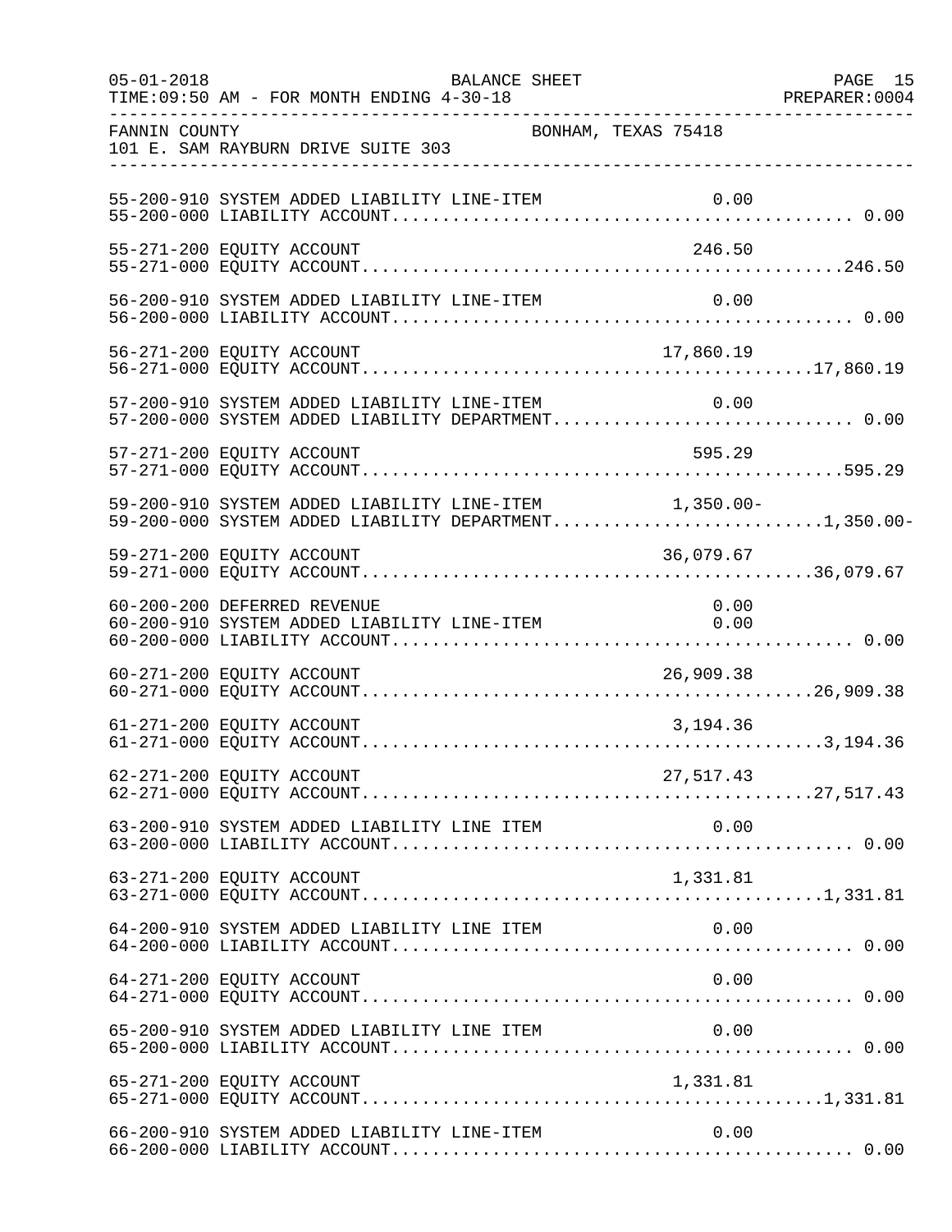FANNIN COUNTY — BONHAM, TEXAS 75418
101 E. SAM RAYBURN DRIVE SUITE 303

BALANCE SHEET
TIME:09:50 AM - FOR MONTH ENDING 4-30-18

| Account | Description | Line Item | Total |
|---|---|---|---|
| 55-200-910 | SYSTEM ADDED LIABILITY LINE-ITEM | 0.00 | |
| 55-200-000 | LIABILITY ACCOUNT | | 0.00 |
| 55-271-200 | EQUITY ACCOUNT | 246.50 | |
| 55-271-000 | EQUITY ACCOUNT | | 246.50 |
| 56-200-910 | SYSTEM ADDED LIABILITY LINE-ITEM | 0.00 | |
| 56-200-000 | LIABILITY ACCOUNT | | 0.00 |
| 56-271-200 | EQUITY ACCOUNT | 17,860.19 | |
| 56-271-000 | EQUITY ACCOUNT | | 17,860.19 |
| 57-200-910 | SYSTEM ADDED LIABILITY LINE-ITEM | 0.00 | |
| 57-200-000 | SYSTEM ADDED LIABILITY DEPARTMENT | | 0.00 |
| 57-271-200 | EQUITY ACCOUNT | 595.29 | |
| 57-271-000 | EQUITY ACCOUNT | | 595.29 |
| 59-200-910 | SYSTEM ADDED LIABILITY LINE-ITEM | 1,350.00- | |
| 59-200-000 | SYSTEM ADDED LIABILITY DEPARTMENT | | 1,350.00- |
| 59-271-200 | EQUITY ACCOUNT | 36,079.67 | |
| 59-271-000 | EQUITY ACCOUNT | | 36,079.67 |
| 60-200-200 | DEFERRED REVENUE | 0.00 | |
| 60-200-910 | SYSTEM ADDED LIABILITY LINE-ITEM | 0.00 | |
| 60-200-000 | LIABILITY ACCOUNT | | 0.00 |
| 60-271-200 | EQUITY ACCOUNT | 26,909.38 | |
| 60-271-000 | EQUITY ACCOUNT | | 26,909.38 |
| 61-271-200 | EQUITY ACCOUNT | 3,194.36 | |
| 61-271-000 | EQUITY ACCOUNT | | 3,194.36 |
| 62-271-200 | EQUITY ACCOUNT | 27,517.43 | |
| 62-271-000 | EQUITY ACCOUNT | | 27,517.43 |
| 63-200-910 | SYSTEM ADDED LIABILITY LINE ITEM | 0.00 | |
| 63-200-000 | LIABILITY ACCOUNT | | 0.00 |
| 63-271-200 | EQUITY ACCOUNT | 1,331.81 | |
| 63-271-000 | EQUITY ACCOUNT | | 1,331.81 |
| 64-200-910 | SYSTEM ADDED LIABILITY LINE ITEM | 0.00 | |
| 64-200-000 | LIABILITY ACCOUNT | | 0.00 |
| 64-271-200 | EQUITY ACCOUNT | 0.00 | |
| 64-271-000 | EQUITY ACCOUNT | | 0.00 |
| 65-200-910 | SYSTEM ADDED LIABILITY LINE ITEM | 0.00 | |
| 65-200-000 | LIABILITY ACCOUNT | | 0.00 |
| 65-271-200 | EQUITY ACCOUNT | 1,331.81 | |
| 65-271-000 | EQUITY ACCOUNT | | 1,331.81 |
| 66-200-910 | SYSTEM ADDED LIABILITY LINE-ITEM | 0.00 | |
| 66-200-000 | LIABILITY ACCOUNT | | 0.00 |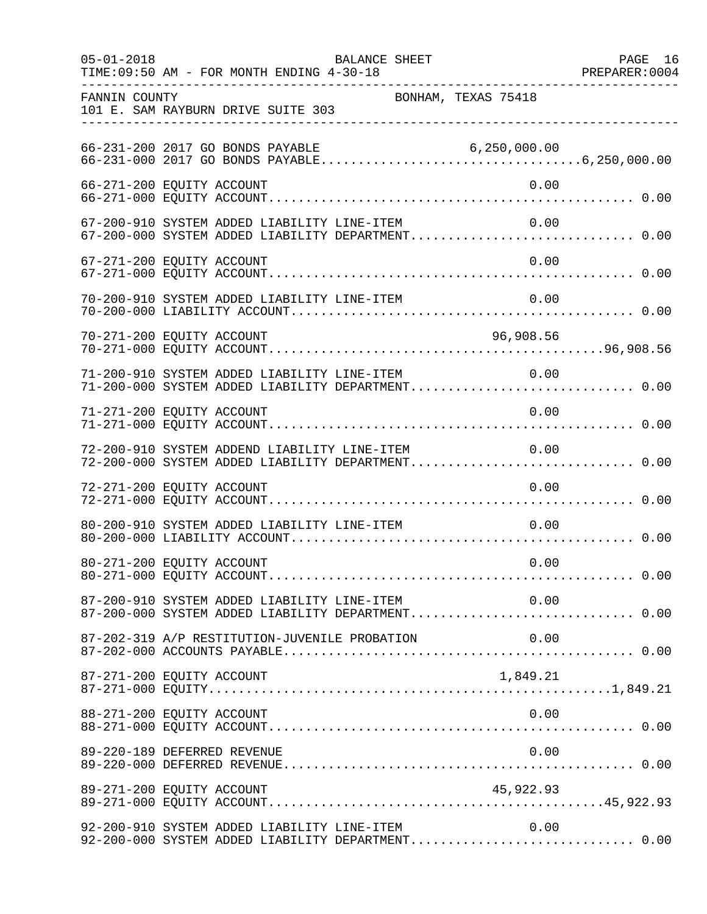FANNIN COUNTY BONHAM, TEXAS 75418
101 E. SAM RAYBURN DRIVE SUITE 303

| Account | Description | Line-Item Amount | Total |
|---|---|---|---|
| 66-231-200 | 2017 GO BONDS PAYABLE | 6,250,000.00 | |
| 66-231-000 | 2017 GO BONDS PAYABLE | | 6,250,000.00 |
| 66-271-200 | EQUITY ACCOUNT | 0.00 | |
| 66-271-000 | EQUITY ACCOUNT | | 0.00 |
| 67-200-910 | SYSTEM ADDED LIABILITY LINE-ITEM | 0.00 | |
| 67-200-000 | SYSTEM ADDED LIABILITY DEPARTMENT | | 0.00 |
| 67-271-200 | EQUITY ACCOUNT | 0.00 | |
| 67-271-000 | EQUITY ACCOUNT | | 0.00 |
| 70-200-910 | SYSTEM ADDED LIABILITY LINE-ITEM | 0.00 | |
| 70-200-000 | LIABILITY ACCOUNT | | 0.00 |
| 70-271-200 | EQUITY ACCOUNT | 96,908.56 | |
| 70-271-000 | EQUITY ACCOUNT | | 96,908.56 |
| 71-200-910 | SYSTEM ADDED LIABILITY LINE-ITEM | 0.00 | |
| 71-200-000 | SYSTEM ADDED LIABILITY DEPARTMENT | | 0.00 |
| 71-271-200 | EQUITY ACCOUNT | 0.00 | |
| 71-271-000 | EQUITY ACCOUNT | | 0.00 |
| 72-200-910 | SYSTEM ADDEND LIABILITY LINE-ITEM | 0.00 | |
| 72-200-000 | SYSTEM ADDED LIABILITY DEPARTMENT | | 0.00 |
| 72-271-200 | EQUITY ACCOUNT | 0.00 | |
| 72-271-000 | EQUITY ACCOUNT | | 0.00 |
| 80-200-910 | SYSTEM ADDED LIABILITY LINE-ITEM | 0.00 | |
| 80-200-000 | LIABILITY ACCOUNT | | 0.00 |
| 80-271-200 | EQUITY ACCOUNT | 0.00 | |
| 80-271-000 | EQUITY ACCOUNT | | 0.00 |
| 87-200-910 | SYSTEM ADDED LIABILITY LINE-ITEM | 0.00 | |
| 87-200-000 | SYSTEM ADDED LIABILITY DEPARTMENT | | 0.00 |
| 87-202-319 | A/P RESTITUTION-JUVENILE PROBATION | 0.00 | |
| 87-202-000 | ACCOUNTS PAYABLE | | 0.00 |
| 87-271-200 | EQUITY ACCOUNT | 1,849.21 | |
| 87-271-000 | EQUITY | | 1,849.21 |
| 88-271-200 | EQUITY ACCOUNT | 0.00 | |
| 88-271-000 | EQUITY ACCOUNT | | 0.00 |
| 89-220-189 | DEFERRED REVENUE | 0.00 | |
| 89-220-000 | DEFERRED REVENUE | | 0.00 |
| 89-271-200 | EQUITY ACCOUNT | 45,922.93 | |
| 89-271-000 | EQUITY ACCOUNT | | 45,922.93 |
| 92-200-910 | SYSTEM ADDED LIABILITY LINE-ITEM | 0.00 | |
| 92-200-000 | SYSTEM ADDED LIABILITY DEPARTMENT | | 0.00 |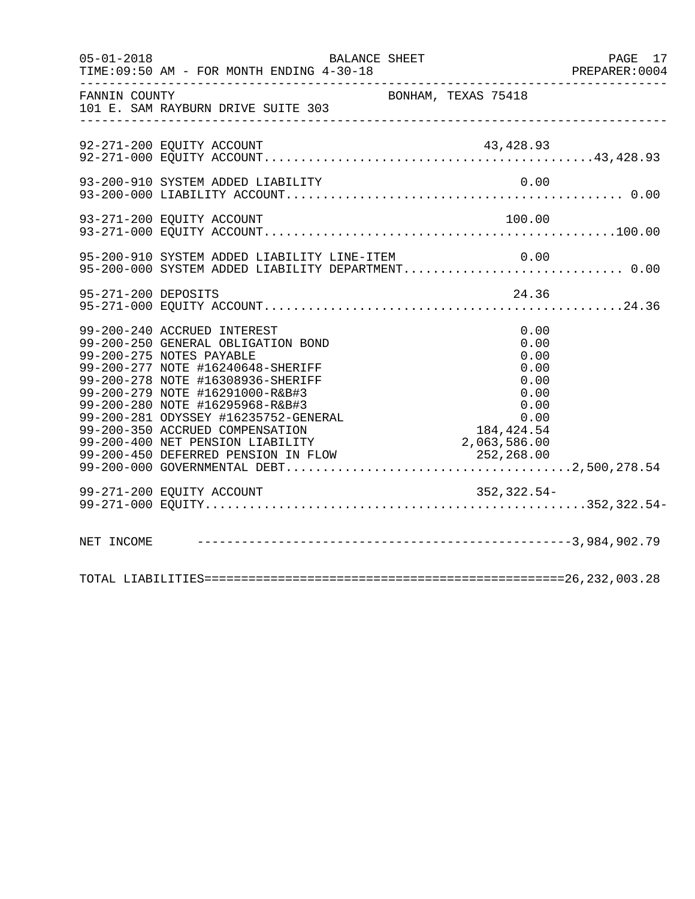FANNIN COUNTY — BONHAM, TEXAS 75418
101 E. SAM RAYBURN DRIVE SUITE 303

| | | |
|---|---|---|
| 92-271-200 EQUITY ACCOUNT | 43,428.93 | |
| 92-271-000 EQUITY ACCOUNT | | 43,428.93 |
| 93-200-910 SYSTEM ADDED LIABILITY | 0.00 | |
| 93-200-000 LIABILITY ACCOUNT | | 0.00 |
| 93-271-200 EQUITY ACCOUNT | 100.00 | |
| 93-271-000 EQUITY ACCOUNT | | 100.00 |
| 95-200-910 SYSTEM ADDED LIABILITY LINE-ITEM | 0.00 | |
| 95-200-000 SYSTEM ADDED LIABILITY DEPARTMENT | | 0.00 |
| 95-271-200 DEPOSITS | 24.36 | |
| 95-271-000 EQUITY ACCOUNT | | 24.36 |
| 99-200-240 ACCRUED INTEREST | 0.00 | |
| 99-200-250 GENERAL OBLIGATION BOND | 0.00 | |
| 99-200-275 NOTES PAYABLE | 0.00 | |
| 99-200-277 NOTE #16240648-SHERIFF | 0.00 | |
| 99-200-278 NOTE #16308936-SHERIFF | 0.00 | |
| 99-200-279 NOTE #16291000-R&B#3 | 0.00 | |
| 99-200-280 NOTE #16295968-R&B#3 | 0.00 | |
| 99-200-281 ODYSSEY #16235752-GENERAL | 0.00 | |
| 99-200-350 ACCRUED COMPENSATION | 184,424.54 | |
| 99-200-400 NET PENSION LIABILITY | 2,063,586.00 | |
| 99-200-450 DEFERRED PENSION IN FLOW | 252,268.00 | |
| 99-200-000 GOVERNMENTAL DEBT | | 2,500,278.54 |
| 99-271-200 EQUITY ACCOUNT | 352,322.54- | |
| 99-271-000 EQUITY | | 352,322.54- |
| NET INCOME | | 3,984,902.79 |
| TOTAL LIABILITIES | | 26,232,003.28 |